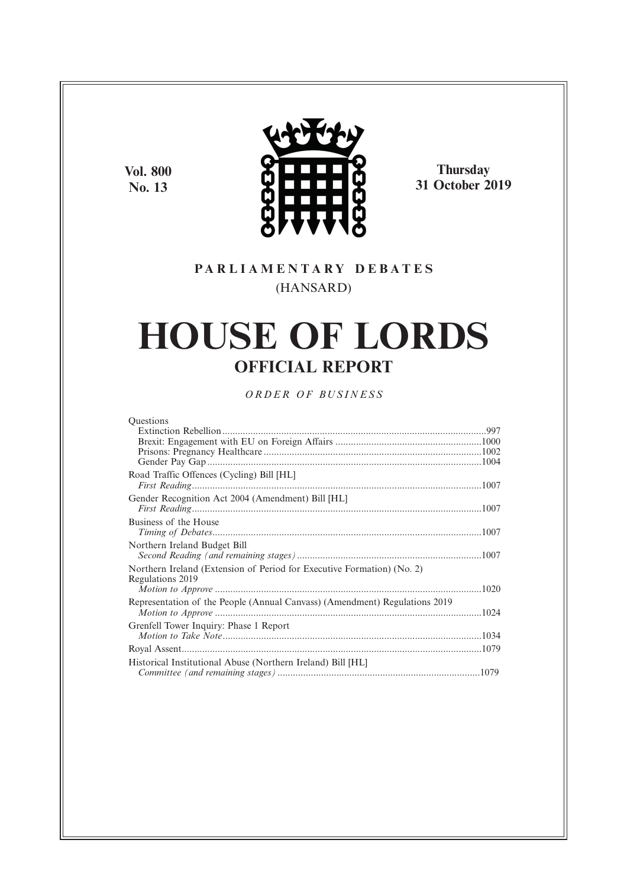Vol. 800
No. 13

**Thursday**
**31 October 2019**

**PARLIAMENTARY DEBATES**
(HANSARD)

# HOUSE OF LORDS

## OFFICIAL REPORT

*ORDER OF BUSINESS*

Questions
- Extinction Rebellion ...................................................................................................997
- Brexit: Engagement with EU on Foreign Affairs .........................................................1000
- Prisons: Pregnancy Healthcare ....................................................................................1002
- Gender Pay Gap ..........................................................................................................1004

Road Traffic Offences (Cycling) Bill [HL]
*First Reading*................................................................................................................1007

Gender Recognition Act 2004 (Amendment) Bill [HL]
*First Reading*................................................................................................................1007

Business of the House
*Timing of Debates*........................................................................................................1007

Northern Ireland Budget Bill
*Second Reading (and remaining stages)* .......................................................................1007

Northern Ireland (Extension of Period for Executive Formation) (No. 2) Regulations 2019
*Motion to Approve* .......................................................................................................1020

Representation of the People (Annual Canvass) (Amendment) Regulations 2019
*Motion to Approve* .......................................................................................................1024

Grenfell Tower Inquiry: Phase 1 Report
*Motion to Take Note*.....................................................................................................1034

Royal Assent....................................................................................................................1079

Historical Institutional Abuse (Northern Ireland) Bill [HL]
*Committee (and remaining stages)* ..............................................................................1079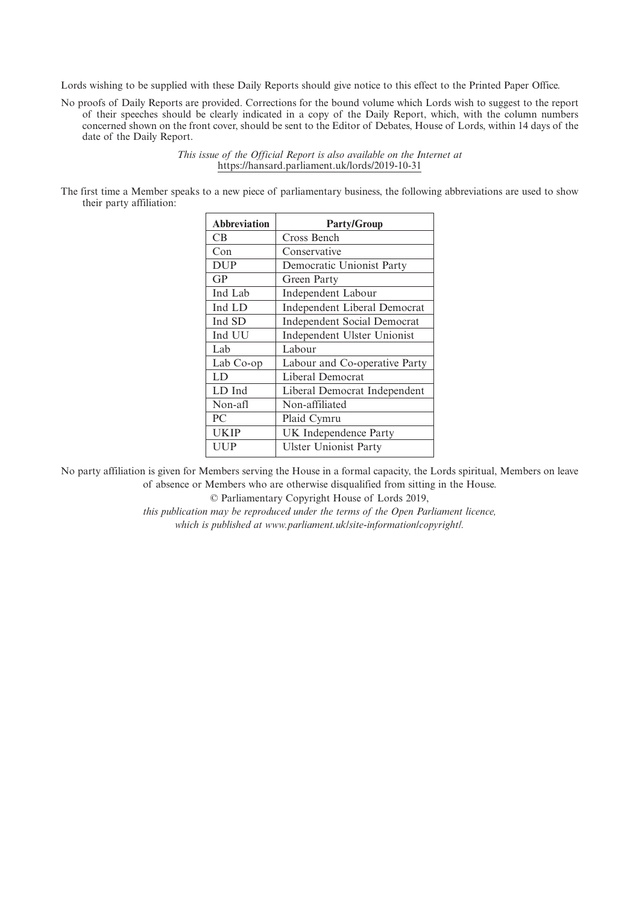Lords wishing to be supplied with these Daily Reports should give notice to this effect to the Printed Paper Office.

No proofs of Daily Reports are provided. Corrections for the bound volume which Lords wish to suggest to the report of their speeches should be clearly indicated in a copy of the Daily Report, which, with the column numbers concerned shown on the front cover, should be sent to the Editor of Debates, House of Lords, within 14 days of the date of the Daily Report.

*This issue of the Official Report is also available on the Internet at* https://hansard.parliament.uk/lords/2019-10-31

The first time a Member speaks to a new piece of parliamentary business, the following abbreviations are used to show their party affiliation:

| Abbreviation | Party/Group |
|---|---|
| CB | Cross Bench |
| Con | Conservative |
| DUP | Democratic Unionist Party |
| GP | Green Party |
| Ind Lab | Independent Labour |
| Ind LD | Independent Liberal Democrat |
| Ind SD | Independent Social Democrat |
| Ind UU | Independent Ulster Unionist |
| Lab | Labour |
| Lab Co-op | Labour and Co-operative Party |
| LD | Liberal Democrat |
| LD Ind | Liberal Democrat Independent |
| Non-afl | Non-affiliated |
| PC | Plaid Cymru |
| UKIP | UK Independence Party |
| UUP | Ulster Unionist Party |

No party affiliation is given for Members serving the House in a formal capacity, the Lords spiritual, Members on leave of absence or Members who are otherwise disqualified from sitting in the House.

© Parliamentary Copyright House of Lords 2019,

*this publication may be reproduced under the terms of the Open Parliament licence, which is published at www.parliament.uk/site-information/copyright/.*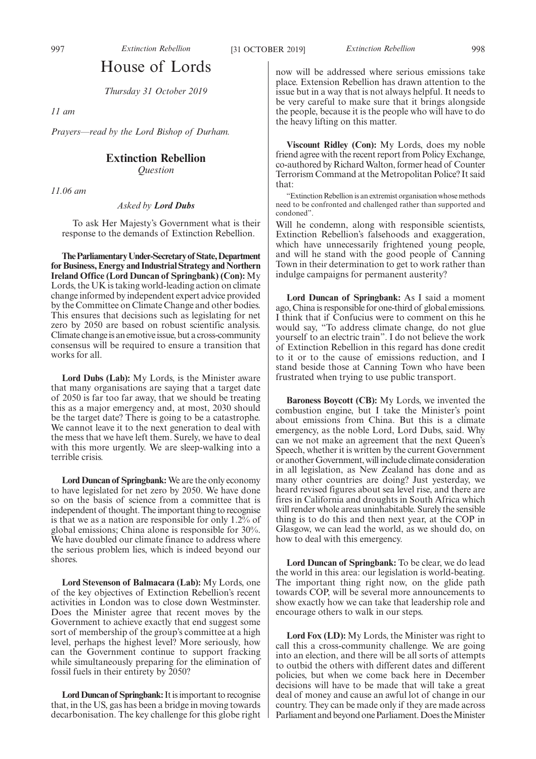# House of Lords

*Thursday 31 October 2019*

*11 am*

*Prayers—read by the Lord Bishop of Durham.*

## Extinction Rebellion

*Question*

*11.06 am*

*Asked by **Lord Dubs***

To ask Her Majesty's Government what is their response to the demands of Extinction Rebellion.

**The Parliamentary Under-Secretary of State, Department for Business, Energy and Industrial Strategy and Northern Ireland Office (Lord Duncan of Springbank) (Con):** My Lords, the UK is taking world-leading action on climate change informed by independent expert advice provided by the Committee on Climate Change and other bodies. This ensures that decisions such as legislating for net zero by 2050 are based on robust scientific analysis. Climate change is an emotive issue, but a cross-community consensus will be required to ensure a transition that works for all.

**Lord Dubs (Lab):** My Lords, is the Minister aware that many organisations are saying that a target date of 2050 is far too far away, that we should be treating this as a major emergency and, at most, 2030 should be the target date? There is going to be a catastrophe. We cannot leave it to the next generation to deal with the mess that we have left them. Surely, we have to deal with this more urgently. We are sleep-walking into a terrible crisis.

**Lord Duncan of Springbank:** We are the only economy to have legislated for net zero by 2050. We have done so on the basis of science from a committee that is independent of thought. The important thing to recognise is that we as a nation are responsible for only 1.2% of global emissions; China alone is responsible for 30%. We have doubled our climate finance to address where the serious problem lies, which is indeed beyond our shores.

**Lord Stevenson of Balmacara (Lab):** My Lords, one of the key objectives of Extinction Rebellion's recent activities in London was to close down Westminster. Does the Minister agree that recent moves by the Government to achieve exactly that end suggest some sort of membership of the group's committee at a high level, perhaps the highest level? More seriously, how can the Government continue to support fracking while simultaneously preparing for the elimination of fossil fuels in their entirety by 2050?

**Lord Duncan of Springbank:** It is important to recognise that, in the US, gas has been a bridge in moving towards decarbonisation. The key challenge for this globe right now will be addressed where serious emissions take place. Extension Rebellion has drawn attention to the issue but in a way that is not always helpful. It needs to be very careful to make sure that it brings alongside the people, because it is the people who will have to do the heavy lifting on this matter.

**Viscount Ridley (Con):** My Lords, does my noble friend agree with the recent report from Policy Exchange, co-authored by Richard Walton, former head of Counter Terrorism Command at the Metropolitan Police? It said that:

"Extinction Rebellion is an extremist organisation whose methods need to be confronted and challenged rather than supported and condoned".

Will he condemn, along with responsible scientists, Extinction Rebellion's falsehoods and exaggeration, which have unnecessarily frightened young people, and will he stand with the good people of Canning Town in their determination to get to work rather than indulge campaigns for permanent austerity?

**Lord Duncan of Springbank:** As I said a moment ago, China is responsible for one-third of global emissions. I think that if Confucius were to comment on this he would say, "To address climate change, do not glue yourself to an electric train". I do not believe the work of Extinction Rebellion in this regard has done credit to it or to the cause of emissions reduction, and I stand beside those at Canning Town who have been frustrated when trying to use public transport.

**Baroness Boycott (CB):** My Lords, we invented the combustion engine, but I take the Minister's point about emissions from China. But this is a climate emergency, as the noble Lord, Lord Dubs, said. Why can we not make an agreement that the next Queen's Speech, whether it is written by the current Government or another Government, will include climate consideration in all legislation, as New Zealand has done and as many other countries are doing? Just yesterday, we heard revised figures about sea level rise, and there are fires in California and droughts in South Africa which will render whole areas uninhabitable. Surely the sensible thing is to do this and then next year, at the COP in Glasgow, we can lead the world, as we should do, on how to deal with this emergency.

**Lord Duncan of Springbank:** To be clear, we do lead the world in this area: our legislation is world-beating. The important thing right now, on the glide path towards COP, will be several more announcements to show exactly how we can take that leadership role and encourage others to walk in our steps.

**Lord Fox (LD):** My Lords, the Minister was right to call this a cross-community challenge. We are going into an election, and there will be all sorts of attempts to outbid the others with different dates and different policies, but when we come back here in December decisions will have to be made that will take a great deal of money and cause an awful lot of change in our country. They can be made only if they are made across Parliament and beyond one Parliament. Does the Minister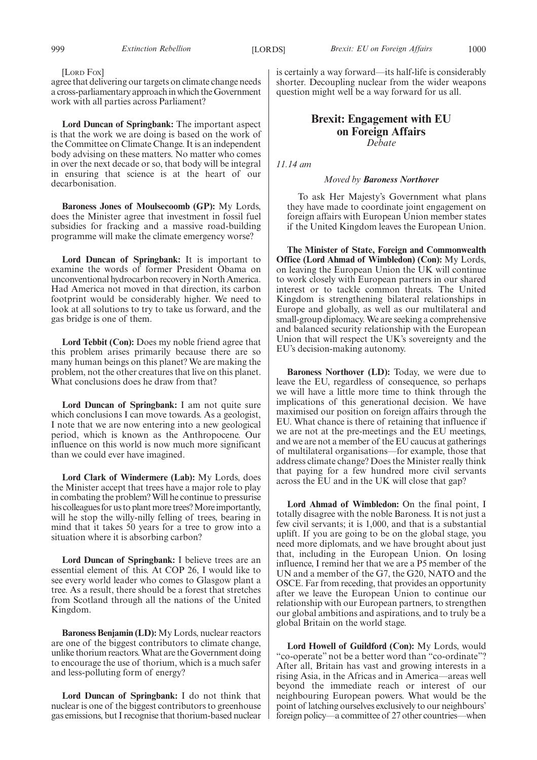[Lord Fox]

agree that delivering our targets on climate change needs a cross-parliamentary approach in which the Government work with all parties across Parliament?

**Lord Duncan of Springbank:** The important aspect is that the work we are doing is based on the work of the Committee on Climate Change. It is an independent body advising on these matters. No matter who comes in over the next decade or so, that body will be integral in ensuring that science is at the heart of our decarbonisation.

**Baroness Jones of Moulsecoomb (GP):** My Lords, does the Minister agree that investment in fossil fuel subsidies for fracking and a massive road-building programme will make the climate emergency worse?

**Lord Duncan of Springbank:** It is important to examine the words of former President Obama on unconventional hydrocarbon recovery in North America. Had America not moved in that direction, its carbon footprint would be considerably higher. We need to look at all solutions to try to take us forward, and the gas bridge is one of them.

**Lord Tebbit (Con):** Does my noble friend agree that this problem arises primarily because there are so many human beings on this planet? We are making the problem, not the other creatures that live on this planet. What conclusions does he draw from that?

**Lord Duncan of Springbank:** I am not quite sure which conclusions I can move towards. As a geologist, I note that we are now entering into a new geological period, which is known as the Anthropocene. Our influence on this world is now much more significant than we could ever have imagined.

**Lord Clark of Windermere (Lab):** My Lords, does the Minister accept that trees have a major role to play in combating the problem? Will he continue to pressurise his colleagues for us to plant more trees? More importantly, will he stop the willy-nilly felling of trees, bearing in mind that it takes 50 years for a tree to grow into a situation where it is absorbing carbon?

**Lord Duncan of Springbank:** I believe trees are an essential element of this. At COP 26, I would like to see every world leader who comes to Glasgow plant a tree. As a result, there should be a forest that stretches from Scotland through all the nations of the United Kingdom.

**Baroness Benjamin (LD):** My Lords, nuclear reactors are one of the biggest contributors to climate change, unlike thorium reactors. What are the Government doing to encourage the use of thorium, which is a much safer and less-polluting form of energy?

**Lord Duncan of Springbank:** I do not think that nuclear is one of the biggest contributors to greenhouse gas emissions, but I recognise that thorium-based nuclear is certainly a way forward—its half-life is considerably shorter. Decoupling nuclear from the wider weapons question might well be a way forward for us all.

## Brexit: Engagement with EU on Foreign Affairs

*Debate*

*11.14 am*

*Moved by* ***Baroness Northover***

To ask Her Majesty's Government what plans they have made to coordinate joint engagement on foreign affairs with European Union member states if the United Kingdom leaves the European Union.

**The Minister of State, Foreign and Commonwealth Office (Lord Ahmad of Wimbledon) (Con):** My Lords, on leaving the European Union the UK will continue to work closely with European partners in our shared interest or to tackle common threats. The United Kingdom is strengthening bilateral relationships in Europe and globally, as well as our multilateral and small-group diplomacy. We are seeking a comprehensive and balanced security relationship with the European Union that will respect the UK's sovereignty and the EU's decision-making autonomy.

**Baroness Northover (LD):** Today, we were due to leave the EU, regardless of consequence, so perhaps we will have a little more time to think through the implications of this generational decision. We have maximised our position on foreign affairs through the EU. What chance is there of retaining that influence if we are not at the pre-meetings and the EU meetings, and we are not a member of the EU caucus at gatherings of multilateral organisations—for example, those that address climate change? Does the Minister really think that paying for a few hundred more civil servants across the EU and in the UK will close that gap?

**Lord Ahmad of Wimbledon:** On the final point, I totally disagree with the noble Baroness. It is not just a few civil servants; it is 1,000, and that is a substantial uplift. If you are going to be on the global stage, you need more diplomats, and we have brought about just that, including in the European Union. On losing influence, I remind her that we are a P5 member of the UN and a member of the G7, the G20, NATO and the OSCE. Far from receding, that provides an opportunity after we leave the European Union to continue our relationship with our European partners, to strengthen our global ambitions and aspirations, and to truly be a global Britain on the world stage.

**Lord Howell of Guildford (Con):** My Lords, would "co-operate" not be a better word than "co-ordinate"? After all, Britain has vast and growing interests in a rising Asia, in the Africas and in America—areas well beyond the immediate reach or interest of our neighbouring European powers. What would be the point of latching ourselves exclusively to our neighbours' foreign policy—a committee of 27 other countries—when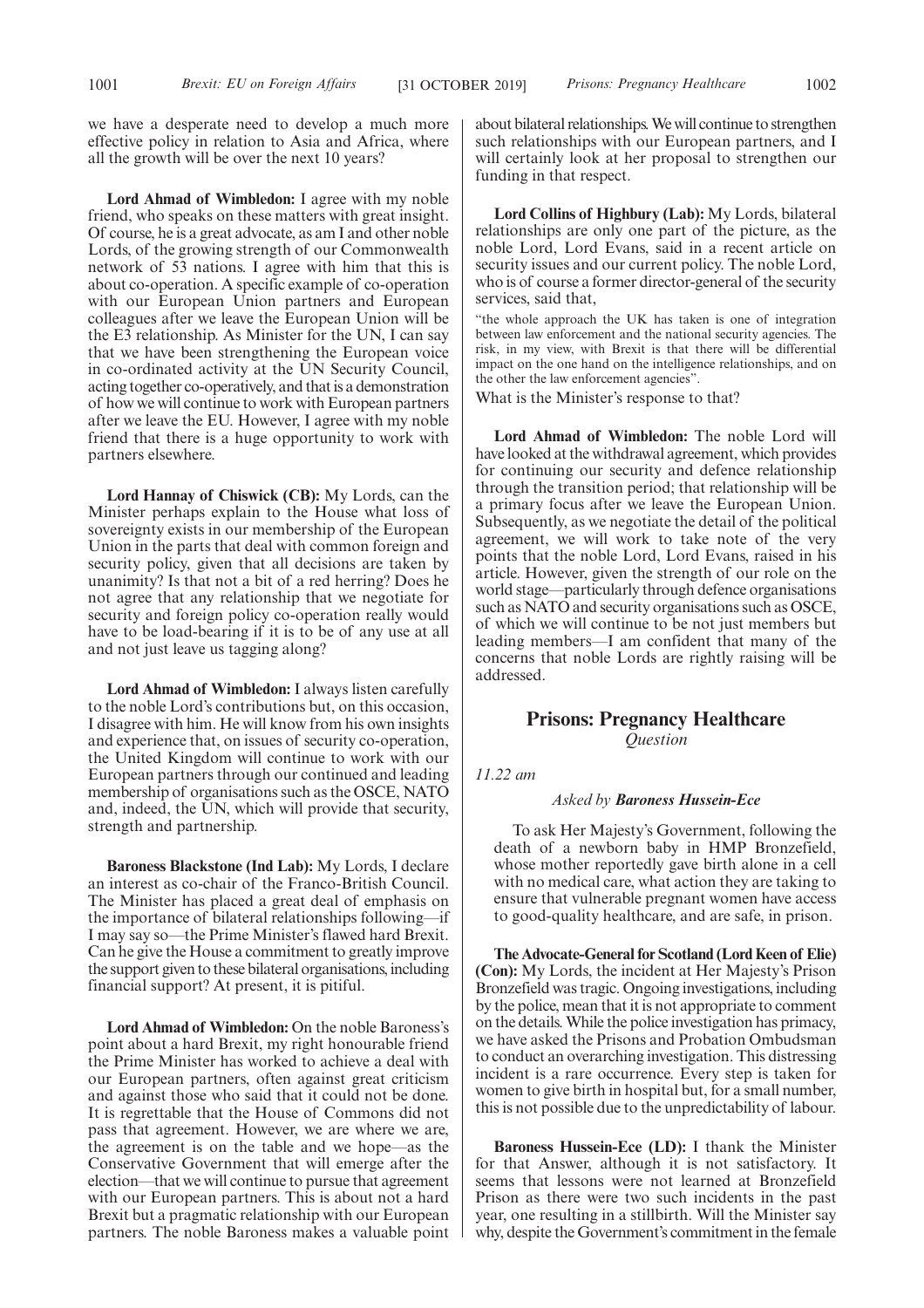we have a desperate need to develop a much more effective policy in relation to Asia and Africa, where all the growth will be over the next 10 years?

**Lord Ahmad of Wimbledon:** I agree with my noble friend, who speaks on these matters with great insight. Of course, he is a great advocate, as am I and other noble Lords, of the growing strength of our Commonwealth network of 53 nations. I agree with him that this is about co-operation. A specific example of co-operation with our European Union partners and European colleagues after we leave the European Union will be the E3 relationship. As Minister for the UN, I can say that we have been strengthening the European voice in co-ordinated activity at the UN Security Council, acting together co-operatively, and that is a demonstration of how we will continue to work with European partners after we leave the EU. However, I agree with my noble friend that there is a huge opportunity to work with partners elsewhere.

**Lord Hannay of Chiswick (CB):** My Lords, can the Minister perhaps explain to the House what loss of sovereignty exists in our membership of the European Union in the parts that deal with common foreign and security policy, given that all decisions are taken by unanimity? Is that not a bit of a red herring? Does he not agree that any relationship that we negotiate for security and foreign policy co-operation really would have to be load-bearing if it is to be of any use at all and not just leave us tagging along?

**Lord Ahmad of Wimbledon:** I always listen carefully to the noble Lord's contributions but, on this occasion, I disagree with him. He will know from his own insights and experience that, on issues of security co-operation, the United Kingdom will continue to work with our European partners through our continued and leading membership of organisations such as the OSCE, NATO and, indeed, the UN, which will provide that security, strength and partnership.

**Baroness Blackstone (Ind Lab):** My Lords, I declare an interest as co-chair of the Franco-British Council. The Minister has placed a great deal of emphasis on the importance of bilateral relationships following—if I may say so—the Prime Minister's flawed hard Brexit. Can he give the House a commitment to greatly improve the support given to these bilateral organisations, including financial support? At present, it is pitiful.

**Lord Ahmad of Wimbledon:** On the noble Baroness's point about a hard Brexit, my right honourable friend the Prime Minister has worked to achieve a deal with our European partners, often against great criticism and against those who said that it could not be done. It is regrettable that the House of Commons did not pass that agreement. However, we are where we are, the agreement is on the table and we hope—as the Conservative Government that will emerge after the election—that we will continue to pursue that agreement with our European partners. This is about not a hard Brexit but a pragmatic relationship with our European partners. The noble Baroness makes a valuable point about bilateral relationships. We will continue to strengthen such relationships with our European partners, and I will certainly look at her proposal to strengthen our funding in that respect.

**Lord Collins of Highbury (Lab):** My Lords, bilateral relationships are only one part of the picture, as the noble Lord, Lord Evans, said in a recent article on security issues and our current policy. The noble Lord, who is of course a former director-general of the security services, said that,

"the whole approach the UK has taken is one of integration between law enforcement and the national security agencies. The risk, in my view, with Brexit is that there will be differential impact on the one hand on the intelligence relationships, and on the other the law enforcement agencies".

What is the Minister's response to that?

**Lord Ahmad of Wimbledon:** The noble Lord will have looked at the withdrawal agreement, which provides for continuing our security and defence relationship through the transition period; that relationship will be a primary focus after we leave the European Union. Subsequently, as we negotiate the detail of the political agreement, we will work to take note of the very points that the noble Lord, Lord Evans, raised in his article. However, given the strength of our role on the world stage—particularly through defence organisations such as NATO and security organisations such as OSCE, of which we will continue to be not just members but leading members—I am confident that many of the concerns that noble Lords are rightly raising will be addressed.

## Prisons: Pregnancy Healthcare
*Question*

*11.22 am*

*Asked by* ***Baroness Hussein-Ece***

To ask Her Majesty's Government, following the death of a newborn baby in HMP Bronzefield, whose mother reportedly gave birth alone in a cell with no medical care, what action they are taking to ensure that vulnerable pregnant women have access to good-quality healthcare, and are safe, in prison.

**The Advocate-General for Scotland (Lord Keen of Elie) (Con):** My Lords, the incident at Her Majesty's Prison Bronzefield was tragic. Ongoing investigations, including by the police, mean that it is not appropriate to comment on the details. While the police investigation has primacy, we have asked the Prisons and Probation Ombudsman to conduct an overarching investigation. This distressing incident is a rare occurrence. Every step is taken for women to give birth in hospital but, for a small number, this is not possible due to the unpredictability of labour.

**Baroness Hussein-Ece (LD):** I thank the Minister for that Answer, although it is not satisfactory. It seems that lessons were not learned at Bronzefield Prison as there were two such incidents in the past year, one resulting in a stillbirth. Will the Minister say why, despite the Government's commitment in the female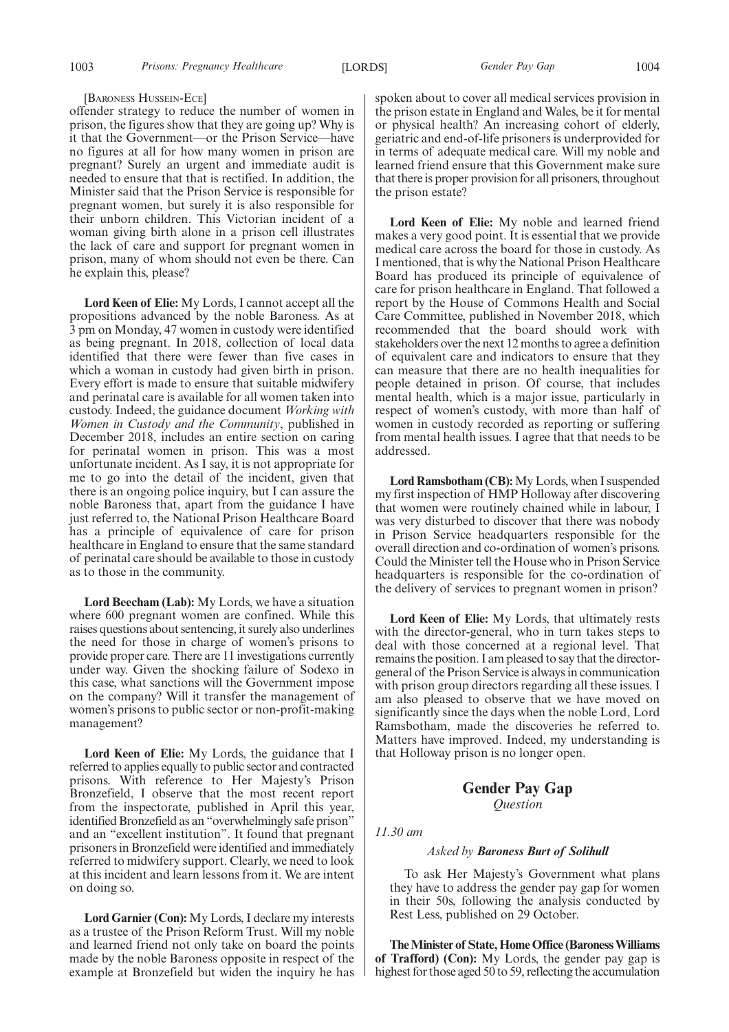[BARONESS HUSSEIN-ECE]

offender strategy to reduce the number of women in prison, the figures show that they are going up? Why is it that the Government—or the Prison Service—have no figures at all for how many women in prison are pregnant? Surely an urgent and immediate audit is needed to ensure that that is rectified. In addition, the Minister said that the Prison Service is responsible for pregnant women, but surely it is also responsible for their unborn children. This Victorian incident of a woman giving birth alone in a prison cell illustrates the lack of care and support for pregnant women in prison, many of whom should not even be there. Can he explain this, please?

**Lord Keen of Elie:** My Lords, I cannot accept all the propositions advanced by the noble Baroness. As at 3 pm on Monday, 47 women in custody were identified as being pregnant. In 2018, collection of local data identified that there were fewer than five cases in which a woman in custody had given birth in prison. Every effort is made to ensure that suitable midwifery and perinatal care is available for all women taken into custody. Indeed, the guidance document *Working with Women in Custody and the Community*, published in December 2018, includes an entire section on caring for perinatal women in prison. This was a most unfortunate incident. As I say, it is not appropriate for me to go into the detail of the incident, given that there is an ongoing police inquiry, but I can assure the noble Baroness that, apart from the guidance I have just referred to, the National Prison Healthcare Board has a principle of equivalence of care for prison healthcare in England to ensure that the same standard of perinatal care should be available to those in custody as to those in the community.

**Lord Beecham (Lab):** My Lords, we have a situation where 600 pregnant women are confined. While this raises questions about sentencing, it surely also underlines the need for those in charge of women's prisons to provide proper care. There are 11 investigations currently under way. Given the shocking failure of Sodexo in this case, what sanctions will the Government impose on the company? Will it transfer the management of women's prisons to public sector or non-profit-making management?

**Lord Keen of Elie:** My Lords, the guidance that I referred to applies equally to public sector and contracted prisons. With reference to Her Majesty's Prison Bronzefield, I observe that the most recent report from the inspectorate, published in April this year, identified Bronzefield as an "overwhelmingly safe prison" and an "excellent institution". It found that pregnant prisoners in Bronzefield were identified and immediately referred to midwifery support. Clearly, we need to look at this incident and learn lessons from it. We are intent on doing so.

**Lord Garnier (Con):** My Lords, I declare my interests as a trustee of the Prison Reform Trust. Will my noble and learned friend not only take on board the points made by the noble Baroness opposite in respect of the example at Bronzefield but widen the inquiry he has spoken about to cover all medical services provision in the prison estate in England and Wales, be it for mental or physical health? An increasing cohort of elderly, geriatric and end-of-life prisoners is underprovided for in terms of adequate medical care. Will my noble and learned friend ensure that this Government make sure that there is proper provision for all prisoners, throughout the prison estate?

**Lord Keen of Elie:** My noble and learned friend makes a very good point. It is essential that we provide medical care across the board for those in custody. As I mentioned, that is why the National Prison Healthcare Board has produced its principle of equivalence of care for prison healthcare in England. That followed a report by the House of Commons Health and Social Care Committee, published in November 2018, which recommended that the board should work with stakeholders over the next 12 months to agree a definition of equivalent care and indicators to ensure that they can measure that there are no health inequalities for people detained in prison. Of course, that includes mental health, which is a major issue, particularly in respect of women's custody, with more than half of women in custody recorded as reporting or suffering from mental health issues. I agree that that needs to be addressed.

**Lord Ramsbotham (CB):** My Lords, when I suspended my first inspection of HMP Holloway after discovering that women were routinely chained while in labour, I was very disturbed to discover that there was nobody in Prison Service headquarters responsible for the overall direction and co-ordination of women's prisons. Could the Minister tell the House who in Prison Service headquarters is responsible for the co-ordination of the delivery of services to pregnant women in prison?

**Lord Keen of Elie:** My Lords, that ultimately rests with the director-general, who in turn takes steps to deal with those concerned at a regional level. That remains the position. I am pleased to say that the director-general of the Prison Service is always in communication with prison group directors regarding all these issues. I am also pleased to observe that we have moved on significantly since the days when the noble Lord, Lord Ramsbotham, made the discoveries he referred to. Matters have improved. Indeed, my understanding is that Holloway prison is no longer open.

## Gender Pay Gap

*Question*

*11.30 am*

*Asked by* ***Baroness Burt of Solihull***

To ask Her Majesty's Government what plans they have to address the gender pay gap for women in their 50s, following the analysis conducted by Rest Less, published on 29 October.

**The Minister of State, Home Office (Baroness Williams of Trafford) (Con):** My Lords, the gender pay gap is highest for those aged 50 to 59, reflecting the accumulation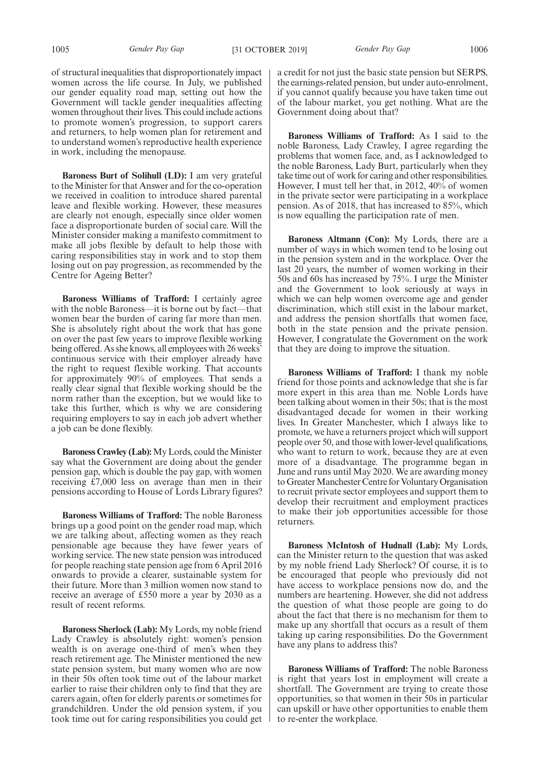of structural inequalities that disproportionately impact women across the life course. In July, we published our gender equality road map, setting out how the Government will tackle gender inequalities affecting women throughout their lives. This could include actions to promote women's progression, to support carers and returners, to help women plan for retirement and to understand women's reproductive health experience in work, including the menopause.

**Baroness Burt of Solihull (LD):** I am very grateful to the Minister for that Answer and for the co-operation we received in coalition to introduce shared parental leave and flexible working. However, these measures are clearly not enough, especially since older women face a disproportionate burden of social care. Will the Minister consider making a manifesto commitment to make all jobs flexible by default to help those with caring responsibilities stay in work and to stop them losing out on pay progression, as recommended by the Centre for Ageing Better?

**Baroness Williams of Trafford:** I certainly agree with the noble Baroness—it is borne out by fact—that women bear the burden of caring far more than men. She is absolutely right about the work that has gone on over the past few years to improve flexible working being offered. As she knows, all employees with 26 weeks' continuous service with their employer already have the right to request flexible working. That accounts for approximately 90% of employees. That sends a really clear signal that flexible working should be the norm rather than the exception, but we would like to take this further, which is why we are considering requiring employers to say in each job advert whether a job can be done flexibly.

**Baroness Crawley (Lab):** My Lords, could the Minister say what the Government are doing about the gender pension gap, which is double the pay gap, with women receiving £7,000 less on average than men in their pensions according to House of Lords Library figures?

**Baroness Williams of Trafford:** The noble Baroness brings up a good point on the gender road map, which we are talking about, affecting women as they reach pensionable age because they have fewer years of working service. The new state pension was introduced for people reaching state pension age from 6 April 2016 onwards to provide a clearer, sustainable system for their future. More than 3 million women now stand to receive an average of £550 more a year by 2030 as a result of recent reforms.

**Baroness Sherlock (Lab):** My Lords, my noble friend Lady Crawley is absolutely right: women's pension wealth is on average one-third of men's when they reach retirement age. The Minister mentioned the new state pension system, but many women who are now in their 50s often took time out of the labour market earlier to raise their children only to find that they are carers again, often for elderly parents or sometimes for grandchildren. Under the old pension system, if you took time out for caring responsibilities you could get a credit for not just the basic state pension but SERPS, the earnings-related pension, but under auto-enrolment, if you cannot qualify because you have taken time out of the labour market, you get nothing. What are the Government doing about that?

**Baroness Williams of Trafford:** As I said to the noble Baroness, Lady Crawley, I agree regarding the problems that women face, and, as I acknowledged to the noble Baroness, Lady Burt, particularly when they take time out of work for caring and other responsibilities. However, I must tell her that, in 2012, 40% of women in the private sector were participating in a workplace pension. As of 2018, that has increased to 85%, which is now equalling the participation rate of men.

**Baroness Altmann (Con):** My Lords, there are a number of ways in which women tend to be losing out in the pension system and in the workplace. Over the last 20 years, the number of women working in their 50s and 60s has increased by 75%. I urge the Minister and the Government to look seriously at ways in which we can help women overcome age and gender discrimination, which still exist in the labour market, and address the pension shortfalls that women face, both in the state pension and the private pension. However, I congratulate the Government on the work that they are doing to improve the situation.

**Baroness Williams of Trafford:** I thank my noble friend for those points and acknowledge that she is far more expert in this area than me. Noble Lords have been talking about women in their 50s; that is the most disadvantaged decade for women in their working lives. In Greater Manchester, which I always like to promote, we have a returners project which will support people over 50, and those with lower-level qualifications, who want to return to work, because they are at even more of a disadvantage. The programme began in June and runs until May 2020. We are awarding money to Greater Manchester Centre for Voluntary Organisation to recruit private sector employees and support them to develop their recruitment and employment practices to make their job opportunities accessible for those returners.

**Baroness McIntosh of Hudnall (Lab):** My Lords, can the Minister return to the question that was asked by my noble friend Lady Sherlock? Of course, it is to be encouraged that people who previously did not have access to workplace pensions now do, and the numbers are heartening. However, she did not address the question of what those people are going to do about the fact that there is no mechanism for them to make up any shortfall that occurs as a result of them taking up caring responsibilities. Do the Government have any plans to address this?

**Baroness Williams of Trafford:** The noble Baroness is right that years lost in employment will create a shortfall. The Government are trying to create those opportunities, so that women in their 50s in particular can upskill or have other opportunities to enable them to re-enter the workplace.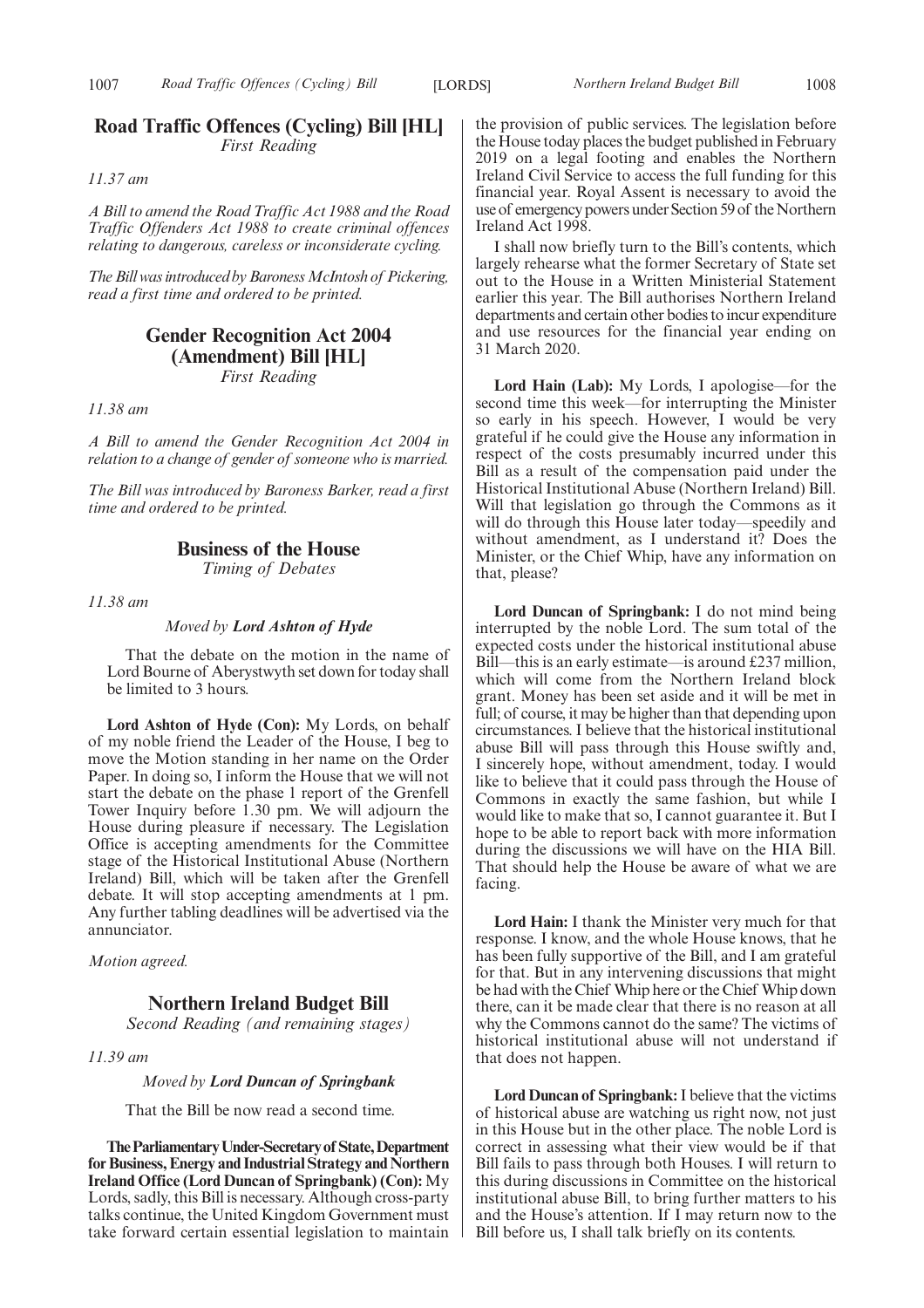## Road Traffic Offences (Cycling) Bill [HL]

*First Reading*

*11.37 am*

*A Bill to amend the Road Traffic Act 1988 and the Road Traffic Offenders Act 1988 to create criminal offences relating to dangerous, careless or inconsiderate cycling.*

*The Bill was introduced by Baroness McIntosh of Pickering, read a first time and ordered to be printed.*

## Gender Recognition Act 2004 (Amendment) Bill [HL]

*First Reading*

*11.38 am*

*A Bill to amend the Gender Recognition Act 2004 in relation to a change of gender of someone who is married.*

*The Bill was introduced by Baroness Barker, read a first time and ordered to be printed.*

## Business of the House

*Timing of Debates*

*11.38 am*

*Moved by* ***Lord Ashton of Hyde***

That the debate on the motion in the name of Lord Bourne of Aberystwyth set down for today shall be limited to 3 hours.

**Lord Ashton of Hyde (Con):** My Lords, on behalf of my noble friend the Leader of the House, I beg to move the Motion standing in her name on the Order Paper. In doing so, I inform the House that we will not start the debate on the phase 1 report of the Grenfell Tower Inquiry before 1.30 pm. We will adjourn the House during pleasure if necessary. The Legislation Office is accepting amendments for the Committee stage of the Historical Institutional Abuse (Northern Ireland) Bill, which will be taken after the Grenfell debate. It will stop accepting amendments at 1 pm. Any further tabling deadlines will be advertised via the annunciator.

*Motion agreed.*

## Northern Ireland Budget Bill

*Second Reading (and remaining stages)*

*11.39 am*

*Moved by* ***Lord Duncan of Springbank***

That the Bill be now read a second time.

**The Parliamentary Under-Secretary of State, Department for Business, Energy and Industrial Strategy and Northern Ireland Office (Lord Duncan of Springbank) (Con):** My Lords, sadly, this Bill is necessary. Although cross-party talks continue, the United Kingdom Government must take forward certain essential legislation to maintain the provision of public services. The legislation before the House today places the budget published in February 2019 on a legal footing and enables the Northern Ireland Civil Service to access the full funding for this financial year. Royal Assent is necessary to avoid the use of emergency powers under Section 59 of the Northern Ireland Act 1998.

I shall now briefly turn to the Bill's contents, which largely rehearse what the former Secretary of State set out to the House in a Written Ministerial Statement earlier this year. The Bill authorises Northern Ireland departments and certain other bodies to incur expenditure and use resources for the financial year ending on 31 March 2020.

**Lord Hain (Lab):** My Lords, I apologise—for the second time this week—for interrupting the Minister so early in his speech. However, I would be very grateful if he could give the House any information in respect of the costs presumably incurred under this Bill as a result of the compensation paid under the Historical Institutional Abuse (Northern Ireland) Bill. Will that legislation go through the Commons as it will do through this House later today—speedily and without amendment, as I understand it? Does the Minister, or the Chief Whip, have any information on that, please?

**Lord Duncan of Springbank:** I do not mind being interrupted by the noble Lord. The sum total of the expected costs under the historical institutional abuse Bill—this is an early estimate—is around £237 million, which will come from the Northern Ireland block grant. Money has been set aside and it will be met in full; of course, it may be higher than that depending upon circumstances. I believe that the historical institutional abuse Bill will pass through this House swiftly and, I sincerely hope, without amendment, today. I would like to believe that it could pass through the House of Commons in exactly the same fashion, but while I would like to make that so, I cannot guarantee it. But I hope to be able to report back with more information during the discussions we will have on the HIA Bill. That should help the House be aware of what we are facing.

**Lord Hain:** I thank the Minister very much for that response. I know, and the whole House knows, that he has been fully supportive of the Bill, and I am grateful for that. But in any intervening discussions that might be had with the Chief Whip here or the Chief Whip down there, can it be made clear that there is no reason at all why the Commons cannot do the same? The victims of historical institutional abuse will not understand if that does not happen.

**Lord Duncan of Springbank:** I believe that the victims of historical abuse are watching us right now, not just in this House but in the other place. The noble Lord is correct in assessing what their view would be if that Bill fails to pass through both Houses. I will return to this during discussions in Committee on the historical institutional abuse Bill, to bring further matters to his and the House's attention. If I may return now to the Bill before us, I shall talk briefly on its contents.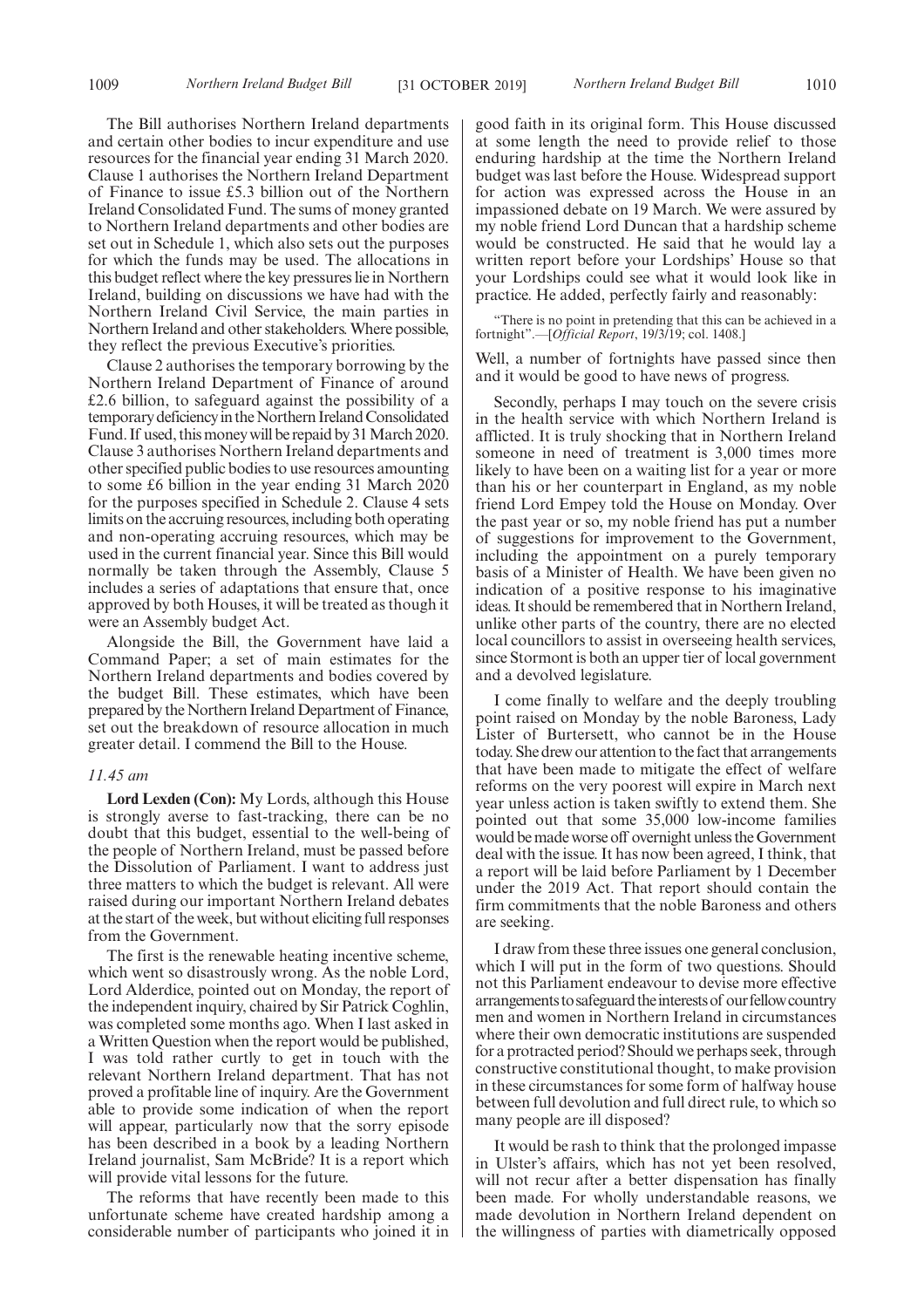The Bill authorises Northern Ireland departments and certain other bodies to incur expenditure and use resources for the financial year ending 31 March 2020. Clause 1 authorises the Northern Ireland Department of Finance to issue £5.3 billion out of the Northern Ireland Consolidated Fund. The sums of money granted to Northern Ireland departments and other bodies are set out in Schedule 1, which also sets out the purposes for which the funds may be used. The allocations in this budget reflect where the key pressures lie in Northern Ireland, building on discussions we have had with the Northern Ireland Civil Service, the main parties in Northern Ireland and other stakeholders. Where possible, they reflect the previous Executive's priorities.

Clause 2 authorises the temporary borrowing by the Northern Ireland Department of Finance of around £2.6 billion, to safeguard against the possibility of a temporary deficiency in the Northern Ireland Consolidated Fund. If used, this money will be repaid by 31 March 2020. Clause 3 authorises Northern Ireland departments and other specified public bodies to use resources amounting to some £6 billion in the year ending 31 March 2020 for the purposes specified in Schedule 2. Clause 4 sets limits on the accruing resources, including both operating and non-operating accruing resources, which may be used in the current financial year. Since this Bill would normally be taken through the Assembly, Clause 5 includes a series of adaptations that ensure that, once approved by both Houses, it will be treated as though it were an Assembly budget Act.

Alongside the Bill, the Government have laid a Command Paper; a set of main estimates for the Northern Ireland departments and bodies covered by the budget Bill. These estimates, which have been prepared by the Northern Ireland Department of Finance, set out the breakdown of resource allocation in much greater detail. I commend the Bill to the House.

*11.45 am*

**Lord Lexden (Con):** My Lords, although this House is strongly averse to fast-tracking, there can be no doubt that this budget, essential to the well-being of the people of Northern Ireland, must be passed before the Dissolution of Parliament. I want to address just three matters to which the budget is relevant. All were raised during our important Northern Ireland debates at the start of the week, but without eliciting full responses from the Government.

The first is the renewable heating incentive scheme, which went so disastrously wrong. As the noble Lord, Lord Alderdice, pointed out on Monday, the report of the independent inquiry, chaired by Sir Patrick Coghlin, was completed some months ago. When I last asked in a Written Question when the report would be published, I was told rather curtly to get in touch with the relevant Northern Ireland department. That has not proved a profitable line of inquiry. Are the Government able to provide some indication of when the report will appear, particularly now that the sorry episode has been described in a book by a leading Northern Ireland journalist, Sam McBride? It is a report which will provide vital lessons for the future.

The reforms that have recently been made to this unfortunate scheme have created hardship among a considerable number of participants who joined it in good faith in its original form. This House discussed at some length the need to provide relief to those enduring hardship at the time the Northern Ireland budget was last before the House. Widespread support for action was expressed across the House in an impassioned debate on 19 March. We were assured by my noble friend Lord Duncan that a hardship scheme would be constructed. He said that he would lay a written report before your Lordships' House so that your Lordships could see what it would look like in practice. He added, perfectly fairly and reasonably:

"There is no point in pretending that this can be achieved in a fortnight".—[*Official Report*, 19/3/19; col. 1408.]

Well, a number of fortnights have passed since then and it would be good to have news of progress.

Secondly, perhaps I may touch on the severe crisis in the health service with which Northern Ireland is afflicted. It is truly shocking that in Northern Ireland someone in need of treatment is 3,000 times more likely to have been on a waiting list for a year or more than his or her counterpart in England, as my noble friend Lord Empey told the House on Monday. Over the past year or so, my noble friend has put a number of suggestions for improvement to the Government, including the appointment on a purely temporary basis of a Minister of Health. We have been given no indication of a positive response to his imaginative ideas. It should be remembered that in Northern Ireland, unlike other parts of the country, there are no elected local councillors to assist in overseeing health services, since Stormont is both an upper tier of local government and a devolved legislature.

I come finally to welfare and the deeply troubling point raised on Monday by the noble Baroness, Lady Lister of Burtersett, who cannot be in the House today. She drew our attention to the fact that arrangements that have been made to mitigate the effect of welfare reforms on the very poorest will expire in March next year unless action is taken swiftly to extend them. She pointed out that some 35,000 low-income families would be made worse off overnight unless the Government deal with the issue. It has now been agreed, I think, that a report will be laid before Parliament by 1 December under the 2019 Act. That report should contain the firm commitments that the noble Baroness and others are seeking.

I draw from these three issues one general conclusion, which I will put in the form of two questions. Should not this Parliament endeavour to devise more effective arrangements to safeguard the interests of our fellow country men and women in Northern Ireland in circumstances where their own democratic institutions are suspended for a protracted period? Should we perhaps seek, through constructive constitutional thought, to make provision in these circumstances for some form of halfway house between full devolution and full direct rule, to which so many people are ill disposed?

It would be rash to think that the prolonged impasse in Ulster's affairs, which has not yet been resolved, will not recur after a better dispensation has finally been made. For wholly understandable reasons, we made devolution in Northern Ireland dependent on the willingness of parties with diametrically opposed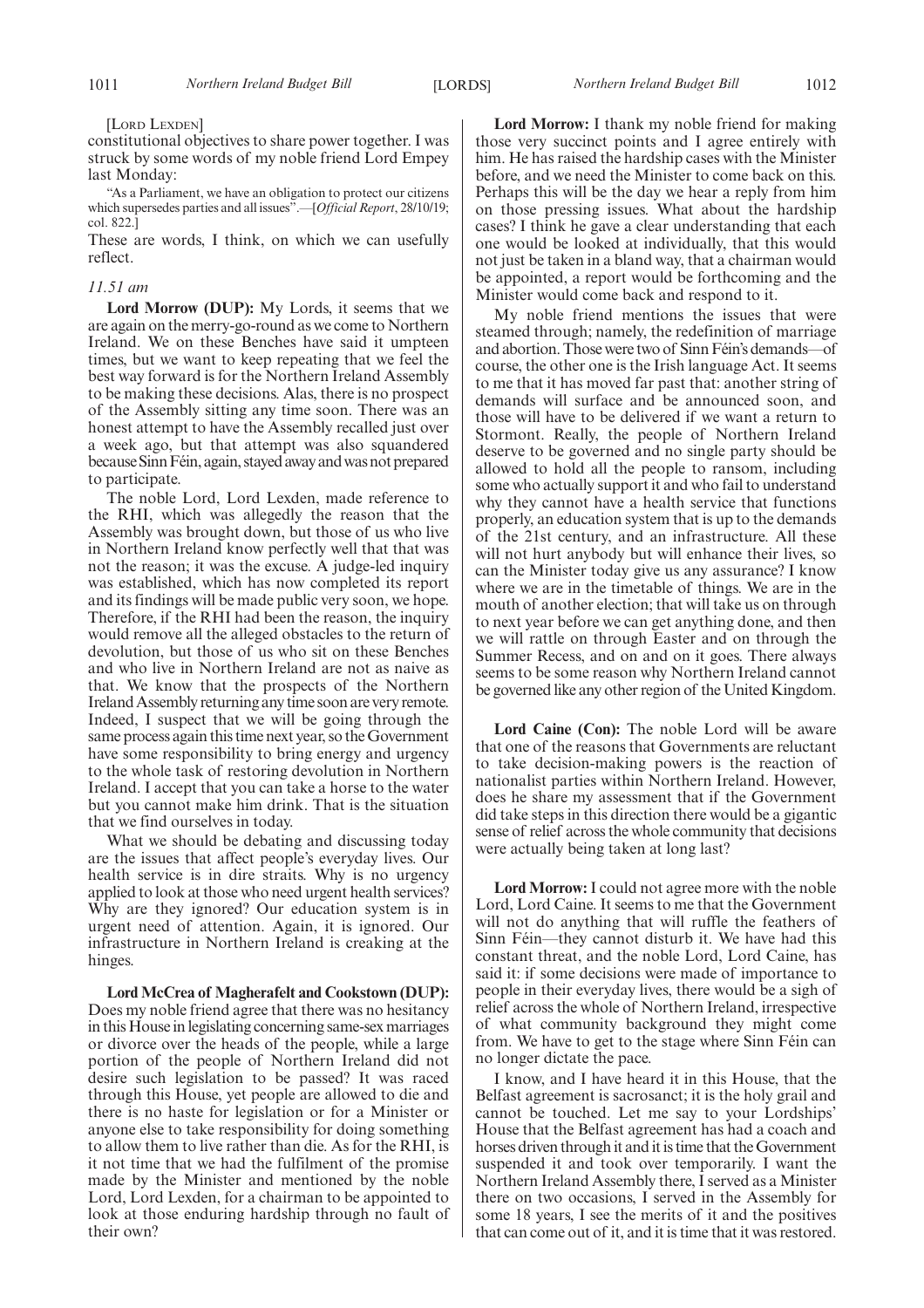[Lord Lexden]

constitutional objectives to share power together. I was struck by some words of my noble friend Lord Empey last Monday:

"As a Parliament, we have an obligation to protect our citizens which supersedes parties and all issues".—[*Official Report*, 28/10/19; col. 822.]

These are words, I think, on which we can usefully reflect.

*11.51 am*

**Lord Morrow (DUP):** My Lords, it seems that we are again on the merry-go-round as we come to Northern Ireland. We on these Benches have said it umpteen times, but we want to keep repeating that we feel the best way forward is for the Northern Ireland Assembly to be making these decisions. Alas, there is no prospect of the Assembly sitting any time soon. There was an honest attempt to have the Assembly recalled just over a week ago, but that attempt was also squandered because Sinn Féin, again, stayed away and was not prepared to participate.

The noble Lord, Lord Lexden, made reference to the RHI, which was allegedly the reason that the Assembly was brought down, but those of us who live in Northern Ireland know perfectly well that that was not the reason; it was the excuse. A judge-led inquiry was established, which has now completed its report and its findings will be made public very soon, we hope. Therefore, if the RHI had been the reason, the inquiry would remove all the alleged obstacles to the return of devolution, but those of us who sit on these Benches and who live in Northern Ireland are not as naive as that. We know that the prospects of the Northern Ireland Assembly returning any time soon are very remote. Indeed, I suspect that we will be going through the same process again this time next year, so the Government have some responsibility to bring energy and urgency to the whole task of restoring devolution in Northern Ireland. I accept that you can take a horse to the water but you cannot make him drink. That is the situation that we find ourselves in today.

What we should be debating and discussing today are the issues that affect people's everyday lives. Our health service is in dire straits. Why is no urgency applied to look at those who need urgent health services? Why are they ignored? Our education system is in urgent need of attention. Again, it is ignored. Our infrastructure in Northern Ireland is creaking at the hinges.

**Lord McCrea of Magherafelt and Cookstown (DUP):** Does my noble friend agree that there was no hesitancy in this House in legislating concerning same-sex marriages or divorce over the heads of the people, while a large portion of the people of Northern Ireland did not desire such legislation to be passed? It was raced through this House, yet people are allowed to die and there is no haste for legislation or for a Minister or anyone else to take responsibility for doing something to allow them to live rather than die. As for the RHI, is it not time that we had the fulfilment of the promise made by the Minister and mentioned by the noble Lord, Lord Lexden, for a chairman to be appointed to look at those enduring hardship through no fault of their own?

**Lord Morrow:** I thank my noble friend for making those very succinct points and I agree entirely with him. He has raised the hardship cases with the Minister before, and we need the Minister to come back on this. Perhaps this will be the day we hear a reply from him on those pressing issues. What about the hardship cases? I think he gave a clear understanding that each one would be looked at individually, that this would not just be taken in a bland way, that a chairman would be appointed, a report would be forthcoming and the Minister would come back and respond to it.

My noble friend mentions the issues that were steamed through; namely, the redefinition of marriage and abortion. Those were two of Sinn Féin's demands—of course, the other one is the Irish language Act. It seems to me that it has moved far past that: another string of demands will surface and be announced soon, and those will have to be delivered if we want a return to Stormont. Really, the people of Northern Ireland deserve to be governed and no single party should be allowed to hold all the people to ransom, including some who actually support it and who fail to understand why they cannot have a health service that functions properly, an education system that is up to the demands of the 21st century, and an infrastructure. All these will not hurt anybody but will enhance their lives, so can the Minister today give us any assurance? I know where we are in the timetable of things. We are in the mouth of another election; that will take us on through to next year before we can get anything done, and then we will rattle on through Easter and on through the Summer Recess, and on and on it goes. There always seems to be some reason why Northern Ireland cannot be governed like any other region of the United Kingdom.

**Lord Caine (Con):** The noble Lord will be aware that one of the reasons that Governments are reluctant to take decision-making powers is the reaction of nationalist parties within Northern Ireland. However, does he share my assessment that if the Government did take steps in this direction there would be a gigantic sense of relief across the whole community that decisions were actually being taken at long last?

**Lord Morrow:** I could not agree more with the noble Lord, Lord Caine. It seems to me that the Government will not do anything that will ruffle the feathers of Sinn Féin—they cannot disturb it. We have had this constant threat, and the noble Lord, Lord Caine, has said it: if some decisions were made of importance to people in their everyday lives, there would be a sigh of relief across the whole of Northern Ireland, irrespective of what community background they might come from. We have to get to the stage where Sinn Féin can no longer dictate the pace.

I know, and I have heard it in this House, that the Belfast agreement is sacrosanct; it is the holy grail and cannot be touched. Let me say to your Lordships' House that the Belfast agreement has had a coach and horses driven through it and it is time that the Government suspended it and took over temporarily. I want the Northern Ireland Assembly there, I served as a Minister there on two occasions, I served in the Assembly for some 18 years, I see the merits of it and the positives that can come out of it, and it is time that it was restored.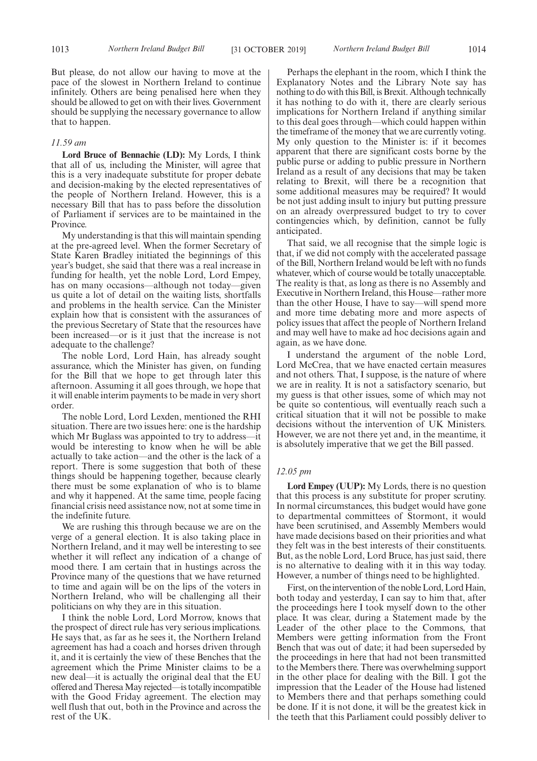But please, do not allow our having to move at the pace of the slowest in Northern Ireland to continue infinitely. Others are being penalised here when they should be allowed to get on with their lives. Government should be supplying the necessary governance to allow that to happen.

*11.59 am*

**Lord Bruce of Bennachie (LD):** My Lords, I think that all of us, including the Minister, will agree that this is a very inadequate substitute for proper debate and decision-making by the elected representatives of the people of Northern Ireland. However, this is a necessary Bill that has to pass before the dissolution of Parliament if services are to be maintained in the Province.

My understanding is that this will maintain spending at the pre-agreed level. When the former Secretary of State Karen Bradley initiated the beginnings of this year's budget, she said that there was a real increase in funding for health, yet the noble Lord, Lord Empey, has on many occasions—although not today—given us quite a lot of detail on the waiting lists, shortfalls and problems in the health service. Can the Minister explain how that is consistent with the assurances of the previous Secretary of State that the resources have been increased—or is it just that the increase is not adequate to the challenge?

The noble Lord, Lord Hain, has already sought assurance, which the Minister has given, on funding for the Bill that we hope to get through later this afternoon. Assuming it all goes through, we hope that it will enable interim payments to be made in very short order.

The noble Lord, Lord Lexden, mentioned the RHI situation. There are two issues here: one is the hardship which Mr Buglass was appointed to try to address—it would be interesting to know when he will be able actually to take action—and the other is the lack of a report. There is some suggestion that both of these things should be happening together, because clearly there must be some explanation of who is to blame and why it happened. At the same time, people facing financial crisis need assistance now, not at some time in the indefinite future.

We are rushing this through because we are on the verge of a general election. It is also taking place in Northern Ireland, and it may well be interesting to see whether it will reflect any indication of a change of mood there. I am certain that in hustings across the Province many of the questions that we have returned to time and again will be on the lips of the voters in Northern Ireland, who will be challenging all their politicians on why they are in this situation.

I think the noble Lord, Lord Morrow, knows that the prospect of direct rule has very serious implications. He says that, as far as he sees it, the Northern Ireland agreement has had a coach and horses driven through it, and it is certainly the view of these Benches that the agreement which the Prime Minister claims to be a new deal—it is actually the original deal that the EU offered and Theresa May rejected—is totally incompatible with the Good Friday agreement. The election may well flush that out, both in the Province and across the rest of the UK.

Perhaps the elephant in the room, which I think the Explanatory Notes and the Library Note say has nothing to do with this Bill, is Brexit. Although technically it has nothing to do with it, there are clearly serious implications for Northern Ireland if anything similar to this deal goes through—which could happen within the timeframe of the money that we are currently voting. My only question to the Minister is: if it becomes apparent that there are significant costs borne by the public purse or adding to public pressure in Northern Ireland as a result of any decisions that may be taken relating to Brexit, will there be a recognition that some additional measures may be required? It would be not just adding insult to injury but putting pressure on an already overpressured budget to try to cover contingencies which, by definition, cannot be fully anticipated.

That said, we all recognise that the simple logic is that, if we did not comply with the accelerated passage of the Bill, Northern Ireland would be left with no funds whatever, which of course would be totally unacceptable. The reality is that, as long as there is no Assembly and Executive in Northern Ireland, this House—rather more than the other House, I have to say—will spend more and more time debating more and more aspects of policy issues that affect the people of Northern Ireland and may well have to make ad hoc decisions again and again, as we have done.

I understand the argument of the noble Lord, Lord McCrea, that we have enacted certain measures and not others. That, I suppose, is the nature of where we are in reality. It is not a satisfactory scenario, but my guess is that other issues, some of which may not be quite so contentious, will eventually reach such a critical situation that it will not be possible to make decisions without the intervention of UK Ministers. However, we are not there yet and, in the meantime, it is absolutely imperative that we get the Bill passed.

*12.05 pm*

**Lord Empey (UUP):** My Lords, there is no question that this process is any substitute for proper scrutiny. In normal circumstances, this budget would have gone to departmental committees of Stormont, it would have been scrutinised, and Assembly Members would have made decisions based on their priorities and what they felt was in the best interests of their constituents. But, as the noble Lord, Lord Bruce, has just said, there is no alternative to dealing with it in this way today. However, a number of things need to be highlighted.

First, on the intervention of the noble Lord, Lord Hain, both today and yesterday, I can say to him that, after the proceedings here I took myself down to the other place. It was clear, during a Statement made by the Leader of the other place to the Commons, that Members were getting information from the Front Bench that was out of date; it had been superseded by the proceedings in here that had not been transmitted to the Members there. There was overwhelming support in the other place for dealing with the Bill. I got the impression that the Leader of the House had listened to Members there and that perhaps something could be done. If it is not done, it will be the greatest kick in the teeth that this Parliament could possibly deliver to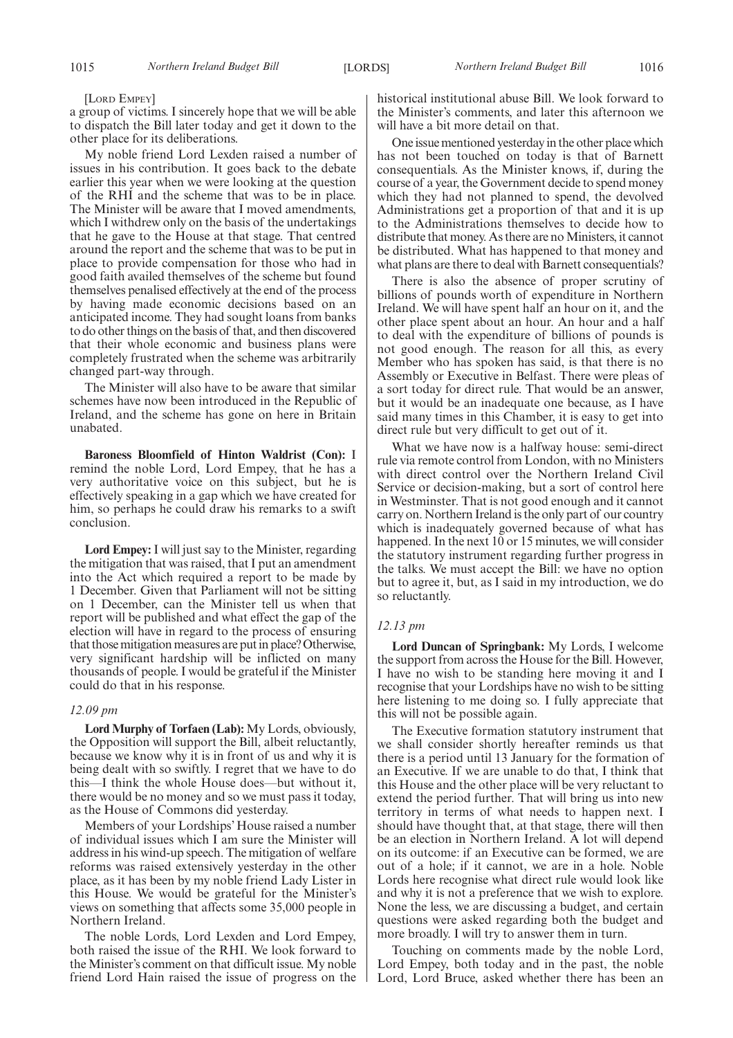[Lord Empey]

a group of victims. I sincerely hope that we will be able to dispatch the Bill later today and get it down to the other place for its deliberations.

My noble friend Lord Lexden raised a number of issues in his contribution. It goes back to the debate earlier this year when we were looking at the question of the RHI and the scheme that was to be in place. The Minister will be aware that I moved amendments, which I withdrew only on the basis of the undertakings that he gave to the House at that stage. That centred around the report and the scheme that was to be put in place to provide compensation for those who had in good faith availed themselves of the scheme but found themselves penalised effectively at the end of the process by having made economic decisions based on an anticipated income. They had sought loans from banks to do other things on the basis of that, and then discovered that their whole economic and business plans were completely frustrated when the scheme was arbitrarily changed part-way through.

The Minister will also have to be aware that similar schemes have now been introduced in the Republic of Ireland, and the scheme has gone on here in Britain unabated.

**Baroness Bloomfield of Hinton Waldrist (Con):** I remind the noble Lord, Lord Empey, that he has a very authoritative voice on this subject, but he is effectively speaking in a gap which we have created for him, so perhaps he could draw his remarks to a swift conclusion.

**Lord Empey:** I will just say to the Minister, regarding the mitigation that was raised, that I put an amendment into the Act which required a report to be made by 1 December. Given that Parliament will not be sitting on 1 December, can the Minister tell us when that report will be published and what effect the gap of the election will have in regard to the process of ensuring that those mitigation measures are put in place? Otherwise, very significant hardship will be inflicted on many thousands of people. I would be grateful if the Minister could do that in his response.

*12.09 pm*

**Lord Murphy of Torfaen (Lab):** My Lords, obviously, the Opposition will support the Bill, albeit reluctantly, because we know why it is in front of us and why it is being dealt with so swiftly. I regret that we have to do this—I think the whole House does—but without it, there would be no money and so we must pass it today, as the House of Commons did yesterday.

Members of your Lordships' House raised a number of individual issues which I am sure the Minister will address in his wind-up speech. The mitigation of welfare reforms was raised extensively yesterday in the other place, as it has been by my noble friend Lady Lister in this House. We would be grateful for the Minister's views on something that affects some 35,000 people in Northern Ireland.

The noble Lords, Lord Lexden and Lord Empey, both raised the issue of the RHI. We look forward to the Minister's comment on that difficult issue. My noble friend Lord Hain raised the issue of progress on the historical institutional abuse Bill. We look forward to the Minister's comments, and later this afternoon we will have a bit more detail on that.

One issue mentioned yesterday in the other place which has not been touched on today is that of Barnett consequentials. As the Minister knows, if, during the course of a year, the Government decide to spend money which they had not planned to spend, the devolved Administrations get a proportion of that and it is up to the Administrations themselves to decide how to distribute that money. As there are no Ministers, it cannot be distributed. What has happened to that money and what plans are there to deal with Barnett consequentials?

There is also the absence of proper scrutiny of billions of pounds worth of expenditure in Northern Ireland. We will have spent half an hour on it, and the other place spent about an hour. An hour and a half to deal with the expenditure of billions of pounds is not good enough. The reason for all this, as every Member who has spoken has said, is that there is no Assembly or Executive in Belfast. There were pleas of a sort today for direct rule. That would be an answer, but it would be an inadequate one because, as I have said many times in this Chamber, it is easy to get into direct rule but very difficult to get out of it.

What we have now is a halfway house: semi-direct rule via remote control from London, with no Ministers with direct control over the Northern Ireland Civil Service or decision-making, but a sort of control here in Westminster. That is not good enough and it cannot carry on. Northern Ireland is the only part of our country which is inadequately governed because of what has happened. In the next 10 or 15 minutes, we will consider the statutory instrument regarding further progress in the talks. We must accept the Bill: we have no option but to agree it, but, as I said in my introduction, we do so reluctantly.

*12.13 pm*

**Lord Duncan of Springbank:** My Lords, I welcome the support from across the House for the Bill. However, I have no wish to be standing here moving it and I recognise that your Lordships have no wish to be sitting here listening to me doing so. I fully appreciate that this will not be possible again.

The Executive formation statutory instrument that we shall consider shortly hereafter reminds us that there is a period until 13 January for the formation of an Executive. If we are unable to do that, I think that this House and the other place will be very reluctant to extend the period further. That will bring us into new territory in terms of what needs to happen next. I should have thought that, at that stage, there will then be an election in Northern Ireland. A lot will depend on its outcome: if an Executive can be formed, we are out of a hole; if it cannot, we are in a hole. Noble Lords here recognise what direct rule would look like and why it is not a preference that we wish to explore. None the less, we are discussing a budget, and certain questions were asked regarding both the budget and more broadly. I will try to answer them in turn.

Touching on comments made by the noble Lord, Lord Empey, both today and in the past, the noble Lord, Lord Bruce, asked whether there has been an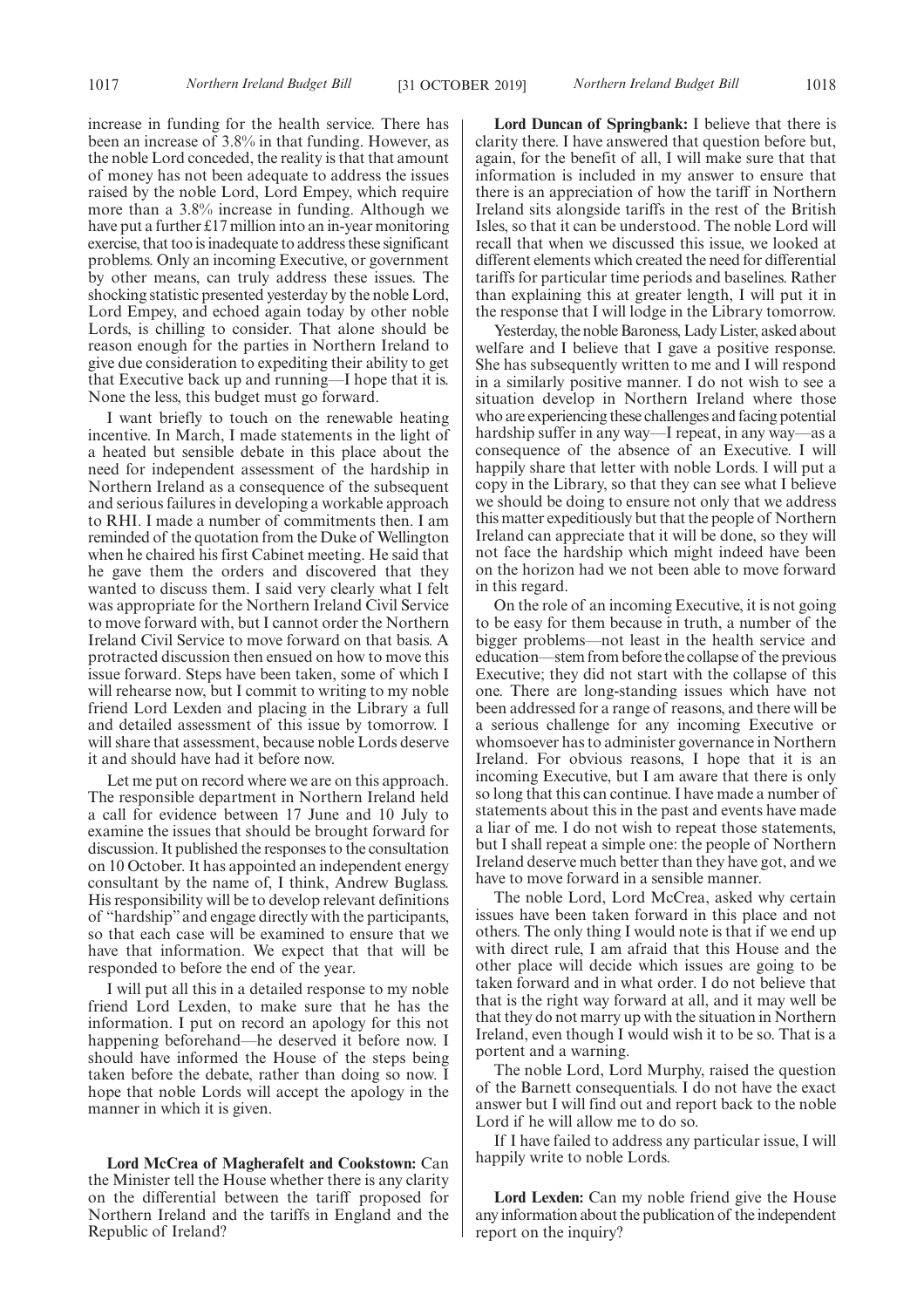increase in funding for the health service. There has been an increase of 3.8% in that funding. However, as the noble Lord conceded, the reality is that that amount of money has not been adequate to address the issues raised by the noble Lord, Lord Empey, which require more than a 3.8% increase in funding. Although we have put a further £17 million into an in-year monitoring exercise, that too is inadequate to address these significant problems. Only an incoming Executive, or government by other means, can truly address these issues. The shocking statistic presented yesterday by the noble Lord, Lord Empey, and echoed again today by other noble Lords, is chilling to consider. That alone should be reason enough for the parties in Northern Ireland to give due consideration to expediting their ability to get that Executive back up and running—I hope that it is. None the less, this budget must go forward.

I want briefly to touch on the renewable heating incentive. In March, I made statements in the light of a heated but sensible debate in this place about the need for independent assessment of the hardship in Northern Ireland as a consequence of the subsequent and serious failures in developing a workable approach to RHI. I made a number of commitments then. I am reminded of the quotation from the Duke of Wellington when he chaired his first Cabinet meeting. He said that he gave them the orders and discovered that they wanted to discuss them. I said very clearly what I felt was appropriate for the Northern Ireland Civil Service to move forward with, but I cannot order the Northern Ireland Civil Service to move forward on that basis. A protracted discussion then ensued on how to move this issue forward. Steps have been taken, some of which I will rehearse now, but I commit to writing to my noble friend Lord Lexden and placing in the Library a full and detailed assessment of this issue by tomorrow. I will share that assessment, because noble Lords deserve it and should have had it before now.

Let me put on record where we are on this approach. The responsible department in Northern Ireland held a call for evidence between 17 June and 10 July to examine the issues that should be brought forward for discussion. It published the responses to the consultation on 10 October. It has appointed an independent energy consultant by the name of, I think, Andrew Buglass. His responsibility will be to develop relevant definitions of "hardship" and engage directly with the participants, so that each case will be examined to ensure that we have that information. We expect that that will be responded to before the end of the year.

I will put all this in a detailed response to my noble friend Lord Lexden, to make sure that he has the information. I put on record an apology for this not happening beforehand—he deserved it before now. I should have informed the House of the steps being taken before the debate, rather than doing so now. I hope that noble Lords will accept the apology in the manner in which it is given.

**Lord McCrea of Magherafelt and Cookstown:** Can the Minister tell the House whether there is any clarity on the differential between the tariff proposed for Northern Ireland and the tariffs in England and the Republic of Ireland?

**Lord Duncan of Springbank:** I believe that there is clarity there. I have answered that question before but, again, for the benefit of all, I will make sure that that information is included in my answer to ensure that there is an appreciation of how the tariff in Northern Ireland sits alongside tariffs in the rest of the British Isles, so that it can be understood. The noble Lord will recall that when we discussed this issue, we looked at different elements which created the need for differential tariffs for particular time periods and baselines. Rather than explaining this at greater length, I will put it in the response that I will lodge in the Library tomorrow.

Yesterday, the noble Baroness, Lady Lister, asked about welfare and I believe that I gave a positive response. She has subsequently written to me and I will respond in a similarly positive manner. I do not wish to see a situation develop in Northern Ireland where those who are experiencing these challenges and facing potential hardship suffer in any way—I repeat, in any way—as a consequence of the absence of an Executive. I will happily share that letter with noble Lords. I will put a copy in the Library, so that they can see what I believe we should be doing to ensure not only that we address this matter expeditiously but that the people of Northern Ireland can appreciate that it will be done, so they will not face the hardship which might indeed have been on the horizon had we not been able to move forward in this regard.

On the role of an incoming Executive, it is not going to be easy for them because in truth, a number of the bigger problems—not least in the health service and education—stem from before the collapse of the previous Executive; they did not start with the collapse of this one. There are long-standing issues which have not been addressed for a range of reasons, and there will be a serious challenge for any incoming Executive or whomsoever has to administer governance in Northern Ireland. For obvious reasons, I hope that it is an incoming Executive, but I am aware that there is only so long that this can continue. I have made a number of statements about this in the past and events have made a liar of me. I do not wish to repeat those statements, but I shall repeat a simple one: the people of Northern Ireland deserve much better than they have got, and we have to move forward in a sensible manner.

The noble Lord, Lord McCrea, asked why certain issues have been taken forward in this place and not others. The only thing I would note is that if we end up with direct rule, I am afraid that this House and the other place will decide which issues are going to be taken forward and in what order. I do not believe that that is the right way forward at all, and it may well be that they do not marry up with the situation in Northern Ireland, even though I would wish it to be so. That is a portent and a warning.

The noble Lord, Lord Murphy, raised the question of the Barnett consequentials. I do not have the exact answer but I will find out and report back to the noble Lord if he will allow me to do so.

If I have failed to address any particular issue, I will happily write to noble Lords.

**Lord Lexden:** Can my noble friend give the House any information about the publication of the independent report on the inquiry?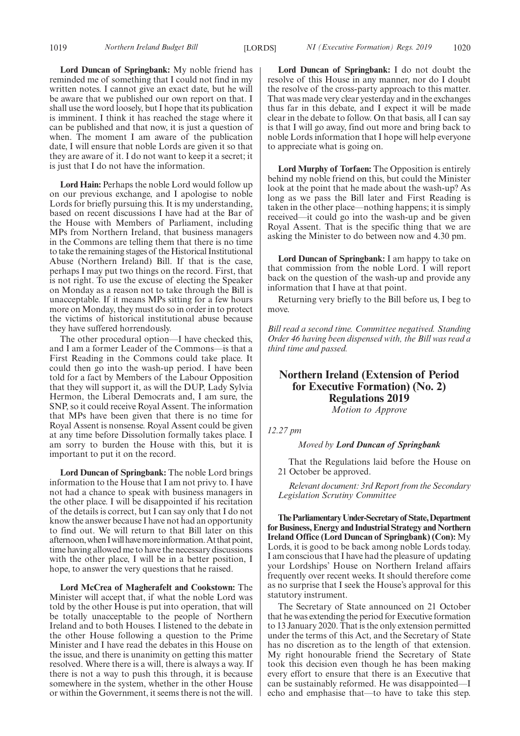**Lord Duncan of Springbank:** My noble friend has reminded me of something that I could not find in my written notes. I cannot give an exact date, but he will be aware that we published our own report on that. I shall use the word loosely, but I hope that its publication is imminent. I think it has reached the stage where it can be published and that now, it is just a question of when. The moment I am aware of the publication date, I will ensure that noble Lords are given it so that they are aware of it. I do not want to keep it a secret; it is just that I do not have the information.

**Lord Hain:** Perhaps the noble Lord would follow up on our previous exchange, and I apologise to noble Lords for briefly pursuing this. It is my understanding, based on recent discussions I have had at the Bar of the House with Members of Parliament, including MPs from Northern Ireland, that business managers in the Commons are telling them that there is no time to take the remaining stages of the Historical Institutional Abuse (Northern Ireland) Bill. If that is the case, perhaps I may put two things on the record. First, that is not right. To use the excuse of electing the Speaker on Monday as a reason not to take through the Bill is unacceptable. If it means MPs sitting for a few hours more on Monday, they must do so in order in to protect the victims of historical institutional abuse because they have suffered horrendously.

The other procedural option—I have checked this, and I am a former Leader of the Commons—is that a First Reading in the Commons could take place. It could then go into the wash-up period. I have been told for a fact by Members of the Labour Opposition that they will support it, as will the DUP, Lady Sylvia Hermon, the Liberal Democrats and, I am sure, the SNP, so it could receive Royal Assent. The information that MPs have been given that there is no time for Royal Assent is nonsense. Royal Assent could be given at any time before Dissolution formally takes place. I am sorry to burden the House with this, but it is important to put it on the record.

**Lord Duncan of Springbank:** The noble Lord brings information to the House that I am not privy to. I have not had a chance to speak with business managers in the other place. I will be disappointed if his recitation of the details is correct, but I can say only that I do not know the answer because I have not had an opportunity to find out. We will return to that Bill later on this afternoon, when I will have more information. At that point, time having allowed me to have the necessary discussions with the other place, I will be in a better position, I hope, to answer the very questions that he raised.

**Lord McCrea of Magherafelt and Cookstown:** The Minister will accept that, if what the noble Lord was told by the other House is put into operation, that will be totally unacceptable to the people of Northern Ireland and to both Houses. I listened to the debate in the other House following a question to the Prime Minister and I have read the debates in this House on the issue, and there is unanimity on getting this matter resolved. Where there is a will, there is always a way. If there is not a way to push this through, it is because somewhere in the system, whether in the other House or within the Government, it seems there is not the will.

**Lord Duncan of Springbank:** I do not doubt the resolve of this House in any manner, nor do I doubt the resolve of the cross-party approach to this matter. That was made very clear yesterday and in the exchanges thus far in this debate, and I expect it will be made clear in the debate to follow. On that basis, all I can say is that I will go away, find out more and bring back to noble Lords information that I hope will help everyone to appreciate what is going on.

**Lord Murphy of Torfaen:** The Opposition is entirely behind my noble friend on this, but could the Minister look at the point that he made about the wash-up? As long as we pass the Bill later and First Reading is taken in the other place—nothing happens; it is simply received—it could go into the wash-up and be given Royal Assent. That is the specific thing that we are asking the Minister to do between now and 4.30 pm.

**Lord Duncan of Springbank:** I am happy to take on that commission from the noble Lord. I will report back on the question of the wash-up and provide any information that I have at that point.

Returning very briefly to the Bill before us, I beg to move.

*Bill read a second time. Committee negatived. Standing Order 46 having been dispensed with, the Bill was read a third time and passed.*

## Northern Ireland (Extension of Period for Executive Formation) (No. 2) Regulations 2019

*Motion to Approve*

*12.27 pm*

*Moved by* ***Lord Duncan of Springbank***

That the Regulations laid before the House on 21 October be approved.

*Relevant document: 3rd Report from the Secondary Legislation Scrutiny Committee*

**The Parliamentary Under-Secretary of State, Department for Business, Energy and Industrial Strategy and Northern Ireland Office (Lord Duncan of Springbank) (Con):** My Lords, it is good to be back among noble Lords today. I am conscious that I have had the pleasure of updating your Lordships' House on Northern Ireland affairs frequently over recent weeks. It should therefore come as no surprise that I seek the House's approval for this statutory instrument.

The Secretary of State announced on 21 October that he was extending the period for Executive formation to 13 January 2020. That is the only extension permitted under the terms of this Act, and the Secretary of State has no discretion as to the length of that extension. My right honourable friend the Secretary of State took this decision even though he has been making every effort to ensure that there is an Executive that can be sustainably reformed. He was disappointed—I echo and emphasise that—to have to take this step.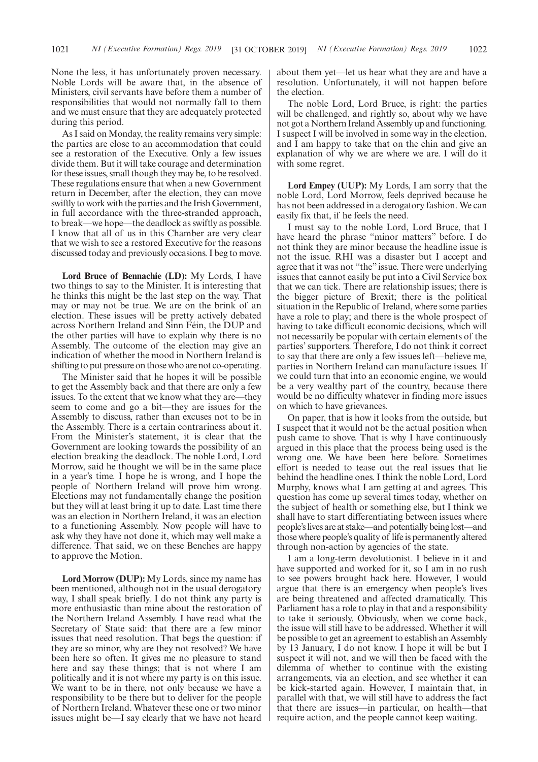None the less, it has unfortunately proven necessary. Noble Lords will be aware that, in the absence of Ministers, civil servants have before them a number of responsibilities that would not normally fall to them and we must ensure that they are adequately protected during this period.

As I said on Monday, the reality remains very simple: the parties are close to an accommodation that could see a restoration of the Executive. Only a few issues divide them. But it will take courage and determination for these issues, small though they may be, to be resolved. These regulations ensure that when a new Government return in December, after the election, they can move swiftly to work with the parties and the Irish Government, in full accordance with the three-stranded approach, to break—we hope—the deadlock as swiftly as possible. I know that all of us in this Chamber are very clear that we wish to see a restored Executive for the reasons discussed today and previously occasions. I beg to move.

**Lord Bruce of Bennachie (LD):** My Lords, I have two things to say to the Minister. It is interesting that he thinks this might be the last step on the way. That may or may not be true. We are on the brink of an election. These issues will be pretty actively debated across Northern Ireland and Sinn Féin, the DUP and the other parties will have to explain why there is no Assembly. The outcome of the election may give an indication of whether the mood in Northern Ireland is shifting to put pressure on those who are not co-operating.

The Minister said that he hopes it will be possible to get the Assembly back and that there are only a few issues. To the extent that we know what they are—they seem to come and go a bit—they are issues for the Assembly to discuss, rather than excuses not to be in the Assembly. There is a certain contrariness about it. From the Minister's statement, it is clear that the Government are looking towards the possibility of an election breaking the deadlock. The noble Lord, Lord Morrow, said he thought we will be in the same place in a year's time. I hope he is wrong, and I hope the people of Northern Ireland will prove him wrong. Elections may not fundamentally change the position but they will at least bring it up to date. Last time there was an election in Northern Ireland, it was an election to a functioning Assembly. Now people will have to ask why they have not done it, which may well make a difference. That said, we on these Benches are happy to approve the Motion.

**Lord Morrow (DUP):** My Lords, since my name has been mentioned, although not in the usual derogatory way, I shall speak briefly. I do not think any party is more enthusiastic than mine about the restoration of the Northern Ireland Assembly. I have read what the Secretary of State said: that there are a few minor issues that need resolution. That begs the question: if they are so minor, why are they not resolved? We have been here so often. It gives me no pleasure to stand here and say these things; that is not where I am politically and it is not where my party is on this issue. We want to be in there, not only because we have a responsibility to be there but to deliver for the people of Northern Ireland. Whatever these one or two minor issues might be—I say clearly that we have not heard about them yet—let us hear what they are and have a resolution. Unfortunately, it will not happen before the election.

The noble Lord, Lord Bruce, is right: the parties will be challenged, and rightly so, about why we have not got a Northern Ireland Assembly up and functioning. I suspect I will be involved in some way in the election, and I am happy to take that on the chin and give an explanation of why we are where we are. I will do it with some regret.

**Lord Empey (UUP):** My Lords, I am sorry that the noble Lord, Lord Morrow, feels deprived because he has not been addressed in a derogatory fashion. We can easily fix that, if he feels the need.

I must say to the noble Lord, Lord Bruce, that I have heard the phrase "minor matters" before. I do not think they are minor because the headline issue is not the issue. RHI was a disaster but I accept and agree that it was not "the" issue. There were underlying issues that cannot easily be put into a Civil Service box that we can tick. There are relationship issues; there is the bigger picture of Brexit; there is the political situation in the Republic of Ireland, where some parties have a role to play; and there is the whole prospect of having to take difficult economic decisions, which will not necessarily be popular with certain elements of the parties' supporters. Therefore, I do not think it correct to say that there are only a few issues left—believe me, parties in Northern Ireland can manufacture issues. If we could turn that into an economic engine, we would be a very wealthy part of the country, because there would be no difficulty whatever in finding more issues on which to have grievances.

On paper, that is how it looks from the outside, but I suspect that it would not be the actual position when push came to shove. That is why I have continuously argued in this place that the process being used is the wrong one. We have been here before. Sometimes effort is needed to tease out the real issues that lie behind the headline ones. I think the noble Lord, Lord Murphy, knows what I am getting at and agrees. This question has come up several times today, whether on the subject of health or something else, but I think we shall have to start differentiating between issues where people's lives are at stake—and potentially being lost—and those where people's quality of life is permanently altered through non-action by agencies of the state.

I am a long-term devolutionist. I believe in it and have supported and worked for it, so I am in no rush to see powers brought back here. However, I would argue that there is an emergency when people's lives are being threatened and affected dramatically. This Parliament has a role to play in that and a responsibility to take it seriously. Obviously, when we come back, the issue will still have to be addressed. Whether it will be possible to get an agreement to establish an Assembly by 13 January, I do not know. I hope it will be but I suspect it will not, and we will then be faced with the dilemma of whether to continue with the existing arrangements, via an election, and see whether it can be kick-started again. However, I maintain that, in parallel with that, we will still have to address the fact that there are issues—in particular, on health—that require action, and the people cannot keep waiting.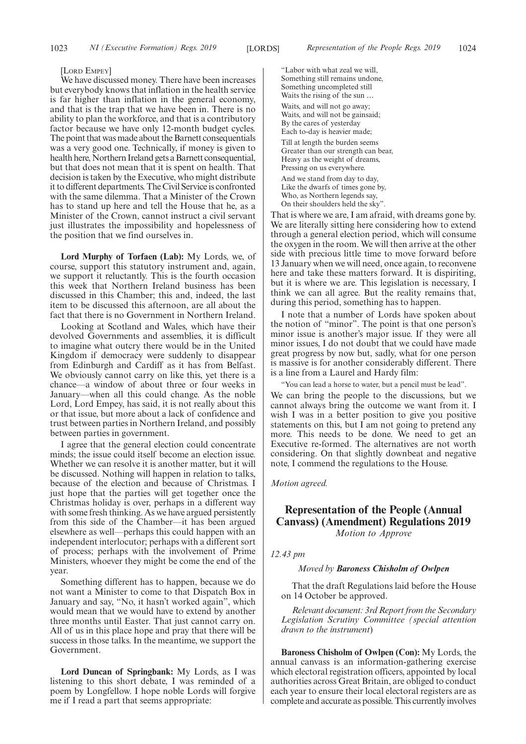[LORD EMPEY]

We have discussed money. There have been increases but everybody knows that inflation in the health service is far higher than inflation in the general economy, and that is the trap that we have been in. There is no ability to plan the workforce, and that is a contributory factor because we have only 12-month budget cycles. The point that was made about the Barnett consequentials was a very good one. Technically, if money is given to health here, Northern Ireland gets a Barnett consequential, but that does not mean that it is spent on health. That decision is taken by the Executive, who might distribute it to different departments. The Civil Service is confronted with the same dilemma. That a Minister of the Crown has to stand up here and tell the House that he, as a Minister of the Crown, cannot instruct a civil servant just illustrates the impossibility and hopelessness of the position that we find ourselves in.

**Lord Murphy of Torfaen (Lab):** My Lords, we, of course, support this statutory instrument and, again, we support it reluctantly. This is the fourth occasion this week that Northern Ireland business has been discussed in this Chamber; this and, indeed, the last item to be discussed this afternoon, are all about the fact that there is no Government in Northern Ireland.

Looking at Scotland and Wales, which have their devolved Governments and assemblies, it is difficult to imagine what outcry there would be in the United Kingdom if democracy were suddenly to disappear from Edinburgh and Cardiff as it has from Belfast. We obviously cannot carry on like this, yet there is a chance—a window of about three or four weeks in January—when all this could change. As the noble Lord, Lord Empey, has said, it is not really about this or that issue, but more about a lack of confidence and trust between parties in Northern Ireland, and possibly between parties in government.

I agree that the general election could concentrate minds; the issue could itself become an election issue. Whether we can resolve it is another matter, but it will be discussed. Nothing will happen in relation to talks, because of the election and because of Christmas. I just hope that the parties will get together once the Christmas holiday is over, perhaps in a different way with some fresh thinking. As we have argued persistently from this side of the Chamber—it has been argued elsewhere as well—perhaps this could happen with an independent interlocutor; perhaps with a different sort of process; perhaps with the involvement of Prime Ministers, whoever they might be come the end of the year.

Something different has to happen, because we do not want a Minister to come to that Dispatch Box in January and say, "No, it hasn't worked again", which would mean that we would have to extend by another three months until Easter. That just cannot carry on. All of us in this place hope and pray that there will be success in those talks. In the meantime, we support the Government.

**Lord Duncan of Springbank:** My Lords, as I was listening to this short debate, I was reminded of a poem by Longfellow. I hope noble Lords will forgive me if I read a part that seems appropriate:

"Labor with what zeal we will,
Something still remains undone,
Something uncompleted still
Waits the rising of the sun …

Waits, and will not go away;
Waits, and will not be gainsaid;
By the cares of yesterday
Each to-day is heavier made;

Till at length the burden seems
Greater than our strength can bear,
Heavy as the weight of dreams,
Pressing on us everywhere.

And we stand from day to day,
Like the dwarfs of times gone by,
Who, as Northern legends say,
On their shoulders held the sky".

That is where we are, I am afraid, with dreams gone by. We are literally sitting here considering how to extend through a general election period, which will consume the oxygen in the room. We will then arrive at the other side with precious little time to move forward before 13 January when we will need, once again, to reconvene here and take these matters forward. It is dispiriting, but it is where we are. This legislation is necessary, I think we can all agree. But the reality remains that, during this period, something has to happen.

I note that a number of Lords have spoken about the notion of "minor". The point is that one person's minor issue is another's major issue. If they were all minor issues, I do not doubt that we could have made great progress by now but, sadly, what for one person is massive is for another considerably different. There is a line from a Laurel and Hardy film:

"You can lead a horse to water, but a pencil must be lead".

We can bring the people to the discussions, but we cannot always bring the outcome we want from it. I wish I was in a better position to give you positive statements on this, but I am not going to pretend any more. This needs to be done. We need to get an Executive re-formed. The alternatives are not worth considering. On that slightly downbeat and negative note, I commend the regulations to the House.

*Motion agreed.*

## Representation of the People (Annual Canvass) (Amendment) Regulations 2019

*Motion to Approve*

*12.43 pm*

*Moved by* ***Baroness Chisholm of Owlpen***

That the draft Regulations laid before the House on 14 October be approved.

*Relevant document: 3rd Report from the Secondary Legislation Scrutiny Committee (special attention drawn to the instrument)*

**Baroness Chisholm of Owlpen (Con):** My Lords, the annual canvass is an information-gathering exercise which electoral registration officers, appointed by local authorities across Great Britain, are obliged to conduct each year to ensure their local electoral registers are as complete and accurate as possible. This currently involves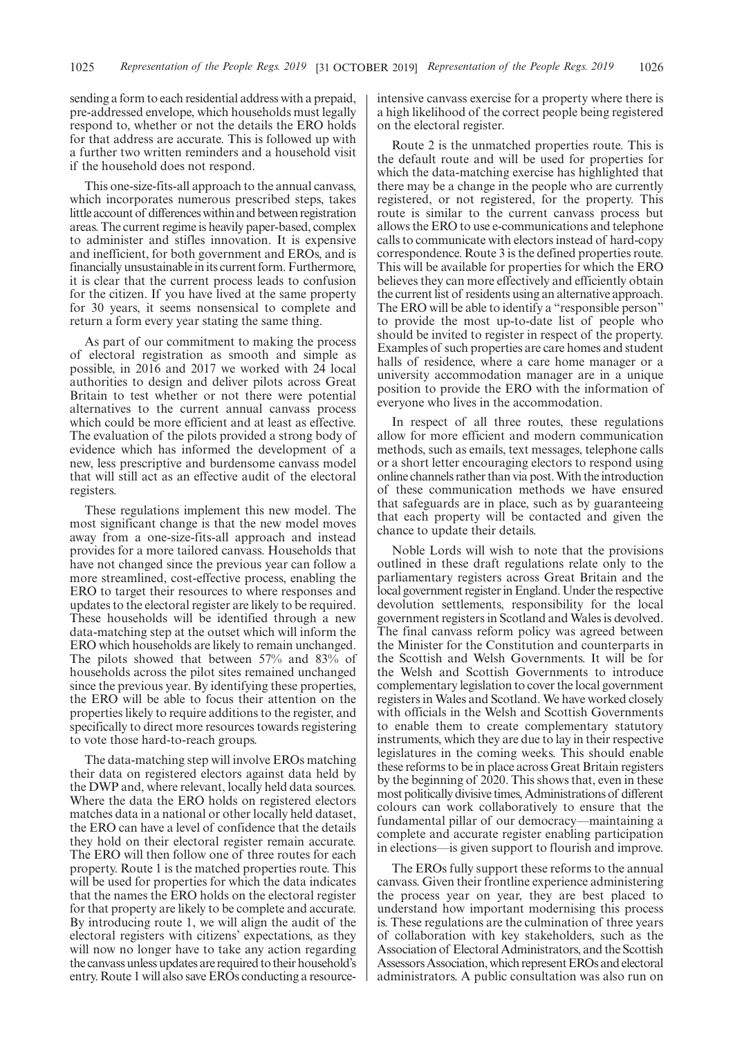sending a form to each residential address with a prepaid, pre-addressed envelope, which households must legally respond to, whether or not the details the ERO holds for that address are accurate. This is followed up with a further two written reminders and a household visit if the household does not respond.

This one-size-fits-all approach to the annual canvass, which incorporates numerous prescribed steps, takes little account of differences within and between registration areas. The current regime is heavily paper-based, complex to administer and stifles innovation. It is expensive and inefficient, for both government and EROs, and is financially unsustainable in its current form. Furthermore, it is clear that the current process leads to confusion for the citizen. If you have lived at the same property for 30 years, it seems nonsensical to complete and return a form every year stating the same thing.

As part of our commitment to making the process of electoral registration as smooth and simple as possible, in 2016 and 2017 we worked with 24 local authorities to design and deliver pilots across Great Britain to test whether or not there were potential alternatives to the current annual canvass process which could be more efficient and at least as effective. The evaluation of the pilots provided a strong body of evidence which has informed the development of a new, less prescriptive and burdensome canvass model that will still act as an effective audit of the electoral registers.

These regulations implement this new model. The most significant change is that the new model moves away from a one-size-fits-all approach and instead provides for a more tailored canvass. Households that have not changed since the previous year can follow a more streamlined, cost-effective process, enabling the ERO to target their resources to where responses and updates to the electoral register are likely to be required. These households will be identified through a new data-matching step at the outset which will inform the ERO which households are likely to remain unchanged. The pilots showed that between 57% and 83% of households across the pilot sites remained unchanged since the previous year. By identifying these properties, the ERO will be able to focus their attention on the properties likely to require additions to the register, and specifically to direct more resources towards registering to vote those hard-to-reach groups.

The data-matching step will involve EROs matching their data on registered electors against data held by the DWP and, where relevant, locally held data sources. Where the data the ERO holds on registered electors matches data in a national or other locally held dataset, the ERO can have a level of confidence that the details they hold on their electoral register remain accurate. The ERO will then follow one of three routes for each property. Route 1 is the matched properties route. This will be used for properties for which the data indicates that the names the ERO holds on the electoral register for that property are likely to be complete and accurate. By introducing route 1, we will align the audit of the electoral registers with citizens' expectations, as they will now no longer have to take any action regarding the canvass unless updates are required to their household's entry. Route 1 will also save EROs conducting a resource-intensive canvass exercise for a property where there is a high likelihood of the correct people being registered on the electoral register.

Route 2 is the unmatched properties route. This is the default route and will be used for properties for which the data-matching exercise has highlighted that there may be a change in the people who are currently registered, or not registered, for the property. This route is similar to the current canvass process but allows the ERO to use e-communications and telephone calls to communicate with electors instead of hard-copy correspondence. Route 3 is the defined properties route. This will be available for properties for which the ERO believes they can more effectively and efficiently obtain the current list of residents using an alternative approach. The ERO will be able to identify a "responsible person" to provide the most up-to-date list of people who should be invited to register in respect of the property. Examples of such properties are care homes and student halls of residence, where a care home manager or a university accommodation manager are in a unique position to provide the ERO with the information of everyone who lives in the accommodation.

In respect of all three routes, these regulations allow for more efficient and modern communication methods, such as emails, text messages, telephone calls or a short letter encouraging electors to respond using online channels rather than via post. With the introduction of these communication methods we have ensured that safeguards are in place, such as by guaranteeing that each property will be contacted and given the chance to update their details.

Noble Lords will wish to note that the provisions outlined in these draft regulations relate only to the parliamentary registers across Great Britain and the local government register in England. Under the respective devolution settlements, responsibility for the local government registers in Scotland and Wales is devolved. The final canvass reform policy was agreed between the Minister for the Constitution and counterparts in the Scottish and Welsh Governments. It will be for the Welsh and Scottish Governments to introduce complementary legislation to cover the local government registers in Wales and Scotland. We have worked closely with officials in the Welsh and Scottish Governments to enable them to create complementary statutory instruments, which they are due to lay in their respective legislatures in the coming weeks. This should enable these reforms to be in place across Great Britain registers by the beginning of 2020. This shows that, even in these most politically divisive times, Administrations of different colours can work collaboratively to ensure that the fundamental pillar of our democracy—maintaining a complete and accurate register enabling participation in elections—is given support to flourish and improve.

The EROs fully support these reforms to the annual canvass. Given their frontline experience administering the process year on year, they are best placed to understand how important modernising this process is. These regulations are the culmination of three years of collaboration with key stakeholders, such as the Association of Electoral Administrators, and the Scottish Assessors Association, which represent EROs and electoral administrators. A public consultation was also run on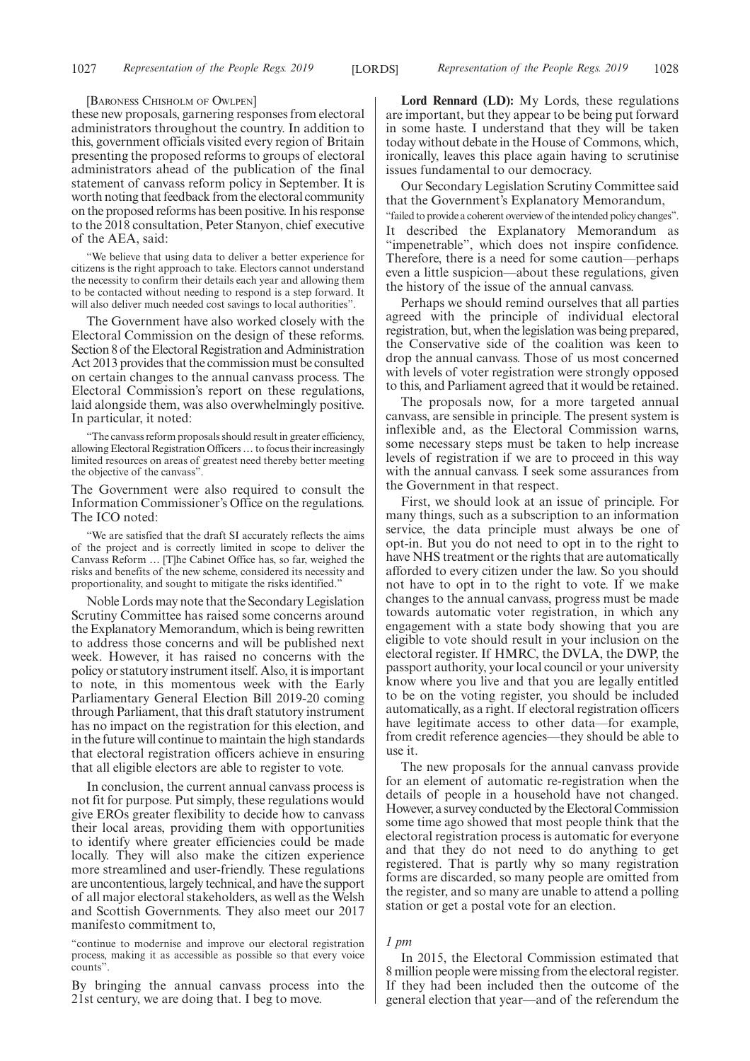[Baroness Chisholm of Owlpen]

these new proposals, garnering responses from electoral administrators throughout the country. In addition to this, government officials visited every region of Britain presenting the proposed reforms to groups of electoral administrators ahead of the publication of the final statement of canvass reform policy in September. It is worth noting that feedback from the electoral community on the proposed reforms has been positive. In his response to the 2018 consultation, Peter Stanyon, chief executive of the AEA, said:

> "We believe that using data to deliver a better experience for citizens is the right approach to take. Electors cannot understand the necessity to confirm their details each year and allowing them to be contacted without needing to respond is a step forward. It will also deliver much needed cost savings to local authorities".

The Government have also worked closely with the Electoral Commission on the design of these reforms. Section 8 of the Electoral Registration and Administration Act 2013 provides that the commission must be consulted on certain changes to the annual canvass process. The Electoral Commission's report on these regulations, laid alongside them, was also overwhelmingly positive. In particular, it noted:

> "The canvass reform proposals should result in greater efficiency, allowing Electoral Registration Officers … to focus their increasingly limited resources on areas of greatest need thereby better meeting the objective of the canvass".

The Government were also required to consult the Information Commissioner's Office on the regulations. The ICO noted:

> "We are satisfied that the draft SI accurately reflects the aims of the project and is correctly limited in scope to deliver the Canvass Reform … [T]he Cabinet Office has, so far, weighed the risks and benefits of the new scheme, considered its necessity and proportionality, and sought to mitigate the risks identified."

Noble Lords may note that the Secondary Legislation Scrutiny Committee has raised some concerns around the Explanatory Memorandum, which is being rewritten to address those concerns and will be published next week. However, it has raised no concerns with the policy or statutory instrument itself. Also, it is important to note, in this momentous week with the Early Parliamentary General Election Bill 2019-20 coming through Parliament, that this draft statutory instrument has no impact on the registration for this election, and in the future will continue to maintain the high standards that electoral registration officers achieve in ensuring that all eligible electors are able to register to vote.

In conclusion, the current annual canvass process is not fit for purpose. Put simply, these regulations would give EROs greater flexibility to decide how to canvass their local areas, providing them with opportunities to identify where greater efficiencies could be made locally. They will also make the citizen experience more streamlined and user-friendly. These regulations are uncontentious, largely technical, and have the support of all major electoral stakeholders, as well as the Welsh and Scottish Governments. They also meet our 2017 manifesto commitment to,

> "continue to modernise and improve our electoral registration process, making it as accessible as possible so that every voice counts".

By bringing the annual canvass process into the 21st century, we are doing that. I beg to move.

**Lord Rennard (LD):** My Lords, these regulations are important, but they appear to be being put forward in some haste. I understand that they will be taken today without debate in the House of Commons, which, ironically, leaves this place again having to scrutinise issues fundamental to our democracy.

Our Secondary Legislation Scrutiny Committee said that the Government's Explanatory Memorandum,

> "failed to provide a coherent overview of the intended policy changes".

It described the Explanatory Memorandum as "impenetrable", which does not inspire confidence. Therefore, there is a need for some caution—perhaps even a little suspicion—about these regulations, given the history of the issue of the annual canvass.

Perhaps we should remind ourselves that all parties agreed with the principle of individual electoral registration, but, when the legislation was being prepared, the Conservative side of the coalition was keen to drop the annual canvass. Those of us most concerned with levels of voter registration were strongly opposed to this, and Parliament agreed that it would be retained.

The proposals now, for a more targeted annual canvass, are sensible in principle. The present system is inflexible and, as the Electoral Commission warns, some necessary steps must be taken to help increase levels of registration if we are to proceed in this way with the annual canvass. I seek some assurances from the Government in that respect.

First, we should look at an issue of principle. For many things, such as a subscription to an information service, the data principle must always be one of opt-in. But you do not need to opt in to the right to have NHS treatment or the rights that are automatically afforded to every citizen under the law. So you should not have to opt in to the right to vote. If we make changes to the annual canvass, progress must be made towards automatic voter registration, in which any engagement with a state body showing that you are eligible to vote should result in your inclusion on the electoral register. If HMRC, the DVLA, the DWP, the passport authority, your local council or your university know where you live and that you are legally entitled to be on the voting register, you should be included automatically, as a right. If electoral registration officers have legitimate access to other data—for example, from credit reference agencies—they should be able to use it.

The new proposals for the annual canvass provide for an element of automatic re-registration when the details of people in a household have not changed. However, a survey conducted by the Electoral Commission some time ago showed that most people think that the electoral registration process is automatic for everyone and that they do not need to do anything to get registered. That is partly why so many registration forms are discarded, so many people are omitted from the register, and so many are unable to attend a polling station or get a postal vote for an election.

*1 pm*

In 2015, the Electoral Commission estimated that 8 million people were missing from the electoral register. If they had been included then the outcome of the general election that year—and of the referendum the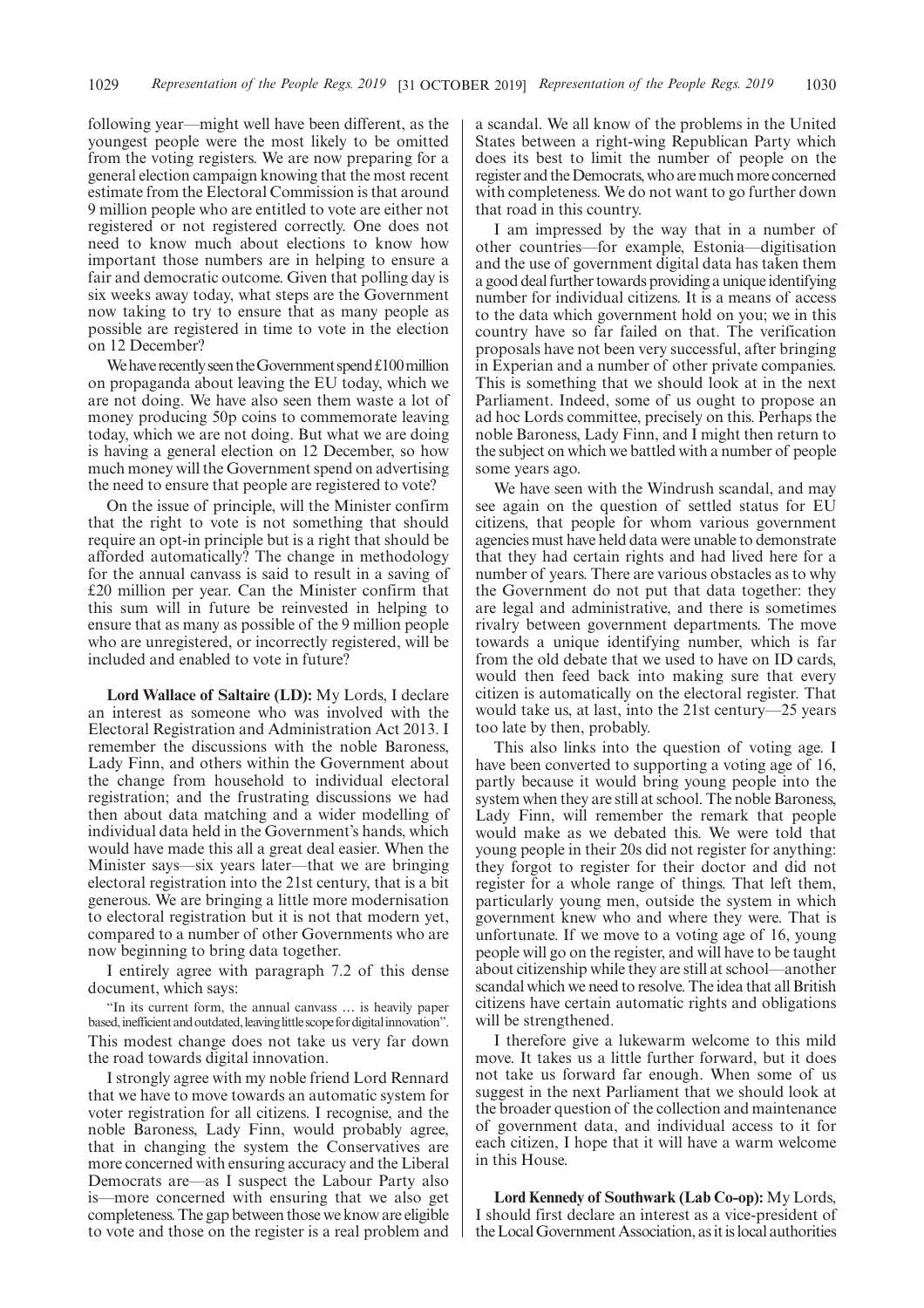following year—might well have been different, as the youngest people were the most likely to be omitted from the voting registers. We are now preparing for a general election campaign knowing that the most recent estimate from the Electoral Commission is that around 9 million people who are entitled to vote are either not registered or not registered correctly. One does not need to know much about elections to know how important those numbers are in helping to ensure a fair and democratic outcome. Given that polling day is six weeks away today, what steps are the Government now taking to try to ensure that as many people as possible are registered in time to vote in the election on 12 December?

We have recently seen the Government spend £100 million on propaganda about leaving the EU today, which we are not doing. We have also seen them waste a lot of money producing 50p coins to commemorate leaving today, which we are not doing. But what we are doing is having a general election on 12 December, so how much money will the Government spend on advertising the need to ensure that people are registered to vote?

On the issue of principle, will the Minister confirm that the right to vote is not something that should require an opt-in principle but is a right that should be afforded automatically? The change in methodology for the annual canvass is said to result in a saving of £20 million per year. Can the Minister confirm that this sum will in future be reinvested in helping to ensure that as many as possible of the 9 million people who are unregistered, or incorrectly registered, will be included and enabled to vote in future?

**Lord Wallace of Saltaire (LD):** My Lords, I declare an interest as someone who was involved with the Electoral Registration and Administration Act 2013. I remember the discussions with the noble Baroness, Lady Finn, and others within the Government about the change from household to individual electoral registration; and the frustrating discussions we had then about data matching and a wider modelling of individual data held in the Government's hands, which would have made this all a great deal easier. When the Minister says—six years later—that we are bringing electoral registration into the 21st century, that is a bit generous. We are bringing a little more modernisation to electoral registration but it is not that modern yet, compared to a number of other Governments who are now beginning to bring data together.

I entirely agree with paragraph 7.2 of this dense document, which says:

"In its current form, the annual canvass … is heavily paper based, inefficient and outdated, leaving little scope for digital innovation".

This modest change does not take us very far down the road towards digital innovation.

I strongly agree with my noble friend Lord Rennard that we have to move towards an automatic system for voter registration for all citizens. I recognise, and the noble Baroness, Lady Finn, would probably agree, that in changing the system the Conservatives are more concerned with ensuring accuracy and the Liberal Democrats are—as I suspect the Labour Party also is—more concerned with ensuring that we also get completeness. The gap between those we know are eligible to vote and those on the register is a real problem and a scandal. We all know of the problems in the United States between a right-wing Republican Party which does its best to limit the number of people on the register and the Democrats, who are much more concerned with completeness. We do not want to go further down that road in this country.

I am impressed by the way that in a number of other countries—for example, Estonia—digitisation and the use of government digital data has taken them a good deal further towards providing a unique identifying number for individual citizens. It is a means of access to the data which government hold on you; we in this country have so far failed on that. The verification proposals have not been very successful, after bringing in Experian and a number of other private companies. This is something that we should look at in the next Parliament. Indeed, some of us ought to propose an ad hoc Lords committee, precisely on this. Perhaps the noble Baroness, Lady Finn, and I might then return to the subject on which we battled with a number of people some years ago.

We have seen with the Windrush scandal, and may see again on the question of settled status for EU citizens, that people for whom various government agencies must have held data were unable to demonstrate that they had certain rights and had lived here for a number of years. There are various obstacles as to why the Government do not put that data together: they are legal and administrative, and there is sometimes rivalry between government departments. The move towards a unique identifying number, which is far from the old debate that we used to have on ID cards, would then feed back into making sure that every citizen is automatically on the electoral register. That would take us, at last, into the 21st century—25 years too late by then, probably.

This also links into the question of voting age. I have been converted to supporting a voting age of 16, partly because it would bring young people into the system when they are still at school. The noble Baroness, Lady Finn, will remember the remark that people would make as we debated this. We were told that young people in their 20s did not register for anything: they forgot to register for their doctor and did not register for a whole range of things. That left them, particularly young men, outside the system in which government knew who and where they were. That is unfortunate. If we move to a voting age of 16, young people will go on the register, and will have to be taught about citizenship while they are still at school—another scandal which we need to resolve. The idea that all British citizens have certain automatic rights and obligations will be strengthened.

I therefore give a lukewarm welcome to this mild move. It takes us a little further forward, but it does not take us forward far enough. When some of us suggest in the next Parliament that we should look at the broader question of the collection and maintenance of government data, and individual access to it for each citizen, I hope that it will have a warm welcome in this House.

**Lord Kennedy of Southwark (Lab Co-op):** My Lords, I should first declare an interest as a vice-president of the Local Government Association, as it is local authorities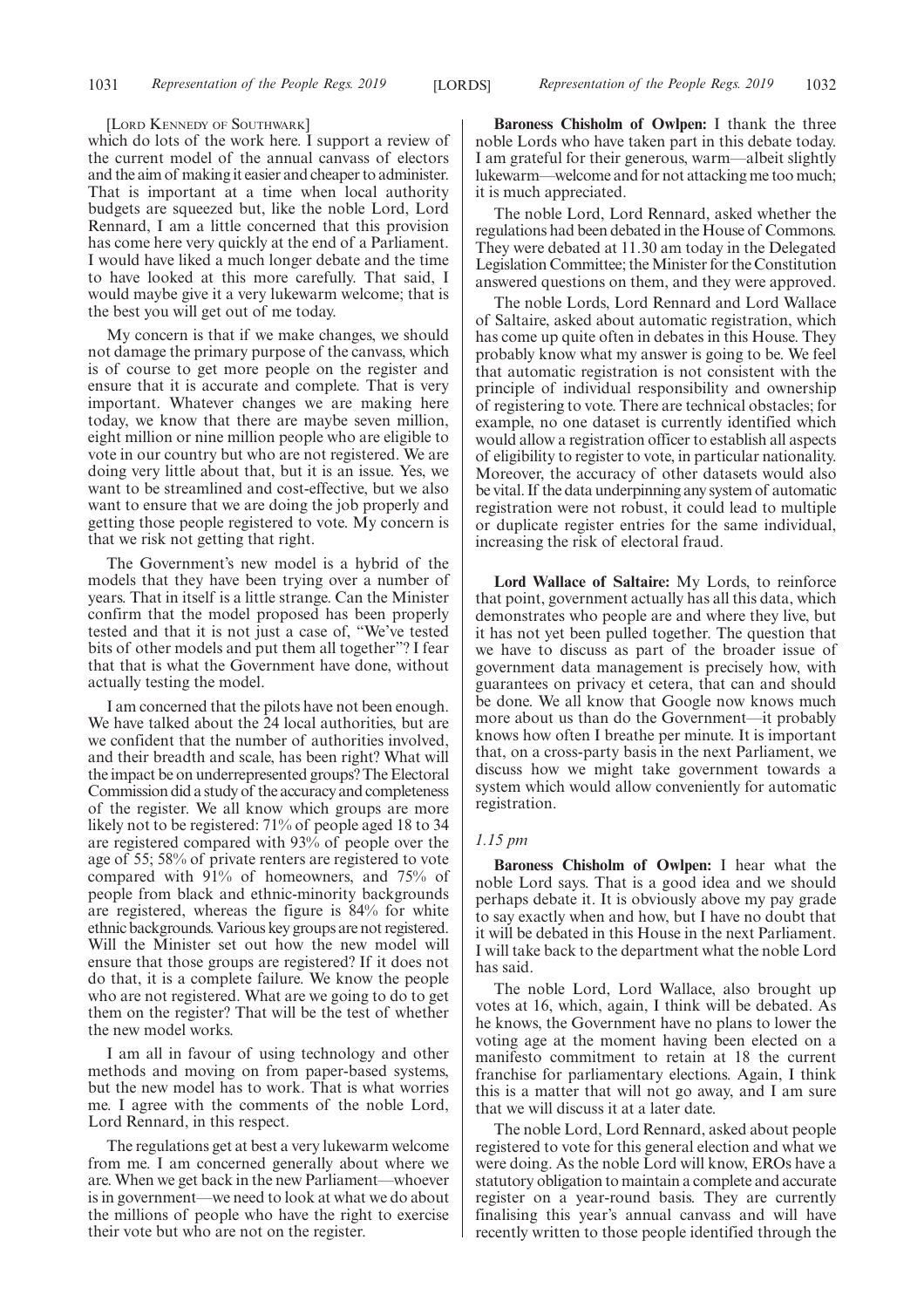[Lord Kennedy of Southwark]

which do lots of the work here. I support a review of the current model of the annual canvass of electors and the aim of making it easier and cheaper to administer. That is important at a time when local authority budgets are squeezed but, like the noble Lord, Lord Rennard, I am a little concerned that this provision has come here very quickly at the end of a Parliament. I would have liked a much longer debate and the time to have looked at this more carefully. That said, I would maybe give it a very lukewarm welcome; that is the best you will get out of me today.

My concern is that if we make changes, we should not damage the primary purpose of the canvass, which is of course to get more people on the register and ensure that it is accurate and complete. That is very important. Whatever changes we are making here today, we know that there are maybe seven million, eight million or nine million people who are eligible to vote in our country but who are not registered. We are doing very little about that, but it is an issue. Yes, we want to be streamlined and cost-effective, but we also want to ensure that we are doing the job properly and getting those people registered to vote. My concern is that we risk not getting that right.

The Government's new model is a hybrid of the models that they have been trying over a number of years. That in itself is a little strange. Can the Minister confirm that the model proposed has been properly tested and that it is not just a case of, "We've tested bits of other models and put them all together"? I fear that that is what the Government have done, without actually testing the model.

I am concerned that the pilots have not been enough. We have talked about the 24 local authorities, but are we confident that the number of authorities involved, and their breadth and scale, has been right? What will the impact be on underrepresented groups? The Electoral Commission did a study of the accuracy and completeness of the register. We all know which groups are more likely not to be registered: 71% of people aged 18 to 34 are registered compared with 93% of people over the age of 55; 58% of private renters are registered to vote compared with 91% of homeowners, and 75% of people from black and ethnic-minority backgrounds are registered, whereas the figure is 84% for white ethnic backgrounds. Various key groups are not registered. Will the Minister set out how the new model will ensure that those groups are registered? If it does not do that, it is a complete failure. We know the people who are not registered. What are we going to do to get them on the register? That will be the test of whether the new model works.

I am all in favour of using technology and other methods and moving on from paper-based systems, but the new model has to work. That is what worries me. I agree with the comments of the noble Lord, Lord Rennard, in this respect.

The regulations get at best a very lukewarm welcome from me. I am concerned generally about where we are. When we get back in the new Parliament—whoever is in government—we need to look at what we do about the millions of people who have the right to exercise their vote but who are not on the register.

**Baroness Chisholm of Owlpen:** I thank the three noble Lords who have taken part in this debate today. I am grateful for their generous, warm—albeit slightly lukewarm—welcome and for not attacking me too much; it is much appreciated.

The noble Lord, Lord Rennard, asked whether the regulations had been debated in the House of Commons. They were debated at 11.30 am today in the Delegated Legislation Committee; the Minister for the Constitution answered questions on them, and they were approved.

The noble Lords, Lord Rennard and Lord Wallace of Saltaire, asked about automatic registration, which has come up quite often in debates in this House. They probably know what my answer is going to be. We feel that automatic registration is not consistent with the principle of individual responsibility and ownership of registering to vote. There are technical obstacles; for example, no one dataset is currently identified which would allow a registration officer to establish all aspects of eligibility to register to vote, in particular nationality. Moreover, the accuracy of other datasets would also be vital. If the data underpinning any system of automatic registration were not robust, it could lead to multiple or duplicate register entries for the same individual, increasing the risk of electoral fraud.

**Lord Wallace of Saltaire:** My Lords, to reinforce that point, government actually has all this data, which demonstrates who people are and where they live, but it has not yet been pulled together. The question that we have to discuss as part of the broader issue of government data management is precisely how, with guarantees on privacy et cetera, that can and should be done. We all know that Google now knows much more about us than do the Government—it probably knows how often I breathe per minute. It is important that, on a cross-party basis in the next Parliament, we discuss how we might take government towards a system which would allow conveniently for automatic registration.

*1.15 pm*

**Baroness Chisholm of Owlpen:** I hear what the noble Lord says. That is a good idea and we should perhaps debate it. It is obviously above my pay grade to say exactly when and how, but I have no doubt that it will be debated in this House in the next Parliament. I will take back to the department what the noble Lord has said.

The noble Lord, Lord Wallace, also brought up votes at 16, which, again, I think will be debated. As he knows, the Government have no plans to lower the voting age at the moment having been elected on a manifesto commitment to retain at 18 the current franchise for parliamentary elections. Again, I think this is a matter that will not go away, and I am sure that we will discuss it at a later date.

The noble Lord, Lord Rennard, asked about people registered to vote for this general election and what we were doing. As the noble Lord will know, EROs have a statutory obligation to maintain a complete and accurate register on a year-round basis. They are currently finalising this year's annual canvass and will have recently written to those people identified through the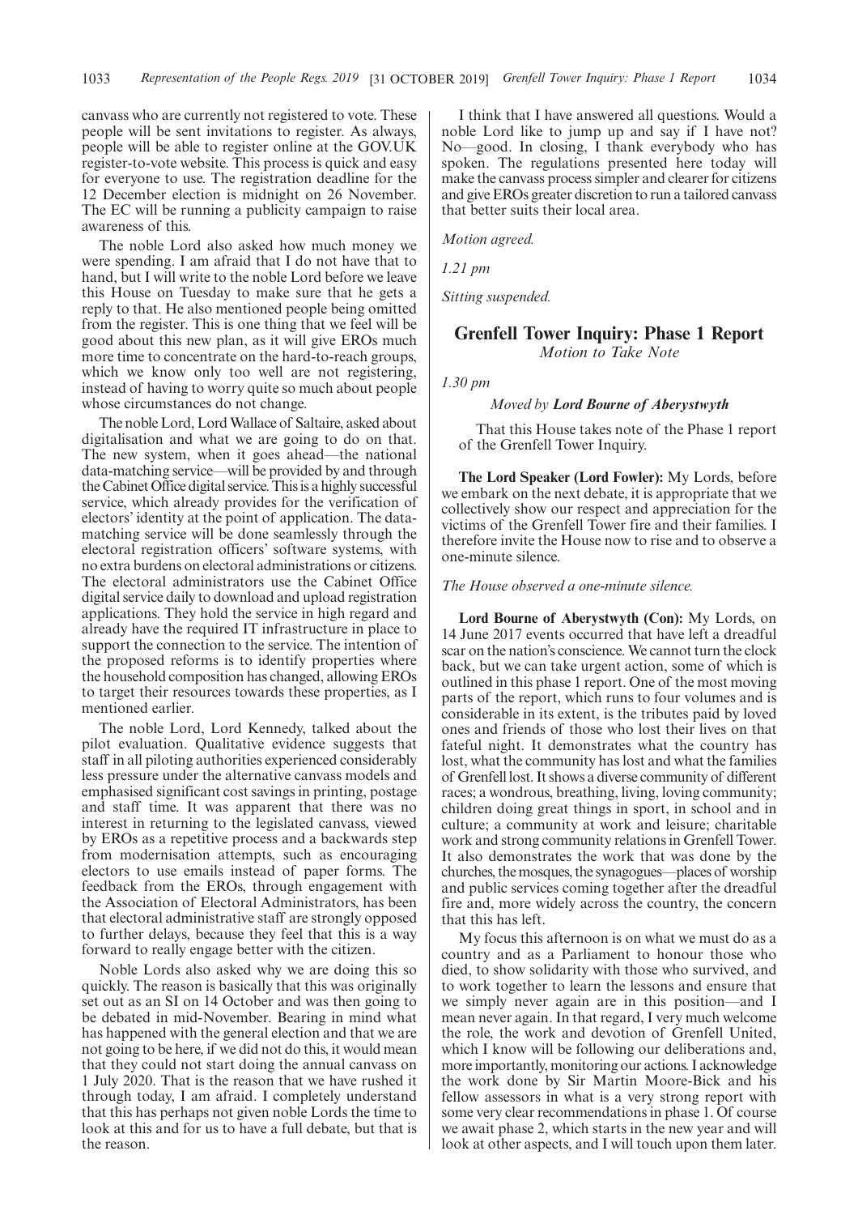canvass who are currently not registered to vote. These people will be sent invitations to register. As always, people will be able to register online at the GOV.UK register-to-vote website. This process is quick and easy for everyone to use. The registration deadline for the 12 December election is midnight on 26 November. The EC will be running a publicity campaign to raise awareness of this.

The noble Lord also asked how much money we were spending. I am afraid that I do not have that to hand, but I will write to the noble Lord before we leave this House on Tuesday to make sure that he gets a reply to that. He also mentioned people being omitted from the register. This is one thing that we feel will be good about this new plan, as it will give EROs much more time to concentrate on the hard-to-reach groups, which we know only too well are not registering, instead of having to worry quite so much about people whose circumstances do not change.

The noble Lord, Lord Wallace of Saltaire, asked about digitalisation and what we are going to do on that. The new system, when it goes ahead—the national data-matching service—will be provided by and through the Cabinet Office digital service. This is a highly successful service, which already provides for the verification of electors' identity at the point of application. The data-matching service will be done seamlessly through the electoral registration officers' software systems, with no extra burdens on electoral administrations or citizens. The electoral administrators use the Cabinet Office digital service daily to download and upload registration applications. They hold the service in high regard and already have the required IT infrastructure in place to support the connection to the service. The intention of the proposed reforms is to identify properties where the household composition has changed, allowing EROs to target their resources towards these properties, as I mentioned earlier.

The noble Lord, Lord Kennedy, talked about the pilot evaluation. Qualitative evidence suggests that staff in all piloting authorities experienced considerably less pressure under the alternative canvass models and emphasised significant cost savings in printing, postage and staff time. It was apparent that there was no interest in returning to the legislated canvass, viewed by EROs as a repetitive process and a backwards step from modernisation attempts, such as encouraging electors to use emails instead of paper forms. The feedback from the EROs, through engagement with the Association of Electoral Administrators, has been that electoral administrative staff are strongly opposed to further delays, because they feel that this is a way forward to really engage better with the citizen.

Noble Lords also asked why we are doing this so quickly. The reason is basically that this was originally set out as an SI on 14 October and was then going to be debated in mid-November. Bearing in mind what has happened with the general election and that we are not going to be here, if we did not do this, it would mean that they could not start doing the annual canvass on 1 July 2020. That is the reason that we have rushed it through today, I am afraid. I completely understand that this has perhaps not given noble Lords the time to look at this and for us to have a full debate, but that is the reason.

I think that I have answered all questions. Would a noble Lord like to jump up and say if I have not? No—good. In closing, I thank everybody who has spoken. The regulations presented here today will make the canvass process simpler and clearer for citizens and give EROs greater discretion to run a tailored canvass that better suits their local area.

*Motion agreed.*

*1.21 pm*

*Sitting suspended.*

## Grenfell Tower Inquiry: Phase 1 Report
*Motion to Take Note*

*1.30 pm*

*Moved by* ***Lord Bourne of Aberystwyth***

That this House takes note of the Phase 1 report of the Grenfell Tower Inquiry.

**The Lord Speaker (Lord Fowler):** My Lords, before we embark on the next debate, it is appropriate that we collectively show our respect and appreciation for the victims of the Grenfell Tower fire and their families. I therefore invite the House now to rise and to observe a one-minute silence.

*The House observed a one-minute silence.*

**Lord Bourne of Aberystwyth (Con):** My Lords, on 14 June 2017 events occurred that have left a dreadful scar on the nation's conscience. We cannot turn the clock back, but we can take urgent action, some of which is outlined in this phase 1 report. One of the most moving parts of the report, which runs to four volumes and is considerable in its extent, is the tributes paid by loved ones and friends of those who lost their lives on that fateful night. It demonstrates what the country has lost, what the community has lost and what the families of Grenfell lost. It shows a diverse community of different races; a wondrous, breathing, living, loving community; children doing great things in sport, in school and in culture; a community at work and leisure; charitable work and strong community relations in Grenfell Tower. It also demonstrates the work that was done by the churches, the mosques, the synagogues—places of worship and public services coming together after the dreadful fire and, more widely across the country, the concern that this has left.

My focus this afternoon is on what we must do as a country and as a Parliament to honour those who died, to show solidarity with those who survived, and to work together to learn the lessons and ensure that we simply never again are in this position—and I mean never again. In that regard, I very much welcome the role, the work and devotion of Grenfell United, which I know will be following our deliberations and, more importantly, monitoring our actions. I acknowledge the work done by Sir Martin Moore-Bick and his fellow assessors in what is a very strong report with some very clear recommendations in phase 1. Of course we await phase 2, which starts in the new year and will look at other aspects, and I will touch upon them later.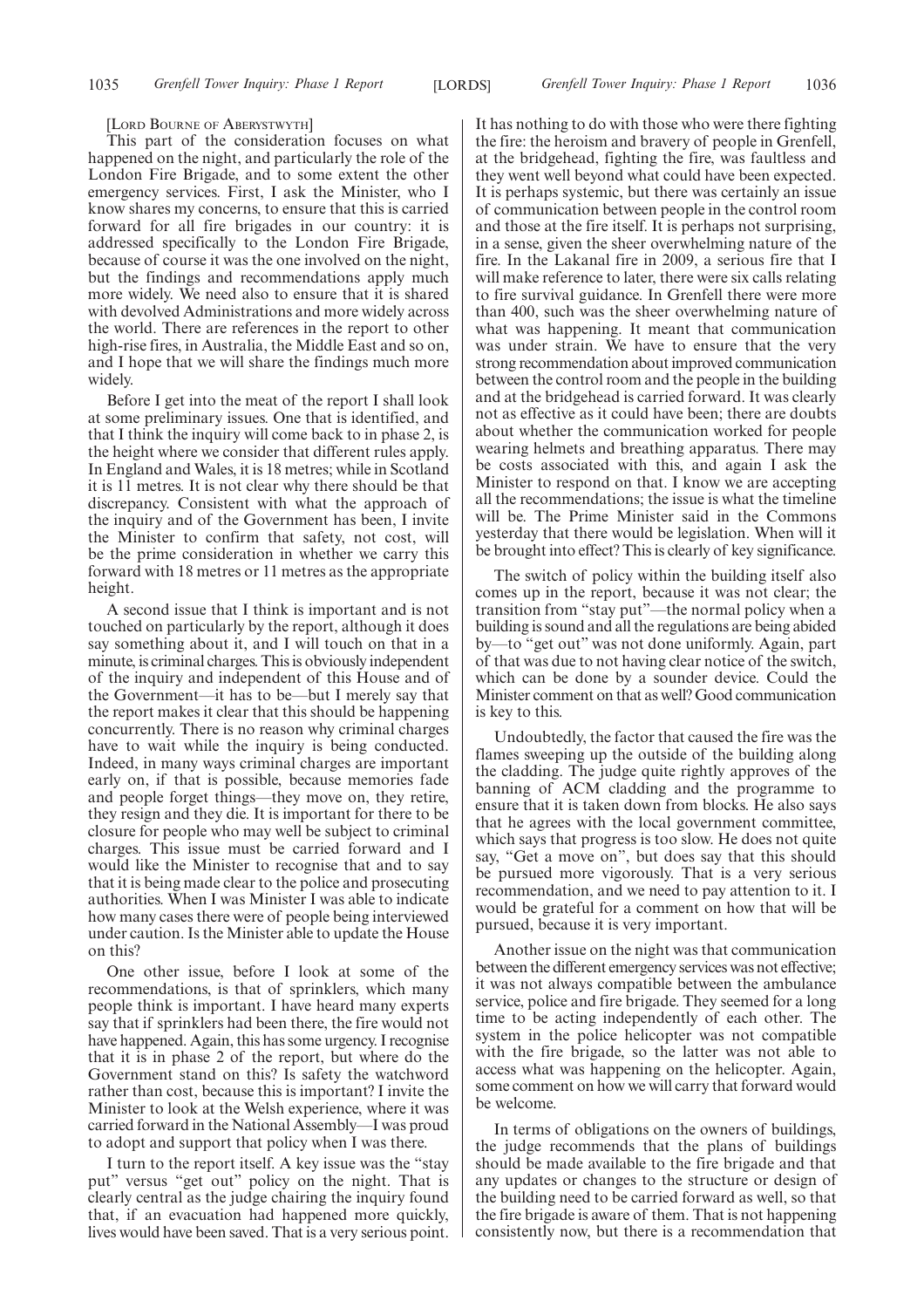[Lord Bourne of Aberystwyth]

This part of the consideration focuses on what happened on the night, and particularly the role of the London Fire Brigade, and to some extent the other emergency services. First, I ask the Minister, who I know shares my concerns, to ensure that this is carried forward for all fire brigades in our country: it is addressed specifically to the London Fire Brigade, because of course it was the one involved on the night, but the findings and recommendations apply much more widely. We need also to ensure that it is shared with devolved Administrations and more widely across the world. There are references in the report to other high-rise fires, in Australia, the Middle East and so on, and I hope that we will share the findings much more widely.

Before I get into the meat of the report I shall look at some preliminary issues. One that is identified, and that I think the inquiry will come back to in phase 2, is the height where we consider that different rules apply. In England and Wales, it is 18 metres; while in Scotland it is 11 metres. It is not clear why there should be that discrepancy. Consistent with what the approach of the inquiry and of the Government has been, I invite the Minister to confirm that safety, not cost, will be the prime consideration in whether we carry this forward with 18 metres or 11 metres as the appropriate height.

A second issue that I think is important and is not touched on particularly by the report, although it does say something about it, and I will touch on that in a minute, is criminal charges. This is obviously independent of the inquiry and independent of this House and of the Government—it has to be—but I merely say that the report makes it clear that this should be happening concurrently. There is no reason why criminal charges have to wait while the inquiry is being conducted. Indeed, in many ways criminal charges are important early on, if that is possible, because memories fade and people forget things—they move on, they retire, they resign and they die. It is important for there to be closure for people who may well be subject to criminal charges. This issue must be carried forward and I would like the Minister to recognise that and to say that it is being made clear to the police and prosecuting authorities. When I was Minister I was able to indicate how many cases there were of people being interviewed under caution. Is the Minister able to update the House on this?

One other issue, before I look at some of the recommendations, is that of sprinklers, which many people think is important. I have heard many experts say that if sprinklers had been there, the fire would not have happened. Again, this has some urgency. I recognise that it is in phase 2 of the report, but where do the Government stand on this? Is safety the watchword rather than cost, because this is important? I invite the Minister to look at the Welsh experience, where it was carried forward in the National Assembly—I was proud to adopt and support that policy when I was there.

I turn to the report itself. A key issue was the "stay put" versus "get out" policy on the night. That is clearly central as the judge chairing the inquiry found that, if an evacuation had happened more quickly, lives would have been saved. That is a very serious point. It has nothing to do with those who were there fighting the fire: the heroism and bravery of people in Grenfell, at the bridgehead, fighting the fire, was faultless and they went well beyond what could have been expected. It is perhaps systemic, but there was certainly an issue of communication between people in the control room and those at the fire itself. It is perhaps not surprising, in a sense, given the sheer overwhelming nature of the fire. In the Lakanal fire in 2009, a serious fire that I will make reference to later, there were six calls relating to fire survival guidance. In Grenfell there were more than 400, such was the sheer overwhelming nature of what was happening. It meant that communication was under strain. We have to ensure that the very strong recommendation about improved communication between the control room and the people in the building and at the bridgehead is carried forward. It was clearly not as effective as it could have been; there are doubts about whether the communication worked for people wearing helmets and breathing apparatus. There may be costs associated with this, and again I ask the Minister to respond on that. I know we are accepting all the recommendations; the issue is what the timeline will be. The Prime Minister said in the Commons yesterday that there would be legislation. When will it be brought into effect? This is clearly of key significance.

The switch of policy within the building itself also comes up in the report, because it was not clear; the transition from "stay put"—the normal policy when a building is sound and all the regulations are being abided by—to "get out" was not done uniformly. Again, part of that was due to not having clear notice of the switch, which can be done by a sounder device. Could the Minister comment on that as well? Good communication is key to this.

Undoubtedly, the factor that caused the fire was the flames sweeping up the outside of the building along the cladding. The judge quite rightly approves of the banning of ACM cladding and the programme to ensure that it is taken down from blocks. He also says that he agrees with the local government committee, which says that progress is too slow. He does not quite say, "Get a move on", but does say that this should be pursued more vigorously. That is a very serious recommendation, and we need to pay attention to it. I would be grateful for a comment on how that will be pursued, because it is very important.

Another issue on the night was that communication between the different emergency services was not effective; it was not always compatible between the ambulance service, police and fire brigade. They seemed for a long time to be acting independently of each other. The system in the police helicopter was not compatible with the fire brigade, so the latter was not able to access what was happening on the helicopter. Again, some comment on how we will carry that forward would be welcome.

In terms of obligations on the owners of buildings, the judge recommends that the plans of buildings should be made available to the fire brigade and that any updates or changes to the structure or design of the building need to be carried forward as well, so that the fire brigade is aware of them. That is not happening consistently now, but there is a recommendation that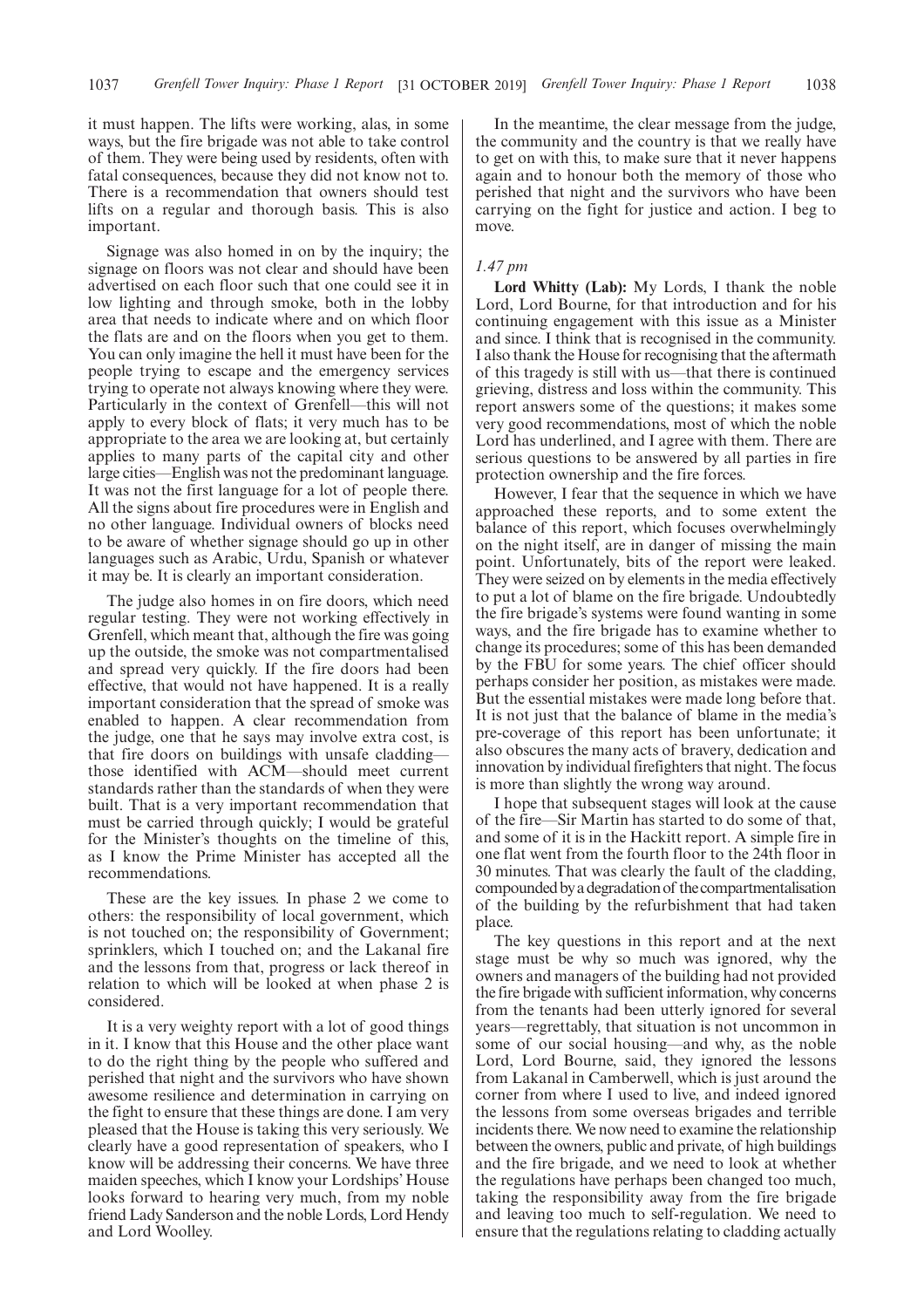it must happen. The lifts were working, alas, in some ways, but the fire brigade was not able to take control of them. They were being used by residents, often with fatal consequences, because they did not know not to. There is a recommendation that owners should test lifts on a regular and thorough basis. This is also important.

Signage was also homed in on by the inquiry; the signage on floors was not clear and should have been advertised on each floor such that one could see it in low lighting and through smoke, both in the lobby area that needs to indicate where and on which floor the flats are and on the floors when you get to them. You can only imagine the hell it must have been for the people trying to escape and the emergency services trying to operate not always knowing where they were. Particularly in the context of Grenfell—this will not apply to every block of flats; it very much has to be appropriate to the area we are looking at, but certainly applies to many parts of the capital city and other large cities—English was not the predominant language. It was not the first language for a lot of people there. All the signs about fire procedures were in English and no other language. Individual owners of blocks need to be aware of whether signage should go up in other languages such as Arabic, Urdu, Spanish or whatever it may be. It is clearly an important consideration.

The judge also homes in on fire doors, which need regular testing. They were not working effectively in Grenfell, which meant that, although the fire was going up the outside, the smoke was not compartmentalised and spread very quickly. If the fire doors had been effective, that would not have happened. It is a really important consideration that the spread of smoke was enabled to happen. A clear recommendation from the judge, one that he says may involve extra cost, is that fire doors on buildings with unsafe cladding—those identified with ACM—should meet current standards rather than the standards of when they were built. That is a very important recommendation that must be carried through quickly; I would be grateful for the Minister's thoughts on the timeline of this, as I know the Prime Minister has accepted all the recommendations.

These are the key issues. In phase 2 we come to others: the responsibility of local government, which is not touched on; the responsibility of Government; sprinklers, which I touched on; and the Lakanal fire and the lessons from that, progress or lack thereof in relation to which will be looked at when phase 2 is considered.

It is a very weighty report with a lot of good things in it. I know that this House and the other place want to do the right thing by the people who suffered and perished that night and the survivors who have shown awesome resilience and determination in carrying on the fight to ensure that these things are done. I am very pleased that the House is taking this very seriously. We clearly have a good representation of speakers, who I know will be addressing their concerns. We have three maiden speeches, which I know your Lordships' House looks forward to hearing very much, from my noble friend Lady Sanderson and the noble Lords, Lord Hendy and Lord Woolley.

In the meantime, the clear message from the judge, the community and the country is that we really have to get on with this, to make sure that it never happens again and to honour both the memory of those who perished that night and the survivors who have been carrying on the fight for justice and action. I beg to move.

*1.47 pm*

**Lord Whitty (Lab):** My Lords, I thank the noble Lord, Lord Bourne, for that introduction and for his continuing engagement with this issue as a Minister and since. I think that is recognised in the community. I also thank the House for recognising that the aftermath of this tragedy is still with us—that there is continued grieving, distress and loss within the community. This report answers some of the questions; it makes some very good recommendations, most of which the noble Lord has underlined, and I agree with them. There are serious questions to be answered by all parties in fire protection ownership and the fire forces.

However, I fear that the sequence in which we have approached these reports, and to some extent the balance of this report, which focuses overwhelmingly on the night itself, are in danger of missing the main point. Unfortunately, bits of the report were leaked. They were seized on by elements in the media effectively to put a lot of blame on the fire brigade. Undoubtedly the fire brigade's systems were found wanting in some ways, and the fire brigade has to examine whether to change its procedures; some of this has been demanded by the FBU for some years. The chief officer should perhaps consider her position, as mistakes were made. But the essential mistakes were made long before that. It is not just that the balance of blame in the media's pre-coverage of this report has been unfortunate; it also obscures the many acts of bravery, dedication and innovation by individual firefighters that night. The focus is more than slightly the wrong way around.

I hope that subsequent stages will look at the cause of the fire—Sir Martin has started to do some of that, and some of it is in the Hackitt report. A simple fire in one flat went from the fourth floor to the 24th floor in 30 minutes. That was clearly the fault of the cladding, compounded by a degradation of the compartmentalisation of the building by the refurbishment that had taken place.

The key questions in this report and at the next stage must be why so much was ignored, why the owners and managers of the building had not provided the fire brigade with sufficient information, why concerns from the tenants had been utterly ignored for several years—regrettably, that situation is not uncommon in some of our social housing—and why, as the noble Lord, Lord Bourne, said, they ignored the lessons from Lakanal in Camberwell, which is just around the corner from where I used to live, and indeed ignored the lessons from some overseas brigades and terrible incidents there. We now need to examine the relationship between the owners, public and private, of high buildings and the fire brigade, and we need to look at whether the regulations have perhaps been changed too much, taking the responsibility away from the fire brigade and leaving too much to self-regulation. We need to ensure that the regulations relating to cladding actually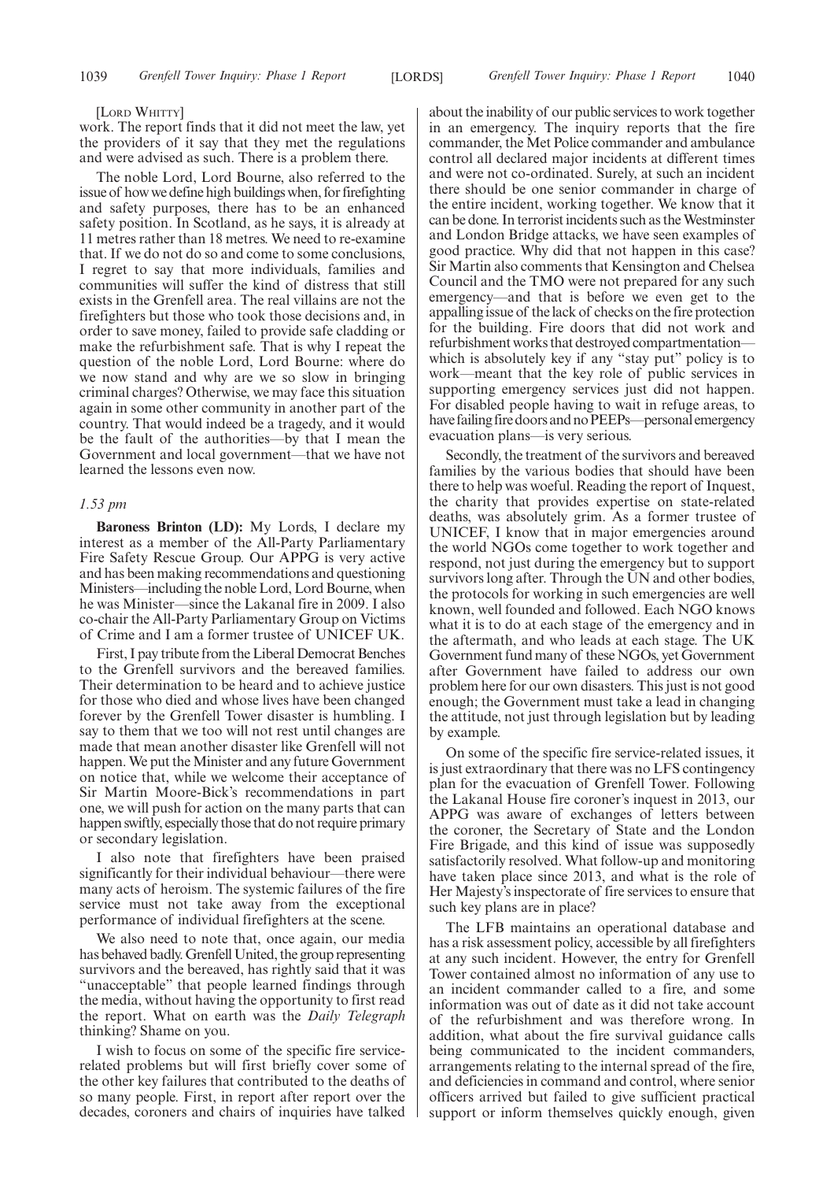[LORD WHITTY]

work. The report finds that it did not meet the law, yet the providers of it say that they met the regulations and were advised as such. There is a problem there.

The noble Lord, Lord Bourne, also referred to the issue of how we define high buildings when, for firefighting and safety purposes, there has to be an enhanced safety position. In Scotland, as he says, it is already at 11 metres rather than 18 metres. We need to re-examine that. If we do not do so and come to some conclusions, I regret to say that more individuals, families and communities will suffer the kind of distress that still exists in the Grenfell area. The real villains are not the firefighters but those who took those decisions and, in order to save money, failed to provide safe cladding or make the refurbishment safe. That is why I repeat the question of the noble Lord, Lord Bourne: where do we now stand and why are we so slow in bringing criminal charges? Otherwise, we may face this situation again in some other community in another part of the country. That would indeed be a tragedy, and it would be the fault of the authorities—by that I mean the Government and local government—that we have not learned the lessons even now.

*1.53 pm*

**Baroness Brinton (LD):** My Lords, I declare my interest as a member of the All-Party Parliamentary Fire Safety Rescue Group. Our APPG is very active and has been making recommendations and questioning Ministers—including the noble Lord, Lord Bourne, when he was Minister—since the Lakanal fire in 2009. I also co-chair the All-Party Parliamentary Group on Victims of Crime and I am a former trustee of UNICEF UK.

First, I pay tribute from the Liberal Democrat Benches to the Grenfell survivors and the bereaved families. Their determination to be heard and to achieve justice for those who died and whose lives have been changed forever by the Grenfell Tower disaster is humbling. I say to them that we too will not rest until changes are made that mean another disaster like Grenfell will not happen. We put the Minister and any future Government on notice that, while we welcome their acceptance of Sir Martin Moore-Bick's recommendations in part one, we will push for action on the many parts that can happen swiftly, especially those that do not require primary or secondary legislation.

I also note that firefighters have been praised significantly for their individual behaviour—there were many acts of heroism. The systemic failures of the fire service must not take away from the exceptional performance of individual firefighters at the scene.

We also need to note that, once again, our media has behaved badly. Grenfell United, the group representing survivors and the bereaved, has rightly said that it was "unacceptable" that people learned findings through the media, without having the opportunity to first read the report. What on earth was the *Daily Telegraph* thinking? Shame on you.

I wish to focus on some of the specific fire service-related problems but will first briefly cover some of the other key failures that contributed to the deaths of so many people. First, in report after report over the decades, coroners and chairs of inquiries have talked about the inability of our public services to work together in an emergency. The inquiry reports that the fire commander, the Met Police commander and ambulance control all declared major incidents at different times and were not co-ordinated. Surely, at such an incident there should be one senior commander in charge of the entire incident, working together. We know that it can be done. In terrorist incidents such as the Westminster and London Bridge attacks, we have seen examples of good practice. Why did that not happen in this case? Sir Martin also comments that Kensington and Chelsea Council and the TMO were not prepared for any such emergency—and that is before we even get to the appalling issue of the lack of checks on the fire protection for the building. Fire doors that did not work and refurbishment works that destroyed compartmentation—which is absolutely key if any "stay put" policy is to work—meant that the key role of public services in supporting emergency services just did not happen. For disabled people having to wait in refuge areas, to have failing fire doors and no PEEPs—personal emergency evacuation plans—is very serious.

Secondly, the treatment of the survivors and bereaved families by the various bodies that should have been there to help was woeful. Reading the report of Inquest, the charity that provides expertise on state-related deaths, was absolutely grim. As a former trustee of UNICEF, I know that in major emergencies around the world NGOs come together to work together and respond, not just during the emergency but to support survivors long after. Through the UN and other bodies, the protocols for working in such emergencies are well known, well founded and followed. Each NGO knows what it is to do at each stage of the emergency and in the aftermath, and who leads at each stage. The UK Government fund many of these NGOs, yet Government after Government have failed to address our own problem here for our own disasters. This just is not good enough; the Government must take a lead in changing the attitude, not just through legislation but by leading by example.

On some of the specific fire service-related issues, it is just extraordinary that there was no LFS contingency plan for the evacuation of Grenfell Tower. Following the Lakanal House fire coroner's inquest in 2013, our APPG was aware of exchanges of letters between the coroner, the Secretary of State and the London Fire Brigade, and this kind of issue was supposedly satisfactorily resolved. What follow-up and monitoring have taken place since 2013, and what is the role of Her Majesty's inspectorate of fire services to ensure that such key plans are in place?

The LFB maintains an operational database and has a risk assessment policy, accessible by all firefighters at any such incident. However, the entry for Grenfell Tower contained almost no information of any use to an incident commander called to a fire, and some information was out of date as it did not take account of the refurbishment and was therefore wrong. In addition, what about the fire survival guidance calls being communicated to the incident commanders, arrangements relating to the internal spread of the fire, and deficiencies in command and control, where senior officers arrived but failed to give sufficient practical support or inform themselves quickly enough, given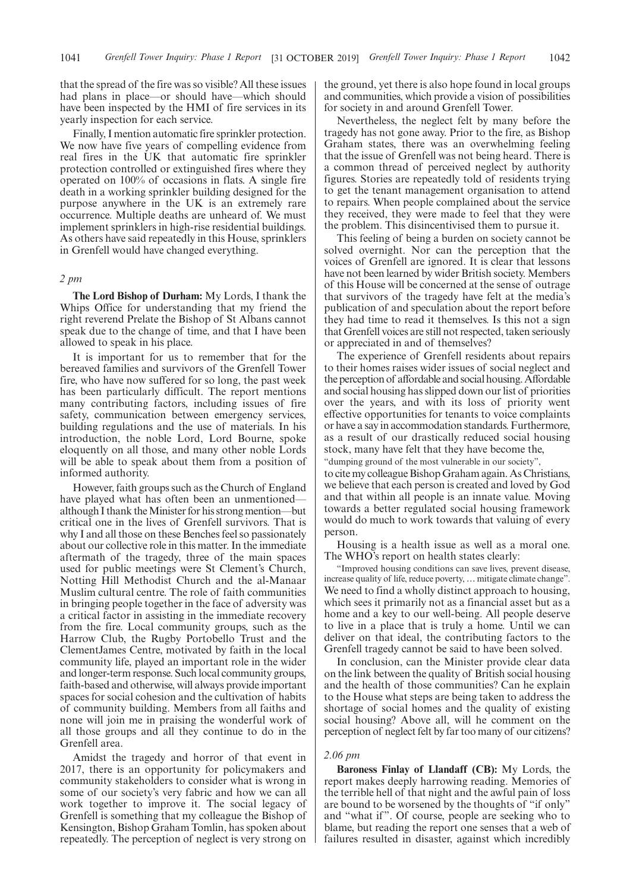that the spread of the fire was so visible? All these issues had plans in place—or should have—which should have been inspected by the HMI of fire services in its yearly inspection for each service.

Finally, I mention automatic fire sprinkler protection. We now have five years of compelling evidence from real fires in the UK that automatic fire sprinkler protection controlled or extinguished fires where they operated on 100% of occasions in flats. A single fire death in a working sprinkler building designed for the purpose anywhere in the UK is an extremely rare occurrence. Multiple deaths are unheard of. We must implement sprinklers in high-rise residential buildings. As others have said repeatedly in this House, sprinklers in Grenfell would have changed everything.

*2 pm*

**The Lord Bishop of Durham:** My Lords, I thank the Whips Office for understanding that my friend the right reverend Prelate the Bishop of St Albans cannot speak due to the change of time, and that I have been allowed to speak in his place.

It is important for us to remember that for the bereaved families and survivors of the Grenfell Tower fire, who have now suffered for so long, the past week has been particularly difficult. The report mentions many contributing factors, including issues of fire safety, communication between emergency services, building regulations and the use of materials. In his introduction, the noble Lord, Lord Bourne, spoke eloquently on all those, and many other noble Lords will be able to speak about them from a position of informed authority.

However, faith groups such as the Church of England have played what has often been an unmentioned—although I thank the Minister for his strong mention—but critical one in the lives of Grenfell survivors. That is why I and all those on these Benches feel so passionately about our collective role in this matter. In the immediate aftermath of the tragedy, three of the main spaces used for public meetings were St Clement's Church, Notting Hill Methodist Church and the al-Manaar Muslim cultural centre. The role of faith communities in bringing people together in the face of adversity was a critical factor in assisting in the immediate recovery from the fire. Local community groups, such as the Harrow Club, the Rugby Portobello Trust and the ClementJames Centre, motivated by faith in the local community life, played an important role in the wider and longer-term response. Such local community groups, faith-based and otherwise, will always provide important spaces for social cohesion and the cultivation of habits of community building. Members from all faiths and none will join me in praising the wonderful work of all those groups and all they continue to do in the Grenfell area.

Amidst the tragedy and horror of that event in 2017, there is an opportunity for policymakers and community stakeholders to consider what is wrong in some of our society's very fabric and how we can all work together to improve it. The social legacy of Grenfell is something that my colleague the Bishop of Kensington, Bishop Graham Tomlin, has spoken about repeatedly. The perception of neglect is very strong on the ground, yet there is also hope found in local groups and communities, which provide a vision of possibilities for society in and around Grenfell Tower.

Nevertheless, the neglect felt by many before the tragedy has not gone away. Prior to the fire, as Bishop Graham states, there was an overwhelming feeling that the issue of Grenfell was not being heard. There is a common thread of perceived neglect by authority figures. Stories are repeatedly told of residents trying to get the tenant management organisation to attend to repairs. When people complained about the service they received, they were made to feel that they were the problem. This disincentivised them to pursue it.

This feeling of being a burden on society cannot be solved overnight. Nor can the perception that the voices of Grenfell are ignored. It is clear that lessons have not been learned by wider British society. Members of this House will be concerned at the sense of outrage that survivors of the tragedy have felt at the media's publication of and speculation about the report before they had time to read it themselves. Is this not a sign that Grenfell voices are still not respected, taken seriously or appreciated in and of themselves?

The experience of Grenfell residents about repairs to their homes raises wider issues of social neglect and the perception of affordable and social housing. Affordable and social housing has slipped down our list of priorities over the years, and with its loss of priority went effective opportunities for tenants to voice complaints or have a say in accommodation standards. Furthermore, as a result of our drastically reduced social housing stock, many have felt that they have become the,

"dumping ground of the most vulnerable in our society",

to cite my colleague Bishop Graham again. As Christians, we believe that each person is created and loved by God and that within all people is an innate value. Moving towards a better regulated social housing framework would do much to work towards that valuing of every person.

Housing is a health issue as well as a moral one. The WHO's report on health states clearly:

"Improved housing conditions can save lives, prevent disease, increase quality of life, reduce poverty, … mitigate climate change".

We need to find a wholly distinct approach to housing, which sees it primarily not as a financial asset but as a home and a key to our well-being. All people deserve to live in a place that is truly a home. Until we can deliver on that ideal, the contributing factors to the Grenfell tragedy cannot be said to have been solved.

In conclusion, can the Minister provide clear data on the link between the quality of British social housing and the health of those communities? Can he explain to the House what steps are being taken to address the shortage of social homes and the quality of existing social housing? Above all, will he comment on the perception of neglect felt by far too many of our citizens?

*2.06 pm*

**Baroness Finlay of Llandaff (CB):** My Lords, the report makes deeply harrowing reading. Memories of the terrible hell of that night and the awful pain of loss are bound to be worsened by the thoughts of "if only" and "what if". Of course, people are seeking who to blame, but reading the report one senses that a web of failures resulted in disaster, against which incredibly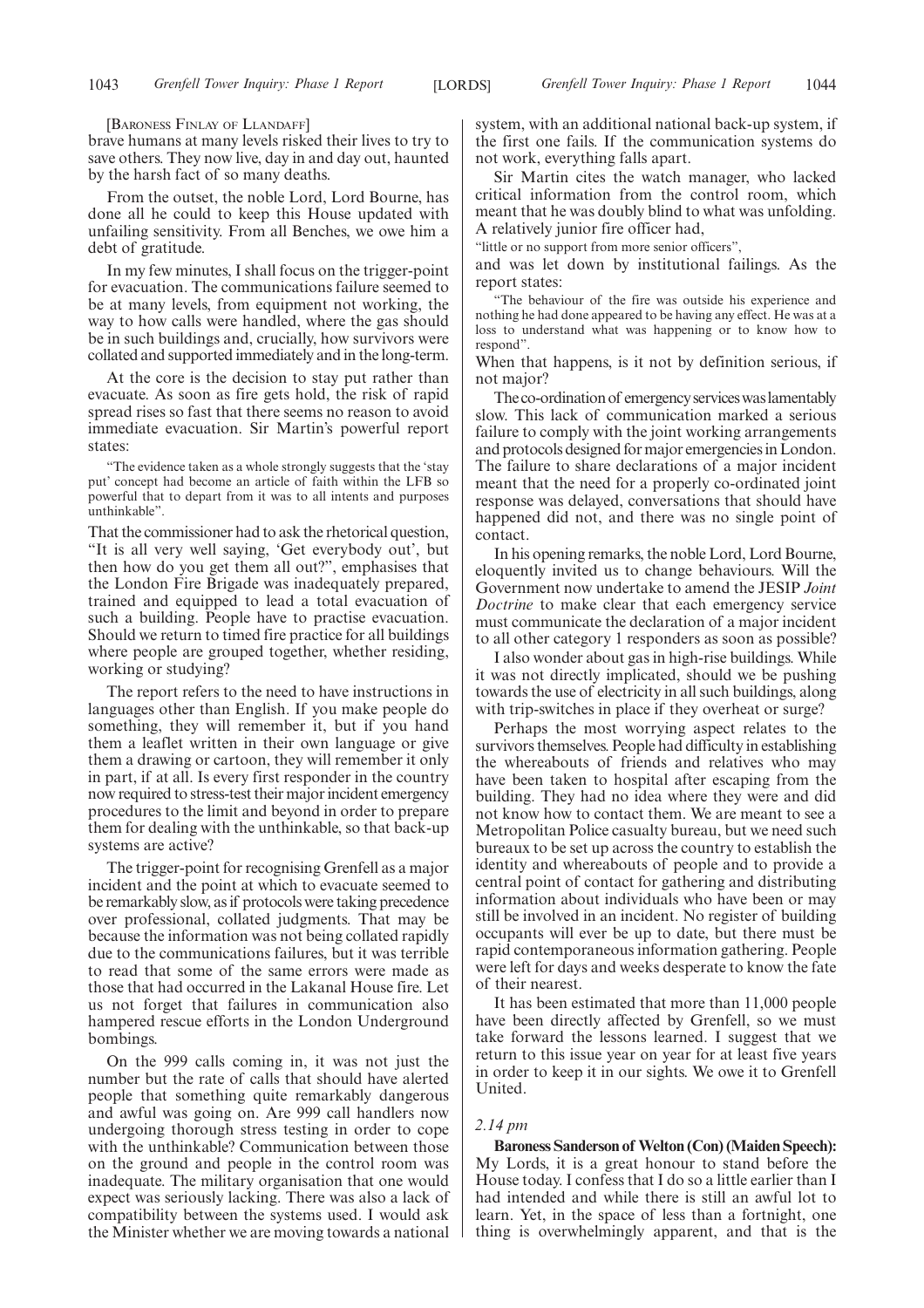[Baroness Finlay of Llandaff]

brave humans at many levels risked their lives to try to save others. They now live, day in and day out, haunted by the harsh fact of so many deaths.

From the outset, the noble Lord, Lord Bourne, has done all he could to keep this House updated with unfailing sensitivity. From all Benches, we owe him a debt of gratitude.

In my few minutes, I shall focus on the trigger-point for evacuation. The communications failure seemed to be at many levels, from equipment not working, the way to how calls were handled, where the gas should be in such buildings and, crucially, how survivors were collated and supported immediately and in the long-term.

At the core is the decision to stay put rather than evacuate. As soon as fire gets hold, the risk of rapid spread rises so fast that there seems no reason to avoid immediate evacuation. Sir Martin's powerful report states:

> "The evidence taken as a whole strongly suggests that the 'stay put' concept had become an article of faith within the LFB so powerful that to depart from it was to all intents and purposes unthinkable".

That the commissioner had to ask the rhetorical question, "It is all very well saying, 'Get everybody out', but then how do you get them all out?", emphasises that the London Fire Brigade was inadequately prepared, trained and equipped to lead a total evacuation of such a building. People have to practise evacuation. Should we return to timed fire practice for all buildings where people are grouped together, whether residing, working or studying?

The report refers to the need to have instructions in languages other than English. If you make people do something, they will remember it, but if you hand them a leaflet written in their own language or give them a drawing or cartoon, they will remember it only in part, if at all. Is every first responder in the country now required to stress-test their major incident emergency procedures to the limit and beyond in order to prepare them for dealing with the unthinkable, so that back-up systems are active?

The trigger-point for recognising Grenfell as a major incident and the point at which to evacuate seemed to be remarkably slow, as if protocols were taking precedence over professional, collated judgments. That may be because the information was not being collated rapidly due to the communications failures, but it was terrible to read that some of the same errors were made as those that had occurred in the Lakanal House fire. Let us not forget that failures in communication also hampered rescue efforts in the London Underground bombings.

On the 999 calls coming in, it was not just the number but the rate of calls that should have alerted people that something quite remarkably dangerous and awful was going on. Are 999 call handlers now undergoing thorough stress testing in order to cope with the unthinkable? Communication between those on the ground and people in the control room was inadequate. The military organisation that one would expect was seriously lacking. There was also a lack of compatibility between the systems used. I would ask the Minister whether we are moving towards a national system, with an additional national back-up system, if the first one fails. If the communication systems do not work, everything falls apart.

Sir Martin cites the watch manager, who lacked critical information from the control room, which meant that he was doubly blind to what was unfolding. A relatively junior fire officer had,

"little or no support from more senior officers",

and was let down by institutional failings. As the report states:

> "The behaviour of the fire was outside his experience and nothing he had done appeared to be having any effect. He was at a loss to understand what was happening or to know how to respond".

When that happens, is it not by definition serious, if not major?

The co-ordination of emergency services was lamentably slow. This lack of communication marked a serious failure to comply with the joint working arrangements and protocols designed for major emergencies in London. The failure to share declarations of a major incident meant that the need for a properly co-ordinated joint response was delayed, conversations that should have happened did not, and there was no single point of contact.

In his opening remarks, the noble Lord, Lord Bourne, eloquently invited us to change behaviours. Will the Government now undertake to amend the JESIP *Joint Doctrine* to make clear that each emergency service must communicate the declaration of a major incident to all other category 1 responders as soon as possible?

I also wonder about gas in high-rise buildings. While it was not directly implicated, should we be pushing towards the use of electricity in all such buildings, along with trip-switches in place if they overheat or surge?

Perhaps the most worrying aspect relates to the survivors themselves. People had difficulty in establishing the whereabouts of friends and relatives who may have been taken to hospital after escaping from the building. They had no idea where they were and did not know how to contact them. We are meant to see a Metropolitan Police casualty bureau, but we need such bureaux to be set up across the country to establish the identity and whereabouts of people and to provide a central point of contact for gathering and distributing information about individuals who have been or may still be involved in an incident. No register of building occupants will ever be up to date, but there must be rapid contemporaneous information gathering. People were left for days and weeks desperate to know the fate of their nearest.

It has been estimated that more than 11,000 people have been directly affected by Grenfell, so we must take forward the lessons learned. I suggest that we return to this issue year on year for at least five years in order to keep it in our sights. We owe it to Grenfell United.

*2.14 pm*

**Baroness Sanderson of Welton (Con) (Maiden Speech):** My Lords, it is a great honour to stand before the House today. I confess that I do so a little earlier than I had intended and while there is still an awful lot to learn. Yet, in the space of less than a fortnight, one thing is overwhelmingly apparent, and that is the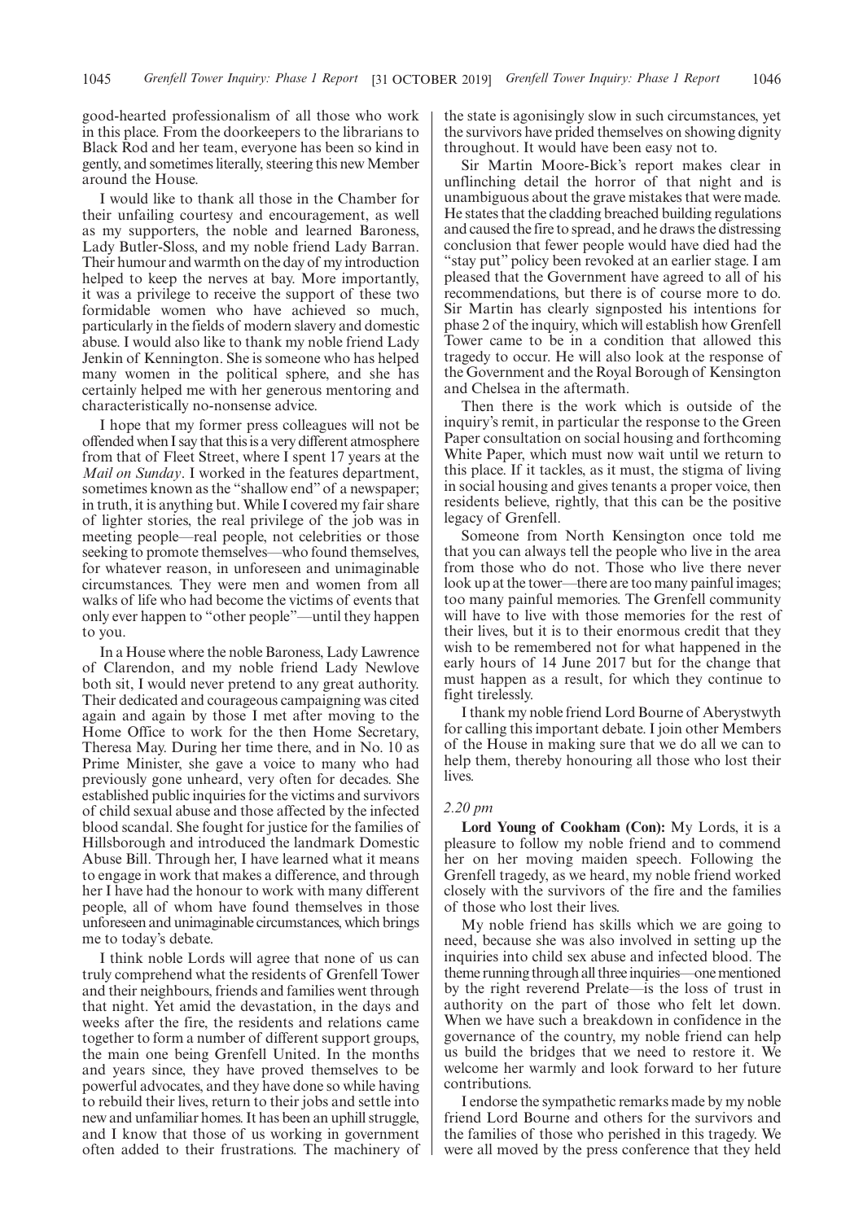good-hearted professionalism of all those who work in this place. From the doorkeepers to the librarians to Black Rod and her team, everyone has been so kind in gently, and sometimes literally, steering this new Member around the House.

I would like to thank all those in the Chamber for their unfailing courtesy and encouragement, as well as my supporters, the noble and learned Baroness, Lady Butler-Sloss, and my noble friend Lady Barran. Their humour and warmth on the day of my introduction helped to keep the nerves at bay. More importantly, it was a privilege to receive the support of these two formidable women who have achieved so much, particularly in the fields of modern slavery and domestic abuse. I would also like to thank my noble friend Lady Jenkin of Kennington. She is someone who has helped many women in the political sphere, and she has certainly helped me with her generous mentoring and characteristically no-nonsense advice.

I hope that my former press colleagues will not be offended when I say that this is a very different atmosphere from that of Fleet Street, where I spent 17 years at the *Mail on Sunday*. I worked in the features department, sometimes known as the "shallow end" of a newspaper; in truth, it is anything but. While I covered my fair share of lighter stories, the real privilege of the job was in meeting people—real people, not celebrities or those seeking to promote themselves—who found themselves, for whatever reason, in unforeseen and unimaginable circumstances. They were men and women from all walks of life who had become the victims of events that only ever happen to "other people"—until they happen to you.

In a House where the noble Baroness, Lady Lawrence of Clarendon, and my noble friend Lady Newlove both sit, I would never pretend to any great authority. Their dedicated and courageous campaigning was cited again and again by those I met after moving to the Home Office to work for the then Home Secretary, Theresa May. During her time there, and in No. 10 as Prime Minister, she gave a voice to many who had previously gone unheard, very often for decades. She established public inquiries for the victims and survivors of child sexual abuse and those affected by the infected blood scandal. She fought for justice for the families of Hillsborough and introduced the landmark Domestic Abuse Bill. Through her, I have learned what it means to engage in work that makes a difference, and through her I have had the honour to work with many different people, all of whom have found themselves in those unforeseen and unimaginable circumstances, which brings me to today's debate.

I think noble Lords will agree that none of us can truly comprehend what the residents of Grenfell Tower and their neighbours, friends and families went through that night. Yet amid the devastation, in the days and weeks after the fire, the residents and relations came together to form a number of different support groups, the main one being Grenfell United. In the months and years since, they have proved themselves to be powerful advocates, and they have done so while having to rebuild their lives, return to their jobs and settle into new and unfamiliar homes. It has been an uphill struggle, and I know that those of us working in government often added to their frustrations. The machinery of the state is agonisingly slow in such circumstances, yet the survivors have prided themselves on showing dignity throughout. It would have been easy not to.

Sir Martin Moore-Bick's report makes clear in unflinching detail the horror of that night and is unambiguous about the grave mistakes that were made. He states that the cladding breached building regulations and caused the fire to spread, and he draws the distressing conclusion that fewer people would have died had the "stay put" policy been revoked at an earlier stage. I am pleased that the Government have agreed to all of his recommendations, but there is of course more to do. Sir Martin has clearly signposted his intentions for phase 2 of the inquiry, which will establish how Grenfell Tower came to be in a condition that allowed this tragedy to occur. He will also look at the response of the Government and the Royal Borough of Kensington and Chelsea in the aftermath.

Then there is the work which is outside of the inquiry's remit, in particular the response to the Green Paper consultation on social housing and forthcoming White Paper, which must now wait until we return to this place. If it tackles, as it must, the stigma of living in social housing and gives tenants a proper voice, then residents believe, rightly, that this can be the positive legacy of Grenfell.

Someone from North Kensington once told me that you can always tell the people who live in the area from those who do not. Those who live there never look up at the tower—there are too many painful images; too many painful memories. The Grenfell community will have to live with those memories for the rest of their lives, but it is to their enormous credit that they wish to be remembered not for what happened in the early hours of 14 June 2017 but for the change that must happen as a result, for which they continue to fight tirelessly.

I thank my noble friend Lord Bourne of Aberystwyth for calling this important debate. I join other Members of the House in making sure that we do all we can to help them, thereby honouring all those who lost their lives.

*2.20 pm*

**Lord Young of Cookham (Con):** My Lords, it is a pleasure to follow my noble friend and to commend her on her moving maiden speech. Following the Grenfell tragedy, as we heard, my noble friend worked closely with the survivors of the fire and the families of those who lost their lives.

My noble friend has skills which we are going to need, because she was also involved in setting up the inquiries into child sex abuse and infected blood. The theme running through all three inquiries—one mentioned by the right reverend Prelate—is the loss of trust in authority on the part of those who felt let down. When we have such a breakdown in confidence in the governance of the country, my noble friend can help us build the bridges that we need to restore it. We welcome her warmly and look forward to her future contributions.

I endorse the sympathetic remarks made by my noble friend Lord Bourne and others for the survivors and the families of those who perished in this tragedy. We were all moved by the press conference that they held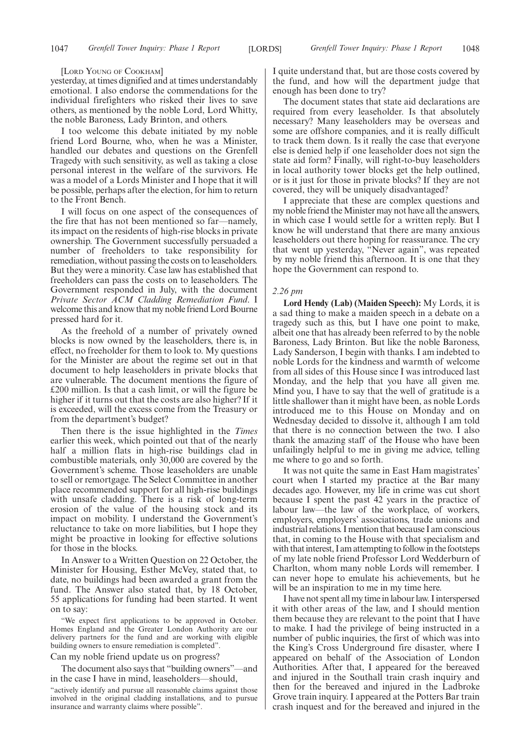[LORD YOUNG OF COOKHAM]

yesterday, at times dignified and at times understandably emotional. I also endorse the commendations for the individual firefighters who risked their lives to save others, as mentioned by the noble Lord, Lord Whitty, the noble Baroness, Lady Brinton, and others.

I too welcome this debate initiated by my noble friend Lord Bourne, who, when he was a Minister, handled our debates and questions on the Grenfell Tragedy with such sensitivity, as well as taking a close personal interest in the welfare of the survivors. He was a model of a Lords Minister and I hope that it will be possible, perhaps after the election, for him to return to the Front Bench.

I will focus on one aspect of the consequences of the fire that has not been mentioned so far—namely, its impact on the residents of high-rise blocks in private ownership. The Government successfully persuaded a number of freeholders to take responsibility for remediation, without passing the costs on to leaseholders. But they were a minority. Case law has established that freeholders can pass the costs on to leaseholders. The Government responded in July, with the document *Private Sector ACM Cladding Remediation Fund*. I welcome this and know that my noble friend Lord Bourne pressed hard for it.

As the freehold of a number of privately owned blocks is now owned by the leaseholders, there is, in effect, no freeholder for them to look to. My questions for the Minister are about the regime set out in that document to help leaseholders in private blocks that are vulnerable. The document mentions the figure of £200 million. Is that a cash limit, or will the figure be higher if it turns out that the costs are also higher? If it is exceeded, will the excess come from the Treasury or from the department's budget?

Then there is the issue highlighted in the *Times* earlier this week, which pointed out that of the nearly half a million flats in high-rise buildings clad in combustible materials, only 30,000 are covered by the Government's scheme. Those leaseholders are unable to sell or remortgage. The Select Committee in another place recommended support for all high-rise buildings with unsafe cladding. There is a risk of long-term erosion of the value of the housing stock and its impact on mobility. I understand the Government's reluctance to take on more liabilities, but I hope they might be proactive in looking for effective solutions for those in the blocks.

In Answer to a Written Question on 22 October, the Minister for Housing, Esther McVey, stated that, to date, no buildings had been awarded a grant from the fund. The Answer also stated that, by 18 October, 55 applications for funding had been started. It went on to say:

"We expect first applications to be approved in October. Homes England and the Greater London Authority are our delivery partners for the fund and are working with eligible building owners to ensure remediation is completed".

Can my noble friend update us on progress?

The document also says that "building owners"—and in the case I have in mind, leaseholders—should,

"actively identify and pursue all reasonable claims against those involved in the original cladding installations, and to pursue insurance and warranty claims where possible".

I quite understand that, but are those costs covered by the fund, and how will the department judge that enough has been done to try?

The document states that state aid declarations are required from every leaseholder. Is that absolutely necessary? Many leaseholders may be overseas and some are offshore companies, and it is really difficult to track them down. Is it really the case that everyone else is denied help if one leaseholder does not sign the state aid form? Finally, will right-to-buy leaseholders in local authority tower blocks get the help outlined, or is it just for those in private blocks? If they are not covered, they will be uniquely disadvantaged?

I appreciate that these are complex questions and my noble friend the Minister may not have all the answers, in which case I would settle for a written reply. But I know he will understand that there are many anxious leaseholders out there hoping for reassurance. The cry that went up yesterday, "Never again", was repeated by my noble friend this afternoon. It is one that they hope the Government can respond to.

*2.26 pm*

**Lord Hendy (Lab) (Maiden Speech):** My Lords, it is a sad thing to make a maiden speech in a debate on a tragedy such as this, but I have one point to make, albeit one that has already been referred to by the noble Baroness, Lady Brinton. But like the noble Baroness, Lady Sanderson, I begin with thanks. I am indebted to noble Lords for the kindness and warmth of welcome from all sides of this House since I was introduced last Monday, and the help that you have all given me. Mind you, I have to say that the well of gratitude is a little shallower than it might have been, as noble Lords introduced me to this House on Monday and on Wednesday decided to dissolve it, although I am told that there is no connection between the two. I also thank the amazing staff of the House who have been unfailingly helpful to me in giving me advice, telling me where to go and so forth.

It was not quite the same in East Ham magistrates' court when I started my practice at the Bar many decades ago. However, my life in crime was cut short because I spent the past 42 years in the practice of labour law—the law of the workplace, of workers, employers, employers' associations, trade unions and industrial relations. I mention that because I am conscious that, in coming to the House with that specialism and with that interest, I am attempting to follow in the footsteps of my late noble friend Professor Lord Wedderburn of Charlton, whom many noble Lords will remember. I can never hope to emulate his achievements, but he will be an inspiration to me in my time here.

I have not spent all my time in labour law. I interspersed it with other areas of the law, and I should mention them because they are relevant to the point that I have to make. I had the privilege of being instructed in a number of public inquiries, the first of which was into the King's Cross Underground fire disaster, where I appeared on behalf of the Association of London Authorities. After that, I appeared for the bereaved and injured in the Southall train crash inquiry and then for the bereaved and injured in the Ladbroke Grove train inquiry. I appeared at the Potters Bar train crash inquest and for the bereaved and injured in the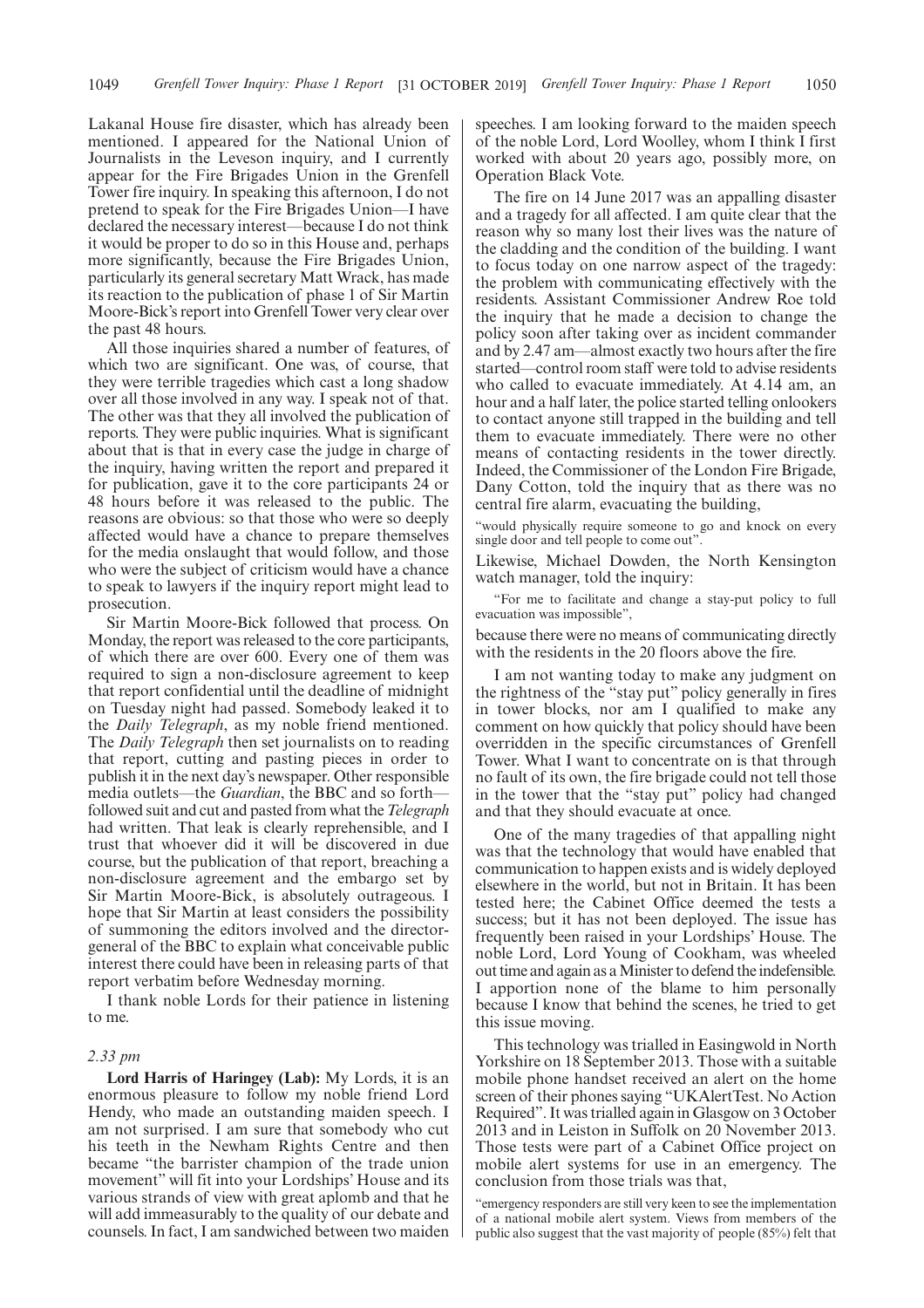Lakanal House fire disaster, which has already been mentioned. I appeared for the National Union of Journalists in the Leveson inquiry, and I currently appear for the Fire Brigades Union in the Grenfell Tower fire inquiry. In speaking this afternoon, I do not pretend to speak for the Fire Brigades Union—I have declared the necessary interest—because I do not think it would be proper to do so in this House and, perhaps more significantly, because the Fire Brigades Union, particularly its general secretary Matt Wrack, has made its reaction to the publication of phase 1 of Sir Martin Moore-Bick's report into Grenfell Tower very clear over the past 48 hours.

All those inquiries shared a number of features, of which two are significant. One was, of course, that they were terrible tragedies which cast a long shadow over all those involved in any way. I speak not of that. The other was that they all involved the publication of reports. They were public inquiries. What is significant about that is that in every case the judge in charge of the inquiry, having written the report and prepared it for publication, gave it to the core participants 24 or 48 hours before it was released to the public. The reasons are obvious: so that those who were so deeply affected would have a chance to prepare themselves for the media onslaught that would follow, and those who were the subject of criticism would have a chance to speak to lawyers if the inquiry report might lead to prosecution.

Sir Martin Moore-Bick followed that process. On Monday, the report was released to the core participants, of which there are over 600. Every one of them was required to sign a non-disclosure agreement to keep that report confidential until the deadline of midnight on Tuesday night had passed. Somebody leaked it to the *Daily Telegraph*, as my noble friend mentioned. The *Daily Telegraph* then set journalists on to reading that report, cutting and pasting pieces in order to publish it in the next day's newspaper. Other responsible media outlets—the *Guardian*, the BBC and so forth—followed suit and cut and pasted from what the *Telegraph* had written. That leak is clearly reprehensible, and I trust that whoever did it will be discovered in due course, but the publication of that report, breaching a non-disclosure agreement and the embargo set by Sir Martin Moore-Bick, is absolutely outrageous. I hope that Sir Martin at least considers the possibility of summoning the editors involved and the director-general of the BBC to explain what conceivable public interest there could have been in releasing parts of that report verbatim before Wednesday morning.

I thank noble Lords for their patience in listening to me.

*2.33 pm*

**Lord Harris of Haringey (Lab):** My Lords, it is an enormous pleasure to follow my noble friend Lord Hendy, who made an outstanding maiden speech. I am not surprised. I am sure that somebody who cut his teeth in the Newham Rights Centre and then became "the barrister champion of the trade union movement" will fit into your Lordships' House and its various strands of view with great aplomb and that he will add immeasurably to the quality of our debate and counsels. In fact, I am sandwiched between two maiden speeches. I am looking forward to the maiden speech of the noble Lord, Lord Woolley, whom I think I first worked with about 20 years ago, possibly more, on Operation Black Vote.

The fire on 14 June 2017 was an appalling disaster and a tragedy for all affected. I am quite clear that the reason why so many lost their lives was the nature of the cladding and the condition of the building. I want to focus today on one narrow aspect of the tragedy: the problem with communicating effectively with the residents. Assistant Commissioner Andrew Roe told the inquiry that he made a decision to change the policy soon after taking over as incident commander and by 2.47 am—almost exactly two hours after the fire started—control room staff were told to advise residents who called to evacuate immediately. At 4.14 am, an hour and a half later, the police started telling onlookers to contact anyone still trapped in the building and tell them to evacuate immediately. There were no other means of contacting residents in the tower directly. Indeed, the Commissioner of the London Fire Brigade, Dany Cotton, told the inquiry that as there was no central fire alarm, evacuating the building,

"would physically require someone to go and knock on every single door and tell people to come out".

Likewise, Michael Dowden, the North Kensington watch manager, told the inquiry:

"For me to facilitate and change a stay-put policy to full evacuation was impossible",

because there were no means of communicating directly with the residents in the 20 floors above the fire.

I am not wanting today to make any judgment on the rightness of the "stay put" policy generally in fires in tower blocks, nor am I qualified to make any comment on how quickly that policy should have been overridden in the specific circumstances of Grenfell Tower. What I want to concentrate on is that through no fault of its own, the fire brigade could not tell those in the tower that the "stay put" policy had changed and that they should evacuate at once.

One of the many tragedies of that appalling night was that the technology that would have enabled that communication to happen exists and is widely deployed elsewhere in the world, but not in Britain. It has been tested here; the Cabinet Office deemed the tests a success; but it has not been deployed. The issue has frequently been raised in your Lordships' House. The noble Lord, Lord Young of Cookham, was wheeled out time and again as a Minister to defend the indefensible. I apportion none of the blame to him personally because I know that behind the scenes, he tried to get this issue moving.

This technology was trialled in Easingwold in North Yorkshire on 18 September 2013. Those with a suitable mobile phone handset received an alert on the home screen of their phones saying "UKAlertTest. No Action Required". It was trialled again in Glasgow on 3 October 2013 and in Leiston in Suffolk on 20 November 2013. Those tests were part of a Cabinet Office project on mobile alert systems for use in an emergency. The conclusion from those trials was that,

"emergency responders are still very keen to see the implementation of a national mobile alert system. Views from members of the public also suggest that the vast majority of people (85%) felt that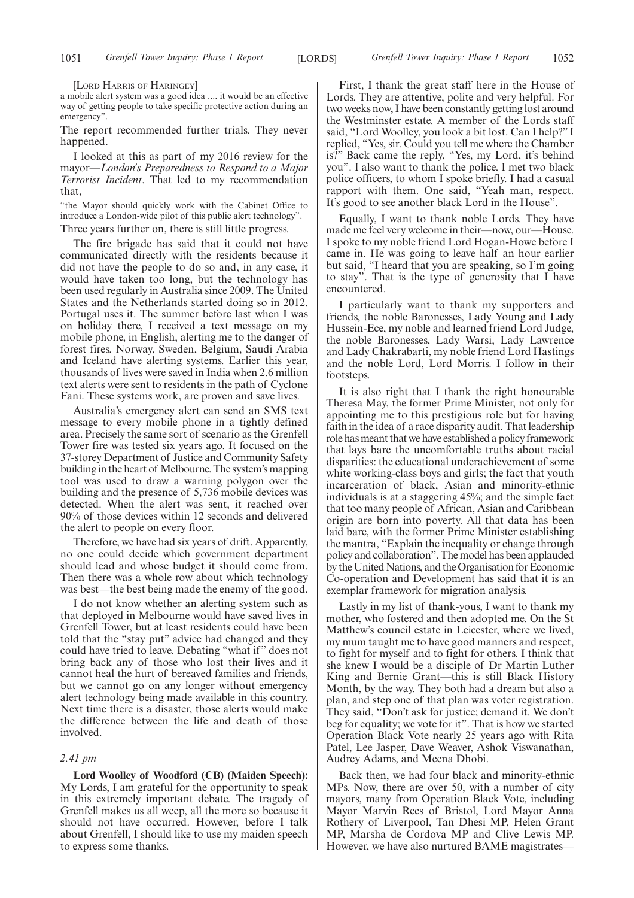[Lord Harris of Haringey]

a mobile alert system was a good idea .... it would be an effective way of getting people to take specific protective action during an emergency".

The report recommended further trials. They never happened.

I looked at this as part of my 2016 review for the mayor—*London's Preparedness to Respond to a Major Terrorist Incident*. That led to my recommendation that,

"the Mayor should quickly work with the Cabinet Office to introduce a London-wide pilot of this public alert technology".

Three years further on, there is still little progress.

The fire brigade has said that it could not have communicated directly with the residents because it did not have the people to do so and, in any case, it would have taken too long, but the technology has been used regularly in Australia since 2009. The United States and the Netherlands started doing so in 2012. Portugal uses it. The summer before last when I was on holiday there, I received a text message on my mobile phone, in English, alerting me to the danger of forest fires. Norway, Sweden, Belgium, Saudi Arabia and Iceland have alerting systems. Earlier this year, thousands of lives were saved in India when 2.6 million text alerts were sent to residents in the path of Cyclone Fani. These systems work, are proven and save lives.

Australia's emergency alert can send an SMS text message to every mobile phone in a tightly defined area. Precisely the same sort of scenario as the Grenfell Tower fire was tested six years ago. It focused on the 37-storey Department of Justice and Community Safety building in the heart of Melbourne. The system's mapping tool was used to draw a warning polygon over the building and the presence of 5,736 mobile devices was detected. When the alert was sent, it reached over 90% of those devices within 12 seconds and delivered the alert to people on every floor.

Therefore, we have had six years of drift. Apparently, no one could decide which government department should lead and whose budget it should come from. Then there was a whole row about which technology was best—the best being made the enemy of the good.

I do not know whether an alerting system such as that deployed in Melbourne would have saved lives in Grenfell Tower, but at least residents could have been told that the "stay put" advice had changed and they could have tried to leave. Debating "what if" does not bring back any of those who lost their lives and it cannot heal the hurt of bereaved families and friends, but we cannot go on any longer without emergency alert technology being made available in this country. Next time there is a disaster, those alerts would make the difference between the life and death of those involved.

*2.41 pm*

**Lord Woolley of Woodford (CB) (Maiden Speech):** My Lords, I am grateful for the opportunity to speak in this extremely important debate. The tragedy of Grenfell makes us all weep, all the more so because it should not have occurred. However, before I talk about Grenfell, I should like to use my maiden speech to express some thanks.

First, I thank the great staff here in the House of Lords. They are attentive, polite and very helpful. For two weeks now, I have been constantly getting lost around the Westminster estate. A member of the Lords staff said, "Lord Woolley, you look a bit lost. Can I help?" I replied, "Yes, sir. Could you tell me where the Chamber is?" Back came the reply, "Yes, my Lord, it's behind you". I also want to thank the police. I met two black police officers, to whom I spoke briefly. I had a casual rapport with them. One said, "Yeah man, respect. It's good to see another black Lord in the House".

Equally, I want to thank noble Lords. They have made me feel very welcome in their—now, our—House. I spoke to my noble friend Lord Hogan-Howe before I came in. He was going to leave half an hour earlier but said, "I heard that you are speaking, so I'm going to stay". That is the type of generosity that I have encountered.

I particularly want to thank my supporters and friends, the noble Baronesses, Lady Young and Lady Hussein-Ece, my noble and learned friend Lord Judge, the noble Baronesses, Lady Warsi, Lady Lawrence and Lady Chakrabarti, my noble friend Lord Hastings and the noble Lord, Lord Morris. I follow in their footsteps.

It is also right that I thank the right honourable Theresa May, the former Prime Minister, not only for appointing me to this prestigious role but for having faith in the idea of a race disparity audit. That leadership role has meant that we have established a policy framework that lays bare the uncomfortable truths about racial disparities: the educational underachievement of some white working-class boys and girls; the fact that youth incarceration of black, Asian and minority-ethnic individuals is at a staggering 45%; and the simple fact that too many people of African, Asian and Caribbean origin are born into poverty. All that data has been laid bare, with the former Prime Minister establishing the mantra, "Explain the inequality or change through policy and collaboration". The model has been applauded by the United Nations, and the Organisation for Economic Co-operation and Development has said that it is an exemplar framework for migration analysis.

Lastly in my list of thank-yous, I want to thank my mother, who fostered and then adopted me. On the St Matthew's council estate in Leicester, where we lived, my mum taught me to have good manners and respect, to fight for myself and to fight for others. I think that she knew I would be a disciple of Dr Martin Luther King and Bernie Grant—this is still Black History Month, by the way. They both had a dream but also a plan, and step one of that plan was voter registration. They said, "Don't ask for justice; demand it. We don't beg for equality; we vote for it". That is how we started Operation Black Vote nearly 25 years ago with Rita Patel, Lee Jasper, Dave Weaver, Ashok Viswanathan, Audrey Adams, and Meena Dhobi.

Back then, we had four black and minority-ethnic MPs. Now, there are over 50, with a number of city mayors, many from Operation Black Vote, including Mayor Marvin Rees of Bristol, Lord Mayor Anna Rothery of Liverpool, Tan Dhesi MP, Helen Grant MP, Marsha de Cordova MP and Clive Lewis MP. However, we have also nurtured BAME magistrates—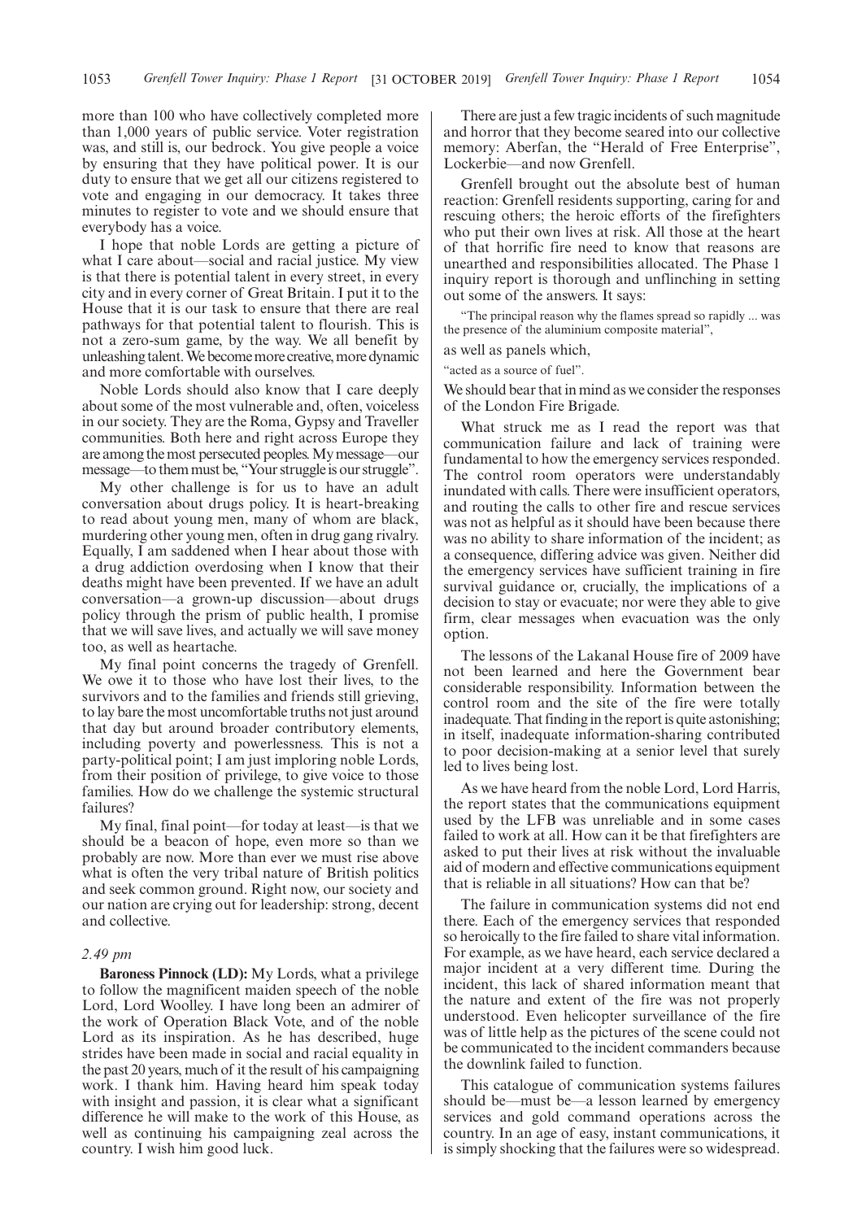more than 100 who have collectively completed more than 1,000 years of public service. Voter registration was, and still is, our bedrock. You give people a voice by ensuring that they have political power. It is our duty to ensure that we get all our citizens registered to vote and engaging in our democracy. It takes three minutes to register to vote and we should ensure that everybody has a voice.

I hope that noble Lords are getting a picture of what I care about—social and racial justice. My view is that there is potential talent in every street, in every city and in every corner of Great Britain. I put it to the House that it is our task to ensure that there are real pathways for that potential talent to flourish. This is not a zero-sum game, by the way. We all benefit by unleashing talent. We become more creative, more dynamic and more comfortable with ourselves.

Noble Lords should also know that I care deeply about some of the most vulnerable and, often, voiceless in our society. They are the Roma, Gypsy and Traveller communities. Both here and right across Europe they are among the most persecuted peoples. My message—our message—to them must be, "Your struggle is our struggle".

My other challenge is for us to have an adult conversation about drugs policy. It is heart-breaking to read about young men, many of whom are black, murdering other young men, often in drug gang rivalry. Equally, I am saddened when I hear about those with a drug addiction overdosing when I know that their deaths might have been prevented. If we have an adult conversation—a grown-up discussion—about drugs policy through the prism of public health, I promise that we will save lives, and actually we will save money too, as well as heartache.

My final point concerns the tragedy of Grenfell. We owe it to those who have lost their lives, to the survivors and to the families and friends still grieving, to lay bare the most uncomfortable truths not just around that day but around broader contributory elements, including poverty and powerlessness. This is not a party-political point; I am just imploring noble Lords, from their position of privilege, to give voice to those families. How do we challenge the systemic structural failures?

My final, final point—for today at least—is that we should be a beacon of hope, even more so than we probably are now. More than ever we must rise above what is often the very tribal nature of British politics and seek common ground. Right now, our society and our nation are crying out for leadership: strong, decent and collective.

*2.49 pm*

**Baroness Pinnock (LD):** My Lords, what a privilege to follow the magnificent maiden speech of the noble Lord, Lord Woolley. I have long been an admirer of the work of Operation Black Vote, and of the noble Lord as its inspiration. As he has described, huge strides have been made in social and racial equality in the past 20 years, much of it the result of his campaigning work. I thank him. Having heard him speak today with insight and passion, it is clear what a significant difference he will make to the work of this House, as well as continuing his campaigning zeal across the country. I wish him good luck.

There are just a few tragic incidents of such magnitude and horror that they become seared into our collective memory: Aberfan, the "Herald of Free Enterprise", Lockerbie—and now Grenfell.

Grenfell brought out the absolute best of human reaction: Grenfell residents supporting, caring for and rescuing others; the heroic efforts of the firefighters who put their own lives at risk. All those at the heart of that horrific fire need to know that reasons are unearthed and responsibilities allocated. The Phase 1 inquiry report is thorough and unflinching in setting out some of the answers. It says:

"The principal reason why the flames spread so rapidly ... was the presence of the aluminium composite material",

as well as panels which,

"acted as a source of fuel".

We should bear that in mind as we consider the responses of the London Fire Brigade.

What struck me as I read the report was that communication failure and lack of training were fundamental to how the emergency services responded. The control room operators were understandably inundated with calls. There were insufficient operators, and routing the calls to other fire and rescue services was not as helpful as it should have been because there was no ability to share information of the incident; as a consequence, differing advice was given. Neither did the emergency services have sufficient training in fire survival guidance or, crucially, the implications of a decision to stay or evacuate; nor were they able to give firm, clear messages when evacuation was the only option.

The lessons of the Lakanal House fire of 2009 have not been learned and here the Government bear considerable responsibility. Information between the control room and the site of the fire were totally inadequate. That finding in the report is quite astonishing; in itself, inadequate information-sharing contributed to poor decision-making at a senior level that surely led to lives being lost.

As we have heard from the noble Lord, Lord Harris, the report states that the communications equipment used by the LFB was unreliable and in some cases failed to work at all. How can it be that firefighters are asked to put their lives at risk without the invaluable aid of modern and effective communications equipment that is reliable in all situations? How can that be?

The failure in communication systems did not end there. Each of the emergency services that responded so heroically to the fire failed to share vital information. For example, as we have heard, each service declared a major incident at a very different time. During the incident, this lack of shared information meant that the nature and extent of the fire was not properly understood. Even helicopter surveillance of the fire was of little help as the pictures of the scene could not be communicated to the incident commanders because the downlink failed to function.

This catalogue of communication systems failures should be—must be—a lesson learned by emergency services and gold command operations across the country. In an age of easy, instant communications, it is simply shocking that the failures were so widespread.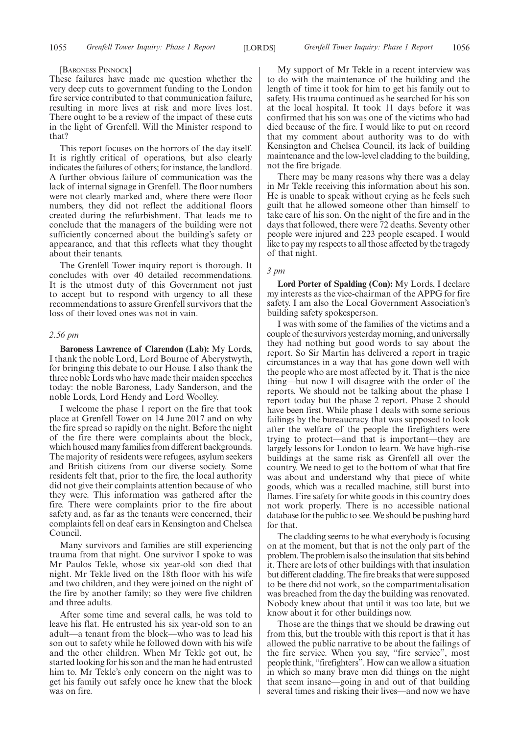[Baroness Pinnock]

These failures have made me question whether the very deep cuts to government funding to the London fire service contributed to that communication failure, resulting in more lives at risk and more lives lost. There ought to be a review of the impact of these cuts in the light of Grenfell. Will the Minister respond to that?

This report focuses on the horrors of the day itself. It is rightly critical of operations, but also clearly indicates the failures of others; for instance, the landlord. A further obvious failure of communication was the lack of internal signage in Grenfell. The floor numbers were not clearly marked and, where there were floor numbers, they did not reflect the additional floors created during the refurbishment. That leads me to conclude that the managers of the building were not sufficiently concerned about the building's safety or appearance, and that this reflects what they thought about their tenants.

The Grenfell Tower inquiry report is thorough. It concludes with over 40 detailed recommendations. It is the utmost duty of this Government not just to accept but to respond with urgency to all these recommendations to assure Grenfell survivors that the loss of their loved ones was not in vain.

*2.56 pm*

**Baroness Lawrence of Clarendon (Lab):** My Lords, I thank the noble Lord, Lord Bourne of Aberystwyth, for bringing this debate to our House. I also thank the three noble Lords who have made their maiden speeches today: the noble Baroness, Lady Sanderson, and the noble Lords, Lord Hendy and Lord Woolley.

I welcome the phase 1 report on the fire that took place at Grenfell Tower on 14 June 2017 and on why the fire spread so rapidly on the night. Before the night of the fire there were complaints about the block, which housed many families from different backgrounds. The majority of residents were refugees, asylum seekers and British citizens from our diverse society. Some residents felt that, prior to the fire, the local authority did not give their complaints attention because of who they were. This information was gathered after the fire. There were complaints prior to the fire about safety and, as far as the tenants were concerned, their complaints fell on deaf ears in Kensington and Chelsea Council.

Many survivors and families are still experiencing trauma from that night. One survivor I spoke to was Mr Paulos Tekle, whose six year-old son died that night. Mr Tekle lived on the 18th floor with his wife and two children, and they were joined on the night of the fire by another family; so they were five children and three adults.

After some time and several calls, he was told to leave his flat. He entrusted his six year-old son to an adult—a tenant from the block—who was to lead his son out to safety while he followed down with his wife and the other children. When Mr Tekle got out, he started looking for his son and the man he had entrusted him to. Mr Tekle's only concern on the night was to get his family out safely once he knew that the block was on fire.

My support of Mr Tekle in a recent interview was to do with the maintenance of the building and the length of time it took for him to get his family out to safety. His trauma continued as he searched for his son at the local hospital. It took 11 days before it was confirmed that his son was one of the victims who had died because of the fire. I would like to put on record that my comment about authority was to do with Kensington and Chelsea Council, its lack of building maintenance and the low-level cladding to the building, not the fire brigade.

There may be many reasons why there was a delay in Mr Tekle receiving this information about his son. He is unable to speak without crying as he feels such guilt that he allowed someone other than himself to take care of his son. On the night of the fire and in the days that followed, there were 72 deaths. Seventy other people were injured and 223 people escaped. I would like to pay my respects to all those affected by the tragedy of that night.

*3 pm*

**Lord Porter of Spalding (Con):** My Lords, I declare my interests as the vice-chairman of the APPG for fire safety. I am also the Local Government Association's building safety spokesperson.

I was with some of the families of the victims and a couple of the survivors yesterday morning, and universally they had nothing but good words to say about the report. So Sir Martin has delivered a report in tragic circumstances in a way that has gone down well with the people who are most affected by it. That is the nice thing—but now I will disagree with the order of the reports. We should not be talking about the phase 1 report today but the phase 2 report. Phase 2 should have been first. While phase 1 deals with some serious failings by the bureaucracy that was supposed to look after the welfare of the people the firefighters were trying to protect—and that is important—they are largely lessons for London to learn. We have high-rise buildings at the same risk as Grenfell all over the country. We need to get to the bottom of what that fire was about and understand why that piece of white goods, which was a recalled machine, still burst into flames. Fire safety for white goods in this country does not work properly. There is no accessible national database for the public to see. We should be pushing hard for that.

The cladding seems to be what everybody is focusing on at the moment, but that is not the only part of the problem. The problem is also the insulation that sits behind it. There are lots of other buildings with that insulation but different cladding. The fire breaks that were supposed to be there did not work, so the compartmentalisation was breached from the day the building was renovated. Nobody knew about that until it was too late, but we know about it for other buildings now.

Those are the things that we should be drawing out from this, but the trouble with this report is that it has allowed the public narrative to be about the failings of the fire service. When you say, "fire service", most people think, "firefighters". How can we allow a situation in which so many brave men did things on the night that seem insane—going in and out of that building several times and risking their lives—and now we have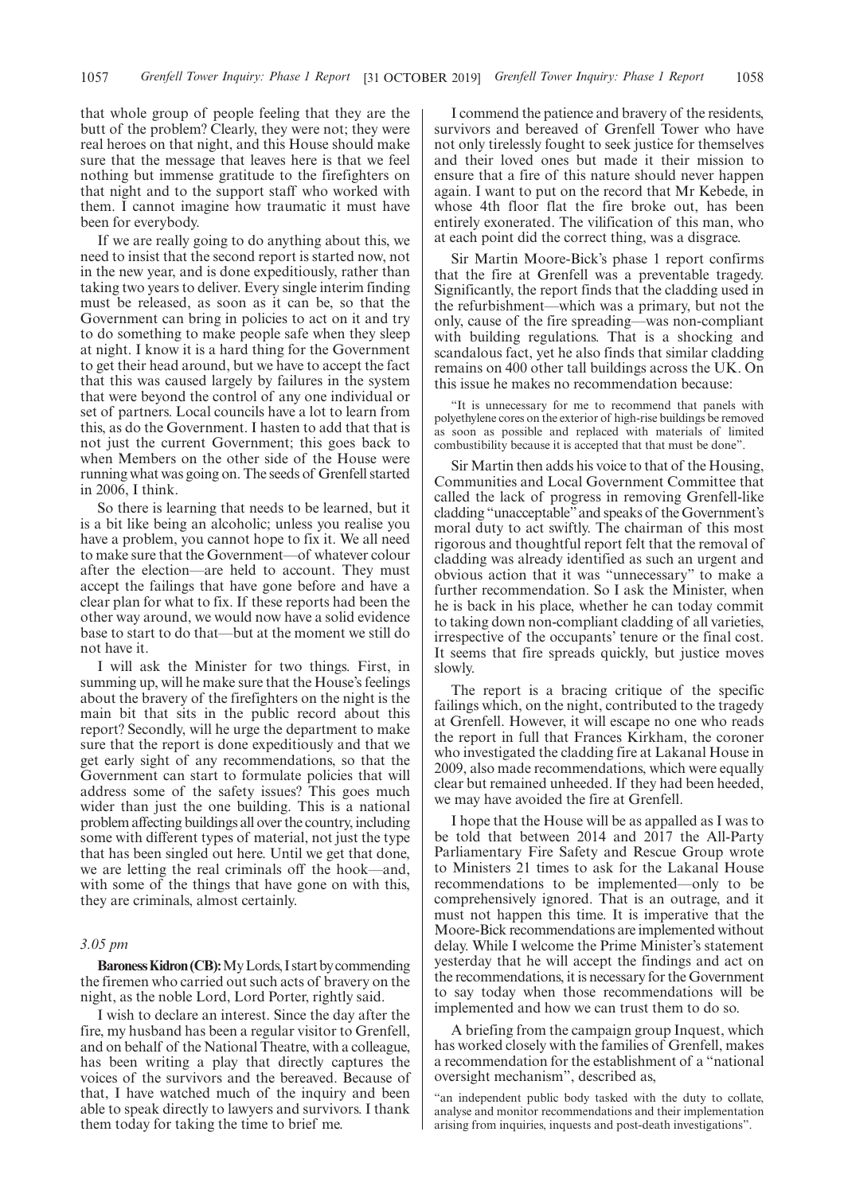that whole group of people feeling that they are the butt of the problem? Clearly, they were not; they were real heroes on that night, and this House should make sure that the message that leaves here is that we feel nothing but immense gratitude to the firefighters on that night and to the support staff who worked with them. I cannot imagine how traumatic it must have been for everybody.

If we are really going to do anything about this, we need to insist that the second report is started now, not in the new year, and is done expeditiously, rather than taking two years to deliver. Every single interim finding must be released, as soon as it can be, so that the Government can bring in policies to act on it and try to do something to make people safe when they sleep at night. I know it is a hard thing for the Government to get their head around, but we have to accept the fact that this was caused largely by failures in the system that were beyond the control of any one individual or set of partners. Local councils have a lot to learn from this, as do the Government. I hasten to add that that is not just the current Government; this goes back to when Members on the other side of the House were running what was going on. The seeds of Grenfell started in 2006, I think.

So there is learning that needs to be learned, but it is a bit like being an alcoholic; unless you realise you have a problem, you cannot hope to fix it. We all need to make sure that the Government—of whatever colour after the election—are held to account. They must accept the failings that have gone before and have a clear plan for what to fix. If these reports had been the other way around, we would now have a solid evidence base to start to do that—but at the moment we still do not have it.

I will ask the Minister for two things. First, in summing up, will he make sure that the House's feelings about the bravery of the firefighters on the night is the main bit that sits in the public record about this report? Secondly, will he urge the department to make sure that the report is done expeditiously and that we get early sight of any recommendations, so that the Government can start to formulate policies that will address some of the safety issues? This goes much wider than just the one building. This is a national problem affecting buildings all over the country, including some with different types of material, not just the type that has been singled out here. Until we get that done, we are letting the real criminals off the hook—and, with some of the things that have gone on with this, they are criminals, almost certainly.

*3.05 pm*

**Baroness Kidron (CB):** My Lords, I start by commending the firemen who carried out such acts of bravery on the night, as the noble Lord, Lord Porter, rightly said.

I wish to declare an interest. Since the day after the fire, my husband has been a regular visitor to Grenfell, and on behalf of the National Theatre, with a colleague, has been writing a play that directly captures the voices of the survivors and the bereaved. Because of that, I have watched much of the inquiry and been able to speak directly to lawyers and survivors. I thank them today for taking the time to brief me.

I commend the patience and bravery of the residents, survivors and bereaved of Grenfell Tower who have not only tirelessly fought to seek justice for themselves and their loved ones but made it their mission to ensure that a fire of this nature should never happen again. I want to put on the record that Mr Kebede, in whose 4th floor flat the fire broke out, has been entirely exonerated. The vilification of this man, who at each point did the correct thing, was a disgrace.

Sir Martin Moore-Bick's phase 1 report confirms that the fire at Grenfell was a preventable tragedy. Significantly, the report finds that the cladding used in the refurbishment—which was a primary, but not the only, cause of the fire spreading—was non-compliant with building regulations. That is a shocking and scandalous fact, yet he also finds that similar cladding remains on 400 other tall buildings across the UK. On this issue he makes no recommendation because:

"It is unnecessary for me to recommend that panels with polyethylene cores on the exterior of high-rise buildings be removed as soon as possible and replaced with materials of limited combustibility because it is accepted that that must be done".

Sir Martin then adds his voice to that of the Housing, Communities and Local Government Committee that called the lack of progress in removing Grenfell-like cladding "unacceptable" and speaks of the Government's moral duty to act swiftly. The chairman of this most rigorous and thoughtful report felt that the removal of cladding was already identified as such an urgent and obvious action that it was "unnecessary" to make a further recommendation. So I ask the Minister, when he is back in his place, whether he can today commit to taking down non-compliant cladding of all varieties, irrespective of the occupants' tenure or the final cost. It seems that fire spreads quickly, but justice moves slowly.

The report is a bracing critique of the specific failings which, on the night, contributed to the tragedy at Grenfell. However, it will escape no one who reads the report in full that Frances Kirkham, the coroner who investigated the cladding fire at Lakanal House in 2009, also made recommendations, which were equally clear but remained unheeded. If they had been heeded, we may have avoided the fire at Grenfell.

I hope that the House will be as appalled as I was to be told that between 2014 and 2017 the All-Party Parliamentary Fire Safety and Rescue Group wrote to Ministers 21 times to ask for the Lakanal House recommendations to be implemented—only to be comprehensively ignored. That is an outrage, and it must not happen this time. It is imperative that the Moore-Bick recommendations are implemented without delay. While I welcome the Prime Minister's statement yesterday that he will accept the findings and act on the recommendations, it is necessary for the Government to say today when those recommendations will be implemented and how we can trust them to do so.

A briefing from the campaign group Inquest, which has worked closely with the families of Grenfell, makes a recommendation for the establishment of a "national oversight mechanism", described as,

"an independent public body tasked with the duty to collate, analyse and monitor recommendations and their implementation arising from inquiries, inquests and post-death investigations".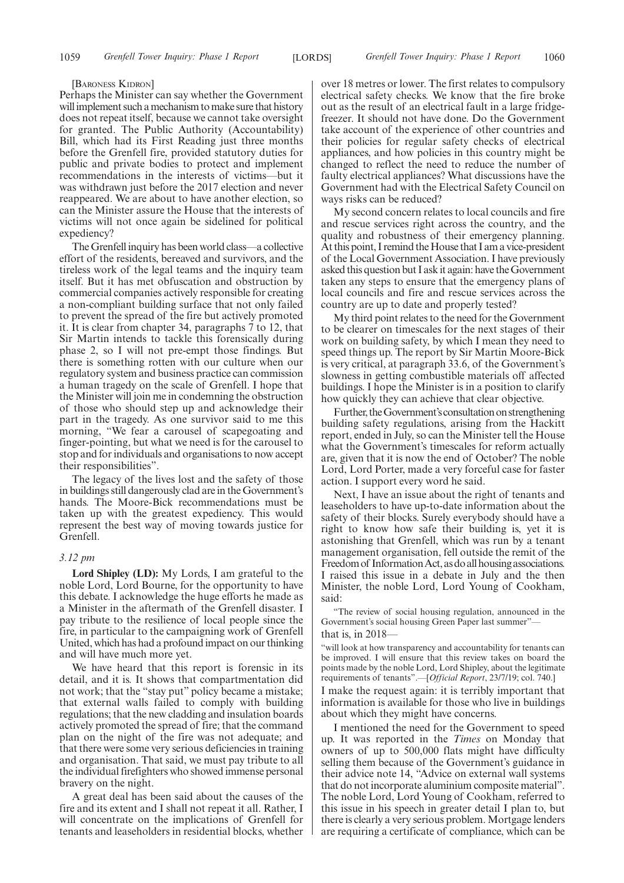[Baroness Kidron]

Perhaps the Minister can say whether the Government will implement such a mechanism to make sure that history does not repeat itself, because we cannot take oversight for granted. The Public Authority (Accountability) Bill, which had its First Reading just three months before the Grenfell fire, provided statutory duties for public and private bodies to protect and implement recommendations in the interests of victims—but it was withdrawn just before the 2017 election and never reappeared. We are about to have another election, so can the Minister assure the House that the interests of victims will not once again be sidelined for political expediency?

The Grenfell inquiry has been world class—a collective effort of the residents, bereaved and survivors, and the tireless work of the legal teams and the inquiry team itself. But it has met obfuscation and obstruction by commercial companies actively responsible for creating a non-compliant building surface that not only failed to prevent the spread of the fire but actively promoted it. It is clear from chapter 34, paragraphs 7 to 12, that Sir Martin intends to tackle this forensically during phase 2, so I will not pre-empt those findings. But there is something rotten with our culture when our regulatory system and business practice can commission a human tragedy on the scale of Grenfell. I hope that the Minister will join me in condemning the obstruction of those who should step up and acknowledge their part in the tragedy. As one survivor said to me this morning, "We fear a carousel of scapegoating and finger-pointing, but what we need is for the carousel to stop and for individuals and organisations to now accept their responsibilities".

The legacy of the lives lost and the safety of those in buildings still dangerously clad are in the Government's hands. The Moore-Bick recommendations must be taken up with the greatest expediency. This would represent the best way of moving towards justice for Grenfell.

*3.12 pm*

**Lord Shipley (LD):** My Lords, I am grateful to the noble Lord, Lord Bourne, for the opportunity to have this debate. I acknowledge the huge efforts he made as a Minister in the aftermath of the Grenfell disaster. I pay tribute to the resilience of local people since the fire, in particular to the campaigning work of Grenfell United, which has had a profound impact on our thinking and will have much more yet.

We have heard that this report is forensic in its detail, and it is. It shows that compartmentation did not work; that the "stay put" policy became a mistake; that external walls failed to comply with building regulations; that the new cladding and insulation boards actively promoted the spread of fire; that the command plan on the night of the fire was not adequate; and that there were some very serious deficiencies in training and organisation. That said, we must pay tribute to all the individual firefighters who showed immense personal bravery on the night.

A great deal has been said about the causes of the fire and its extent and I shall not repeat it all. Rather, I will concentrate on the implications of Grenfell for tenants and leaseholders in residential blocks, whether over 18 metres or lower. The first relates to compulsory electrical safety checks. We know that the fire broke out as the result of an electrical fault in a large fridge-freezer. It should not have done. Do the Government take account of the experience of other countries and their policies for regular safety checks of electrical appliances, and how policies in this country might be changed to reflect the need to reduce the number of faulty electrical appliances? What discussions have the Government had with the Electrical Safety Council on ways risks can be reduced?

My second concern relates to local councils and fire and rescue services right across the country, and the quality and robustness of their emergency planning. At this point, I remind the House that I am a vice-president of the Local Government Association. I have previously asked this question but I ask it again: have the Government taken any steps to ensure that the emergency plans of local councils and fire and rescue services across the country are up to date and properly tested?

My third point relates to the need for the Government to be clearer on timescales for the next stages of their work on building safety, by which I mean they need to speed things up. The report by Sir Martin Moore-Bick is very critical, at paragraph 33.6, of the Government's slowness in getting combustible materials off affected buildings. I hope the Minister is in a position to clarify how quickly they can achieve that clear objective.

Further, the Government's consultation on strengthening building safety regulations, arising from the Hackitt report, ended in July, so can the Minister tell the House what the Government's timescales for reform actually are, given that it is now the end of October? The noble Lord, Lord Porter, made a very forceful case for faster action. I support every word he said.

Next, I have an issue about the right of tenants and leaseholders to have up-to-date information about the safety of their blocks. Surely everybody should have a right to know how safe their building is, yet it is astonishing that Grenfell, which was run by a tenant management organisation, fell outside the remit of the Freedom of Information Act, as do all housing associations. I raised this issue in a debate in July and the then Minister, the noble Lord, Lord Young of Cookham, said:

"The review of social housing regulation, announced in the Government's social housing Green Paper last summer"—

that is, in 2018—

"will look at how transparency and accountability for tenants can be improved. I will ensure that this review takes on board the points made by the noble Lord, Lord Shipley, about the legitimate requirements of tenants".—[*Official Report*, 23/7/19; col. 740.]

I make the request again: it is terribly important that information is available for those who live in buildings about which they might have concerns.

I mentioned the need for the Government to speed up. It was reported in the *Times* on Monday that owners of up to 500,000 flats might have difficulty selling them because of the Government's guidance in their advice note 14, "Advice on external wall systems that do not incorporate aluminium composite material". The noble Lord, Lord Young of Cookham, referred to this issue in his speech in greater detail I plan to, but there is clearly a very serious problem. Mortgage lenders are requiring a certificate of compliance, which can be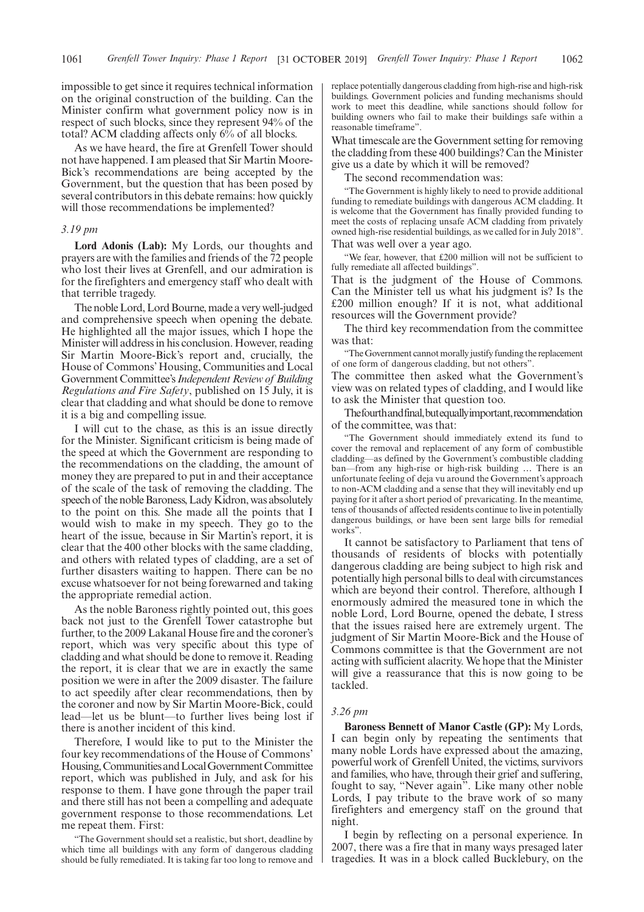impossible to get since it requires technical information on the original construction of the building. Can the Minister confirm what government policy now is in respect of such blocks, since they represent 94% of the total? ACM cladding affects only 6% of all blocks.

As we have heard, the fire at Grenfell Tower should not have happened. I am pleased that Sir Martin Moore-Bick's recommendations are being accepted by the Government, but the question that has been posed by several contributors in this debate remains: how quickly will those recommendations be implemented?

*3.19 pm*

**Lord Adonis (Lab):** My Lords, our thoughts and prayers are with the families and friends of the 72 people who lost their lives at Grenfell, and our admiration is for the firefighters and emergency staff who dealt with that terrible tragedy.

The noble Lord, Lord Bourne, made a very well-judged and comprehensive speech when opening the debate. He highlighted all the major issues, which I hope the Minister will address in his conclusion. However, reading Sir Martin Moore-Bick's report and, crucially, the House of Commons' Housing, Communities and Local Government Committee's *Independent Review of Building Regulations and Fire Safety*, published on 15 July, it is clear that cladding and what should be done to remove it is a big and compelling issue.

I will cut to the chase, as this is an issue directly for the Minister. Significant criticism is being made of the speed at which the Government are responding to the recommendations on the cladding, the amount of money they are prepared to put in and their acceptance of the scale of the task of removing the cladding. The speech of the noble Baroness, Lady Kidron, was absolutely to the point on this. She made all the points that I would wish to make in my speech. They go to the heart of the issue, because in Sir Martin's report, it is clear that the 400 other blocks with the same cladding, and others with related types of cladding, are a set of further disasters waiting to happen. There can be no excuse whatsoever for not being forewarned and taking the appropriate remedial action.

As the noble Baroness rightly pointed out, this goes back not just to the Grenfell Tower catastrophe but further, to the 2009 Lakanal House fire and the coroner's report, which was very specific about this type of cladding and what should be done to remove it. Reading the report, it is clear that we are in exactly the same position we were in after the 2009 disaster. The failure to act speedily after clear recommendations, then by the coroner and now by Sir Martin Moore-Bick, could lead—let us be blunt—to further lives being lost if there is another incident of this kind.

Therefore, I would like to put to the Minister the four key recommendations of the House of Commons' Housing, Communities and Local Government Committee report, which was published in July, and ask for his response to them. I have gone through the paper trail and there still has not been a compelling and adequate government response to those recommendations. Let me repeat them. First:

"The Government should set a realistic, but short, deadline by which time all buildings with any form of dangerous cladding should be fully remediated. It is taking far too long to remove and replace potentially dangerous cladding from high-rise and high-risk buildings. Government policies and funding mechanisms should work to meet this deadline, while sanctions should follow for building owners who fail to make their buildings safe within a reasonable timeframe".

What timescale are the Government setting for removing the cladding from these 400 buildings? Can the Minister give us a date by which it will be removed?

The second recommendation was:

"The Government is highly likely to need to provide additional funding to remediate buildings with dangerous ACM cladding. It is welcome that the Government has finally provided funding to meet the costs of replacing unsafe ACM cladding from privately owned high-rise residential buildings, as we called for in July 2018".

That was well over a year ago.

"We fear, however, that £200 million will not be sufficient to fully remediate all affected buildings".

That is the judgment of the House of Commons. Can the Minister tell us what his judgment is? Is the £200 million enough? If it is not, what additional resources will the Government provide?

The third key recommendation from the committee was that:

"The Government cannot morally justify funding the replacement of one form of dangerous cladding, but not others".

The committee then asked what the Government's view was on related types of cladding, and I would like to ask the Minister that question too.

The fourth and final, but equally important, recommendation of the committee, was that:

"The Government should immediately extend its fund to cover the removal and replacement of any form of combustible cladding—as defined by the Government's combustible cladding ban—from any high-rise or high-risk building … There is an unfortunate feeling of deja vu around the Government's approach to non-ACM cladding and a sense that they will inevitably end up paying for it after a short period of prevaricating. In the meantime, tens of thousands of affected residents continue to live in potentially dangerous buildings, or have been sent large bills for remedial works".

It cannot be satisfactory to Parliament that tens of thousands of residents of blocks with potentially dangerous cladding are being subject to high risk and potentially high personal bills to deal with circumstances which are beyond their control. Therefore, although I enormously admired the measured tone in which the noble Lord, Lord Bourne, opened the debate, I stress that the issues raised here are extremely urgent. The judgment of Sir Martin Moore-Bick and the House of Commons committee is that the Government are not acting with sufficient alacrity. We hope that the Minister will give a reassurance that this is now going to be tackled.

*3.26 pm*

**Baroness Bennett of Manor Castle (GP):** My Lords, I can begin only by repeating the sentiments that many noble Lords have expressed about the amazing, powerful work of Grenfell United, the victims, survivors and families, who have, through their grief and suffering, fought to say, "Never again". Like many other noble Lords, I pay tribute to the brave work of so many firefighters and emergency staff on the ground that night.

I begin by reflecting on a personal experience. In 2007, there was a fire that in many ways presaged later tragedies. It was in a block called Bucklebury, on the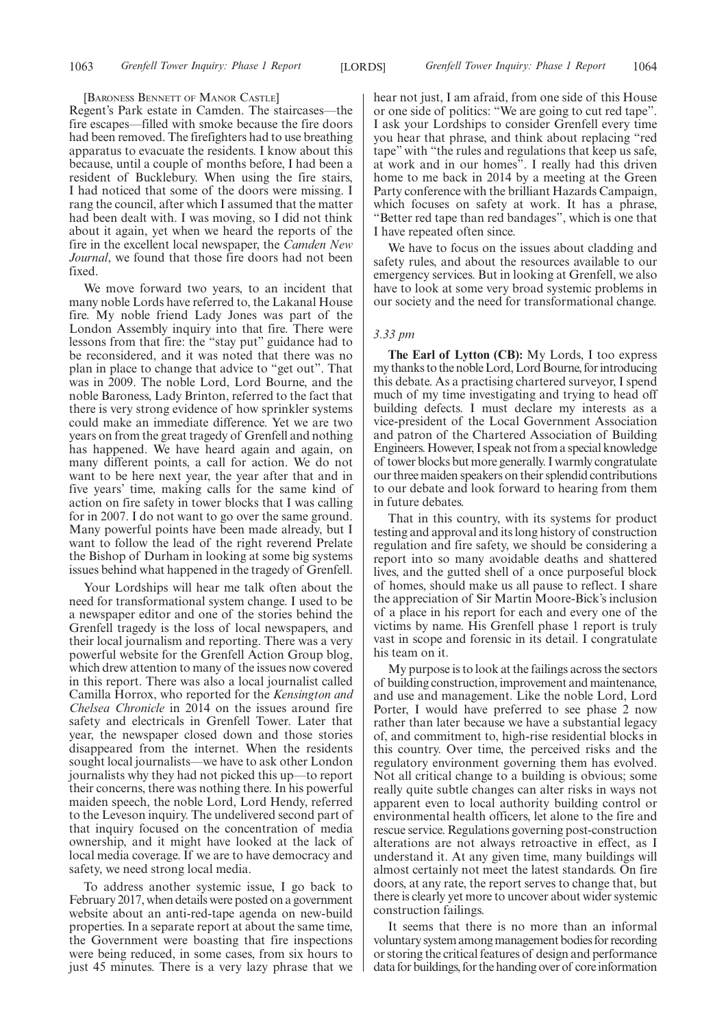[Baroness Bennett of Manor Castle]

Regent's Park estate in Camden. The staircases—the fire escapes—filled with smoke because the fire doors had been removed. The firefighters had to use breathing apparatus to evacuate the residents. I know about this because, until a couple of months before, I had been a resident of Bucklebury. When using the fire stairs, I had noticed that some of the doors were missing. I rang the council, after which I assumed that the matter had been dealt with. I was moving, so I did not think about it again, yet when we heard the reports of the fire in the excellent local newspaper, the *Camden New Journal*, we found that those fire doors had not been fixed.

We move forward two years, to an incident that many noble Lords have referred to, the Lakanal House fire. My noble friend Lady Jones was part of the London Assembly inquiry into that fire. There were lessons from that fire: the "stay put" guidance had to be reconsidered, and it was noted that there was no plan in place to change that advice to "get out". That was in 2009. The noble Lord, Lord Bourne, and the noble Baroness, Lady Brinton, referred to the fact that there is very strong evidence of how sprinkler systems could make an immediate difference. Yet we are two years on from the great tragedy of Grenfell and nothing has happened. We have heard again and again, on many different points, a call for action. We do not want to be here next year, the year after that and in five years' time, making calls for the same kind of action on fire safety in tower blocks that I was calling for in 2007. I do not want to go over the same ground. Many powerful points have been made already, but I want to follow the lead of the right reverend Prelate the Bishop of Durham in looking at some big systems issues behind what happened in the tragedy of Grenfell.

Your Lordships will hear me talk often about the need for transformational system change. I used to be a newspaper editor and one of the stories behind the Grenfell tragedy is the loss of local newspapers, and their local journalism and reporting. There was a very powerful website for the Grenfell Action Group blog, which drew attention to many of the issues now covered in this report. There was also a local journalist called Camilla Horrox, who reported for the *Kensington and Chelsea Chronicle* in 2014 on the issues around fire safety and electricals in Grenfell Tower. Later that year, the newspaper closed down and those stories disappeared from the internet. When the residents sought local journalists—we have to ask other London journalists why they had not picked this up—to report their concerns, there was nothing there. In his powerful maiden speech, the noble Lord, Lord Hendy, referred to the Leveson inquiry. The undelivered second part of that inquiry focused on the concentration of media ownership, and it might have looked at the lack of local media coverage. If we are to have democracy and safety, we need strong local media.

To address another systemic issue, I go back to February 2017, when details were posted on a government website about an anti-red-tape agenda on new-build properties. In a separate report at about the same time, the Government were boasting that fire inspections were being reduced, in some cases, from six hours to just 45 minutes. There is a very lazy phrase that we hear not just, I am afraid, from one side of this House or one side of politics: "We are going to cut red tape". I ask your Lordships to consider Grenfell every time you hear that phrase, and think about replacing "red tape" with "the rules and regulations that keep us safe, at work and in our homes". I really had this driven home to me back in 2014 by a meeting at the Green Party conference with the brilliant Hazards Campaign, which focuses on safety at work. It has a phrase, "Better red tape than red bandages", which is one that I have repeated often since.

We have to focus on the issues about cladding and safety rules, and about the resources available to our emergency services. But in looking at Grenfell, we also have to look at some very broad systemic problems in our society and the need for transformational change.

*3.33 pm*

**The Earl of Lytton (CB):** My Lords, I too express my thanks to the noble Lord, Lord Bourne, for introducing this debate. As a practising chartered surveyor, I spend much of my time investigating and trying to head off building defects. I must declare my interests as a vice-president of the Local Government Association and patron of the Chartered Association of Building Engineers. However, I speak not from a special knowledge of tower blocks but more generally. I warmly congratulate our three maiden speakers on their splendid contributions to our debate and look forward to hearing from them in future debates.

That in this country, with its systems for product testing and approval and its long history of construction regulation and fire safety, we should be considering a report into so many avoidable deaths and shattered lives, and the gutted shell of a once purposeful block of homes, should make us all pause to reflect. I share the appreciation of Sir Martin Moore-Bick's inclusion of a place in his report for each and every one of the victims by name. His Grenfell phase 1 report is truly vast in scope and forensic in its detail. I congratulate his team on it.

My purpose is to look at the failings across the sectors of building construction, improvement and maintenance, and use and management. Like the noble Lord, Lord Porter, I would have preferred to see phase 2 now rather than later because we have a substantial legacy of, and commitment to, high-rise residential blocks in this country. Over time, the perceived risks and the regulatory environment governing them has evolved. Not all critical change to a building is obvious; some really quite subtle changes can alter risks in ways not apparent even to local authority building control or environmental health officers, let alone to the fire and rescue service. Regulations governing post-construction alterations are not always retroactive in effect, as I understand it. At any given time, many buildings will almost certainly not meet the latest standards. On fire doors, at any rate, the report serves to change that, but there is clearly yet more to uncover about wider systemic construction failings.

It seems that there is no more than an informal voluntary system among management bodies for recording or storing the critical features of design and performance data for buildings, for the handing over of core information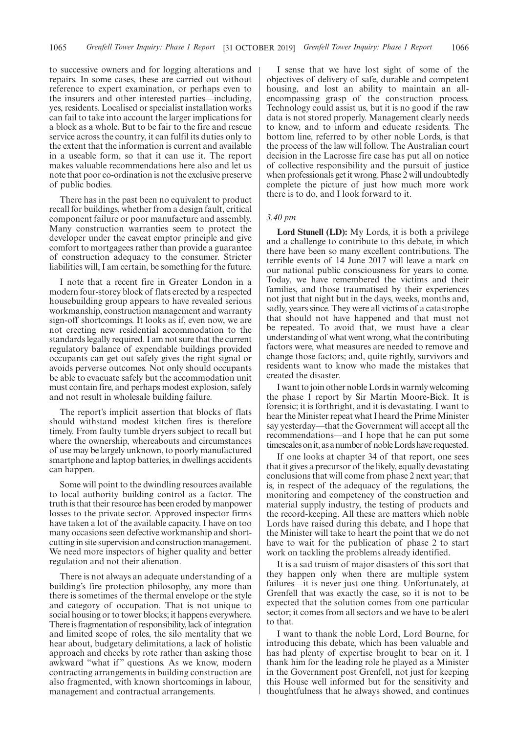to successive owners and for logging alterations and repairs. In some cases, these are carried out without reference to expert examination, or perhaps even to the insurers and other interested parties—including, yes, residents. Localised or specialist installation works can fail to take into account the larger implications for a block as a whole. But to be fair to the fire and rescue service across the country, it can fulfil its duties only to the extent that the information is current and available in a useable form, so that it can use it. The report makes valuable recommendations here also and let us note that poor co-ordination is not the exclusive preserve of public bodies.

There has in the past been no equivalent to product recall for buildings, whether from a design fault, critical component failure or poor manufacture and assembly. Many construction warranties seem to protect the developer under the caveat emptor principle and give comfort to mortgagees rather than provide a guarantee of construction adequacy to the consumer. Stricter liabilities will, I am certain, be something for the future.

I note that a recent fire in Greater London in a modern four-storey block of flats erected by a respected housebuilding group appears to have revealed serious workmanship, construction management and warranty sign-off shortcomings. It looks as if, even now, we are not erecting new residential accommodation to the standards legally required. I am not sure that the current regulatory balance of expendable buildings provided occupants can get out safely gives the right signal or avoids perverse outcomes. Not only should occupants be able to evacuate safely but the accommodation unit must contain fire, and perhaps modest explosion, safely and not result in wholesale building failure.

The report's implicit assertion that blocks of flats should withstand modest kitchen fires is therefore timely. From faulty tumble dryers subject to recall but where the ownership, whereabouts and circumstances of use may be largely unknown, to poorly manufactured smartphone and laptop batteries, in dwellings accidents can happen.

Some will point to the dwindling resources available to local authority building control as a factor. The truth is that their resource has been eroded by manpower losses to the private sector. Approved inspector firms have taken a lot of the available capacity. I have on too many occasions seen defective workmanship and short-cutting in site supervision and construction management. We need more inspectors of higher quality and better regulation and not their alienation.

There is not always an adequate understanding of a building's fire protection philosophy, any more than there is sometimes of the thermal envelope or the style and category of occupation. That is not unique to social housing or to tower blocks; it happens everywhere. There is fragmentation of responsibility, lack of integration and limited scope of roles, the silo mentality that we hear about, budgetary delimitations, a lack of holistic approach and checks by rote rather than asking those awkward "what if" questions. As we know, modern contracting arrangements in building construction are also fragmented, with known shortcomings in labour, management and contractual arrangements.

I sense that we have lost sight of some of the objectives of delivery of safe, durable and competent housing, and lost an ability to maintain an all-encompassing grasp of the construction process. Technology could assist us, but it is no good if the raw data is not stored properly. Management clearly needs to know, and to inform and educate residents. The bottom line, referred to by other noble Lords, is that the process of the law will follow. The Australian court decision in the Lacrosse fire case has put all on notice of collective responsibility and the pursuit of justice when professionals get it wrong. Phase 2 will undoubtedly complete the picture of just how much more work there is to do, and I look forward to it.

*3.40 pm*

**Lord Stunell (LD):** My Lords, it is both a privilege and a challenge to contribute to this debate, in which there have been so many excellent contributions. The terrible events of 14 June 2017 will leave a mark on our national public consciousness for years to come. Today, we have remembered the victims and their families, and those traumatised by their experiences not just that night but in the days, weeks, months and, sadly, years since. They were all victims of a catastrophe that should not have happened and that must not be repeated. To avoid that, we must have a clear understanding of what went wrong, what the contributing factors were, what measures are needed to remove and change those factors; and, quite rightly, survivors and residents want to know who made the mistakes that created the disaster.

I want to join other noble Lords in warmly welcoming the phase 1 report by Sir Martin Moore-Bick. It is forensic; it is forthright, and it is devastating. I want to hear the Minister repeat what I heard the Prime Minister say yesterday—that the Government will accept all the recommendations—and I hope that he can put some timescales on it, as a number of noble Lords have requested.

If one looks at chapter 34 of that report, one sees that it gives a precursor of the likely, equally devastating conclusions that will come from phase 2 next year; that is, in respect of the adequacy of the regulations, the monitoring and competency of the construction and material supply industry, the testing of products and the record-keeping. All these are matters which noble Lords have raised during this debate, and I hope that the Minister will take to heart the point that we do not have to wait for the publication of phase 2 to start work on tackling the problems already identified.

It is a sad truism of major disasters of this sort that they happen only when there are multiple system failures—it is never just one thing. Unfortunately, at Grenfell that was exactly the case, so it is not to be expected that the solution comes from one particular sector; it comes from all sectors and we have to be alert to that.

I want to thank the noble Lord, Lord Bourne, for introducing this debate, which has been valuable and has had plenty of expertise brought to bear on it. I thank him for the leading role he played as a Minister in the Government post Grenfell, not just for keeping this House well informed but for the sensitivity and thoughtfulness that he always showed, and continues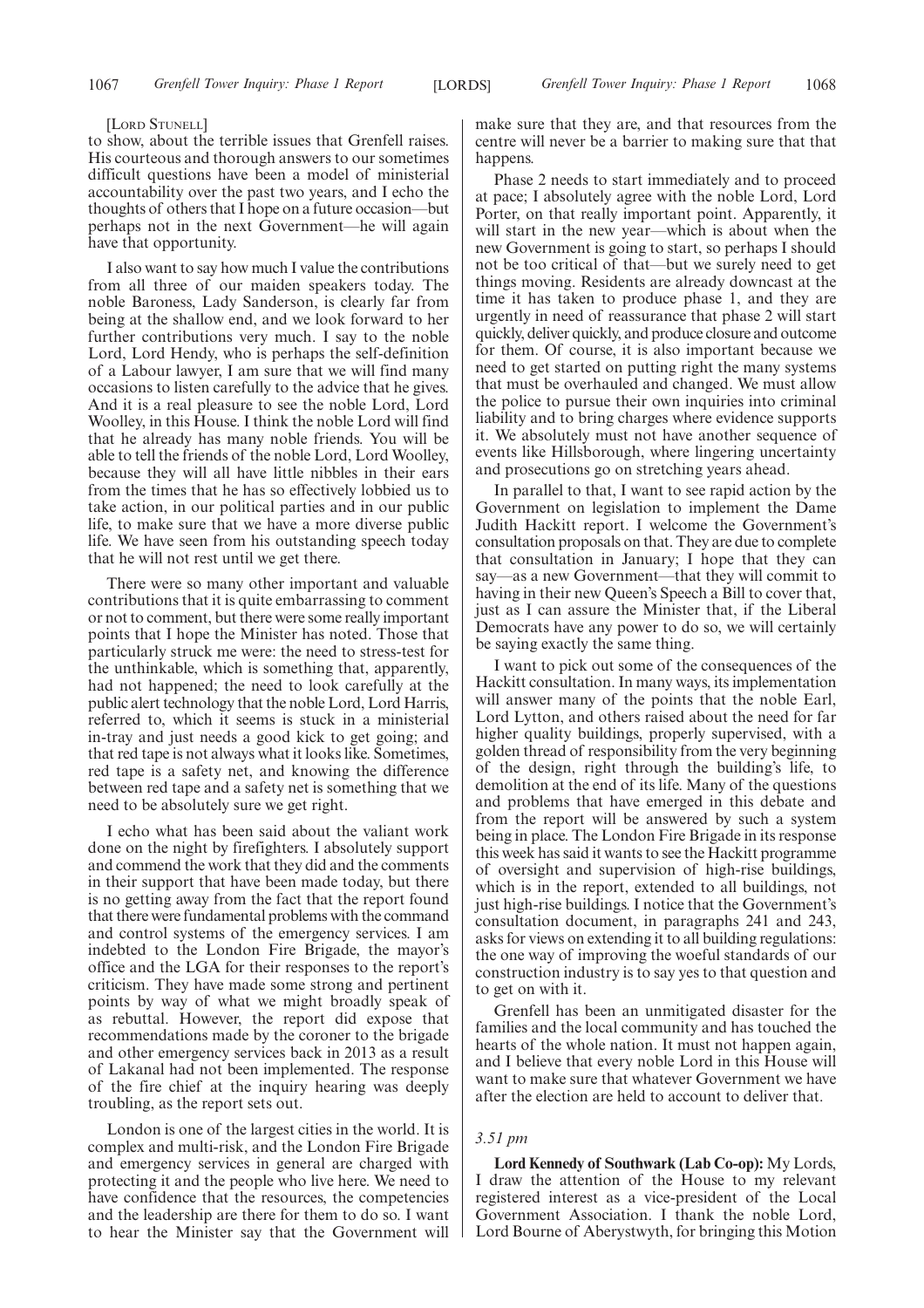[LORD STUNELL]

to show, about the terrible issues that Grenfell raises. His courteous and thorough answers to our sometimes difficult questions have been a model of ministerial accountability over the past two years, and I echo the thoughts of others that I hope on a future occasion—but perhaps not in the next Government—he will again have that opportunity.

I also want to say how much I value the contributions from all three of our maiden speakers today. The noble Baroness, Lady Sanderson, is clearly far from being at the shallow end, and we look forward to her further contributions very much. I say to the noble Lord, Lord Hendy, who is perhaps the self-definition of a Labour lawyer, I am sure that we will find many occasions to listen carefully to the advice that he gives. And it is a real pleasure to see the noble Lord, Lord Woolley, in this House. I think the noble Lord will find that he already has many noble friends. You will be able to tell the friends of the noble Lord, Lord Woolley, because they will all have little nibbles in their ears from the times that he has so effectively lobbied us to take action, in our political parties and in our public life, to make sure that we have a more diverse public life. We have seen from his outstanding speech today that he will not rest until we get there.

There were so many other important and valuable contributions that it is quite embarrassing to comment or not to comment, but there were some really important points that I hope the Minister has noted. Those that particularly struck me were: the need to stress-test for the unthinkable, which is something that, apparently, had not happened; the need to look carefully at the public alert technology that the noble Lord, Lord Harris, referred to, which it seems is stuck in a ministerial in-tray and just needs a good kick to get going; and that red tape is not always what it looks like. Sometimes, red tape is a safety net, and knowing the difference between red tape and a safety net is something that we need to be absolutely sure we get right.

I echo what has been said about the valiant work done on the night by firefighters. I absolutely support and commend the work that they did and the comments in their support that have been made today, but there is no getting away from the fact that the report found that there were fundamental problems with the command and control systems of the emergency services. I am indebted to the London Fire Brigade, the mayor's office and the LGA for their responses to the report's criticism. They have made some strong and pertinent points by way of what we might broadly speak of as rebuttal. However, the report did expose that recommendations made by the coroner to the brigade and other emergency services back in 2013 as a result of Lakanal had not been implemented. The response of the fire chief at the inquiry hearing was deeply troubling, as the report sets out.

London is one of the largest cities in the world. It is complex and multi-risk, and the London Fire Brigade and emergency services in general are charged with protecting it and the people who live here. We need to have confidence that the resources, the competencies and the leadership are there for them to do so. I want to hear the Minister say that the Government will make sure that they are, and that resources from the centre will never be a barrier to making sure that that happens.

Phase 2 needs to start immediately and to proceed at pace; I absolutely agree with the noble Lord, Lord Porter, on that really important point. Apparently, it will start in the new year—which is about when the new Government is going to start, so perhaps I should not be too critical of that—but we surely need to get things moving. Residents are already downcast at the time it has taken to produce phase 1, and they are urgently in need of reassurance that phase 2 will start quickly, deliver quickly, and produce closure and outcome for them. Of course, it is also important because we need to get started on putting right the many systems that must be overhauled and changed. We must allow the police to pursue their own inquiries into criminal liability and to bring charges where evidence supports it. We absolutely must not have another sequence of events like Hillsborough, where lingering uncertainty and prosecutions go on stretching years ahead.

In parallel to that, I want to see rapid action by the Government on legislation to implement the Dame Judith Hackitt report. I welcome the Government's consultation proposals on that. They are due to complete that consultation in January; I hope that they can say—as a new Government—that they will commit to having in their new Queen's Speech a Bill to cover that, just as I can assure the Minister that, if the Liberal Democrats have any power to do so, we will certainly be saying exactly the same thing.

I want to pick out some of the consequences of the Hackitt consultation. In many ways, its implementation will answer many of the points that the noble Earl, Lord Lytton, and others raised about the need for far higher quality buildings, properly supervised, with a golden thread of responsibility from the very beginning of the design, right through the building's life, to demolition at the end of its life. Many of the questions and problems that have emerged in this debate and from the report will be answered by such a system being in place. The London Fire Brigade in its response this week has said it wants to see the Hackitt programme of oversight and supervision of high-rise buildings, which is in the report, extended to all buildings, not just high-rise buildings. I notice that the Government's consultation document, in paragraphs 241 and 243, asks for views on extending it to all building regulations: the one way of improving the woeful standards of our construction industry is to say yes to that question and to get on with it.

Grenfell has been an unmitigated disaster for the families and the local community and has touched the hearts of the whole nation. It must not happen again, and I believe that every noble Lord in this House will want to make sure that whatever Government we have after the election are held to account to deliver that.

*3.51 pm*

**Lord Kennedy of Southwark (Lab Co-op):** My Lords, I draw the attention of the House to my relevant registered interest as a vice-president of the Local Government Association. I thank the noble Lord, Lord Bourne of Aberystwyth, for bringing this Motion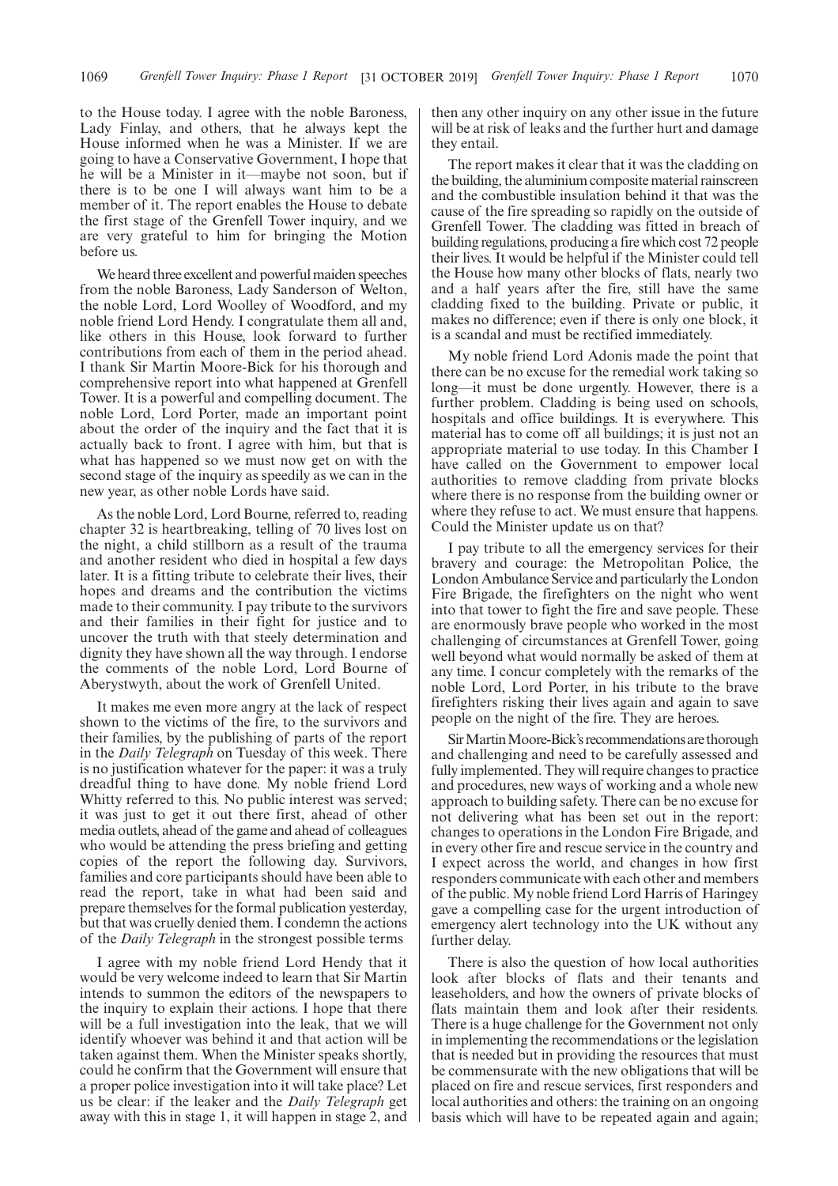to the House today. I agree with the noble Baroness, Lady Finlay, and others, that he always kept the House informed when he was a Minister. If we are going to have a Conservative Government, I hope that he will be a Minister in it—maybe not soon, but if there is to be one I will always want him to be a member of it. The report enables the House to debate the first stage of the Grenfell Tower inquiry, and we are very grateful to him for bringing the Motion before us.

We heard three excellent and powerful maiden speeches from the noble Baroness, Lady Sanderson of Welton, the noble Lord, Lord Woolley of Woodford, and my noble friend Lord Hendy. I congratulate them all and, like others in this House, look forward to further contributions from each of them in the period ahead. I thank Sir Martin Moore-Bick for his thorough and comprehensive report into what happened at Grenfell Tower. It is a powerful and compelling document. The noble Lord, Lord Porter, made an important point about the order of the inquiry and the fact that it is actually back to front. I agree with him, but that is what has happened so we must now get on with the second stage of the inquiry as speedily as we can in the new year, as other noble Lords have said.

As the noble Lord, Lord Bourne, referred to, reading chapter 32 is heartbreaking, telling of 70 lives lost on the night, a child stillborn as a result of the trauma and another resident who died in hospital a few days later. It is a fitting tribute to celebrate their lives, their hopes and dreams and the contribution the victims made to their community. I pay tribute to the survivors and their families in their fight for justice and to uncover the truth with that steely determination and dignity they have shown all the way through. I endorse the comments of the noble Lord, Lord Bourne of Aberystwyth, about the work of Grenfell United.

It makes me even more angry at the lack of respect shown to the victims of the fire, to the survivors and their families, by the publishing of parts of the report in the *Daily Telegraph* on Tuesday of this week. There is no justification whatever for the paper: it was a truly dreadful thing to have done. My noble friend Lord Whitty referred to this. No public interest was served; it was just to get it out there first, ahead of other media outlets, ahead of the game and ahead of colleagues who would be attending the press briefing and getting copies of the report the following day. Survivors, families and core participants should have been able to read the report, take in what had been said and prepare themselves for the formal publication yesterday, but that was cruelly denied them. I condemn the actions of the *Daily Telegraph* in the strongest possible terms

I agree with my noble friend Lord Hendy that it would be very welcome indeed to learn that Sir Martin intends to summon the editors of the newspapers to the inquiry to explain their actions. I hope that there will be a full investigation into the leak, that we will identify whoever was behind it and that action will be taken against them. When the Minister speaks shortly, could he confirm that the Government will ensure that a proper police investigation into it will take place? Let us be clear: if the leaker and the *Daily Telegraph* get away with this in stage 1, it will happen in stage 2, and then any other inquiry on any other issue in the future will be at risk of leaks and the further hurt and damage they entail.

The report makes it clear that it was the cladding on the building, the aluminium composite material rainscreen and the combustible insulation behind it that was the cause of the fire spreading so rapidly on the outside of Grenfell Tower. The cladding was fitted in breach of building regulations, producing a fire which cost 72 people their lives. It would be helpful if the Minister could tell the House how many other blocks of flats, nearly two and a half years after the fire, still have the same cladding fixed to the building. Private or public, it makes no difference; even if there is only one block, it is a scandal and must be rectified immediately.

My noble friend Lord Adonis made the point that there can be no excuse for the remedial work taking so long—it must be done urgently. However, there is a further problem. Cladding is being used on schools, hospitals and office buildings. It is everywhere. This material has to come off all buildings; it is just not an appropriate material to use today. In this Chamber I have called on the Government to empower local authorities to remove cladding from private blocks where there is no response from the building owner or where they refuse to act. We must ensure that happens. Could the Minister update us on that?

I pay tribute to all the emergency services for their bravery and courage: the Metropolitan Police, the London Ambulance Service and particularly the London Fire Brigade, the firefighters on the night who went into that tower to fight the fire and save people. These are enormously brave people who worked in the most challenging of circumstances at Grenfell Tower, going well beyond what would normally be asked of them at any time. I concur completely with the remarks of the noble Lord, Lord Porter, in his tribute to the brave firefighters risking their lives again and again to save people on the night of the fire. They are heroes.

Sir Martin Moore-Bick's recommendations are thorough and challenging and need to be carefully assessed and fully implemented. They will require changes to practice and procedures, new ways of working and a whole new approach to building safety. There can be no excuse for not delivering what has been set out in the report: changes to operations in the London Fire Brigade, and in every other fire and rescue service in the country and I expect across the world, and changes in how first responders communicate with each other and members of the public. My noble friend Lord Harris of Haringey gave a compelling case for the urgent introduction of emergency alert technology into the UK without any further delay.

There is also the question of how local authorities look after blocks of flats and their tenants and leaseholders, and how the owners of private blocks of flats maintain them and look after their residents. There is a huge challenge for the Government not only in implementing the recommendations or the legislation that is needed but in providing the resources that must be commensurate with the new obligations that will be placed on fire and rescue services, first responders and local authorities and others: the training on an ongoing basis which will have to be repeated again and again;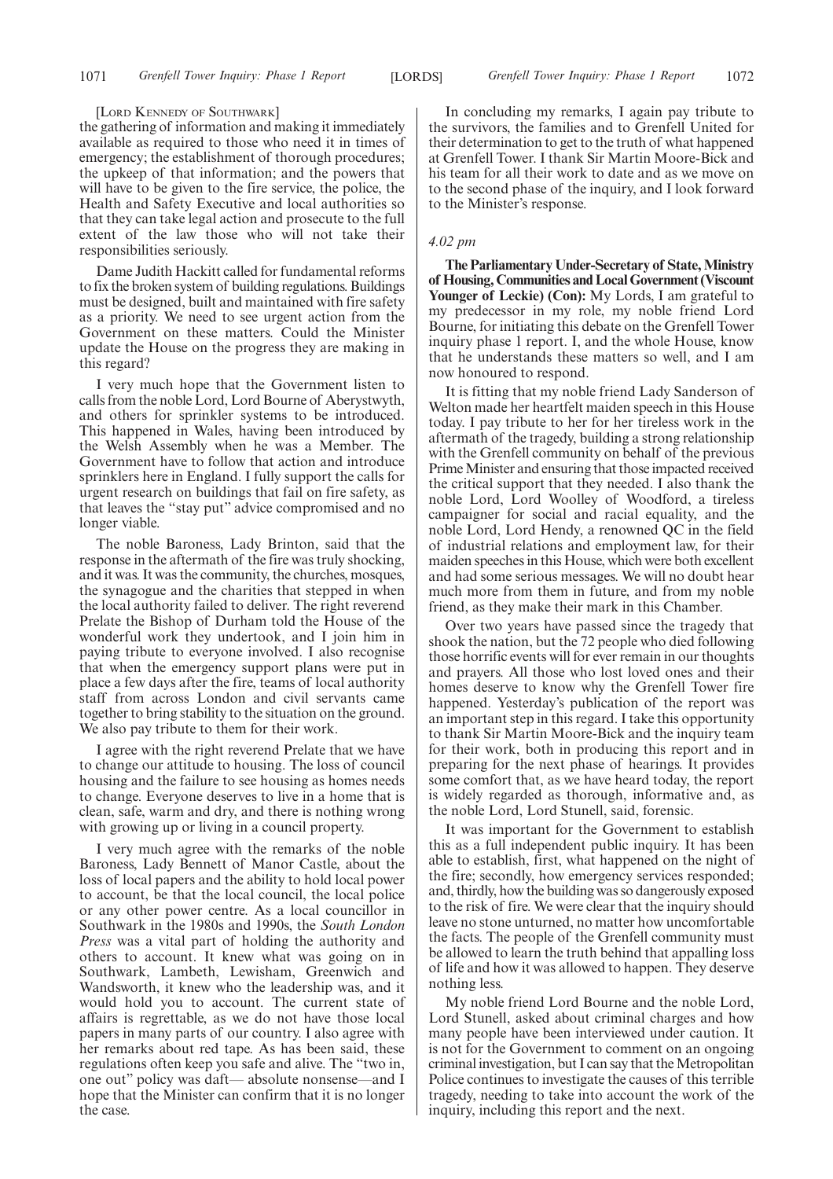[Lord Kennedy of Southwark]

the gathering of information and making it immediately available as required to those who need it in times of emergency; the establishment of thorough procedures; the upkeep of that information; and the powers that will have to be given to the fire service, the police, the Health and Safety Executive and local authorities so that they can take legal action and prosecute to the full extent of the law those who will not take their responsibilities seriously.

Dame Judith Hackitt called for fundamental reforms to fix the broken system of building regulations. Buildings must be designed, built and maintained with fire safety as a priority. We need to see urgent action from the Government on these matters. Could the Minister update the House on the progress they are making in this regard?

I very much hope that the Government listen to calls from the noble Lord, Lord Bourne of Aberystwyth, and others for sprinkler systems to be introduced. This happened in Wales, having been introduced by the Welsh Assembly when he was a Member. The Government have to follow that action and introduce sprinklers here in England. I fully support the calls for urgent research on buildings that fail on fire safety, as that leaves the "stay put" advice compromised and no longer viable.

The noble Baroness, Lady Brinton, said that the response in the aftermath of the fire was truly shocking, and it was. It was the community, the churches, mosques, the synagogue and the charities that stepped in when the local authority failed to deliver. The right reverend Prelate the Bishop of Durham told the House of the wonderful work they undertook, and I join him in paying tribute to everyone involved. I also recognise that when the emergency support plans were put in place a few days after the fire, teams of local authority staff from across London and civil servants came together to bring stability to the situation on the ground. We also pay tribute to them for their work.

I agree with the right reverend Prelate that we have to change our attitude to housing. The loss of council housing and the failure to see housing as homes needs to change. Everyone deserves to live in a home that is clean, safe, warm and dry, and there is nothing wrong with growing up or living in a council property.

I very much agree with the remarks of the noble Baroness, Lady Bennett of Manor Castle, about the loss of local papers and the ability to hold local power to account, be that the local council, the local police or any other power centre. As a local councillor in Southwark in the 1980s and 1990s, the *South London Press* was a vital part of holding the authority and others to account. It knew what was going on in Southwark, Lambeth, Lewisham, Greenwich and Wandsworth, it knew who the leadership was, and it would hold you to account. The current state of affairs is regrettable, as we do not have those local papers in many parts of our country. I also agree with her remarks about red tape. As has been said, these regulations often keep you safe and alive. The "two in, one out" policy was daft— absolute nonsense—and I hope that the Minister can confirm that it is no longer the case.

In concluding my remarks, I again pay tribute to the survivors, the families and to Grenfell United for their determination to get to the truth of what happened at Grenfell Tower. I thank Sir Martin Moore-Bick and his team for all their work to date and as we move on to the second phase of the inquiry, and I look forward to the Minister's response.

*4.02 pm*

**The Parliamentary Under-Secretary of State, Ministry of Housing, Communities and Local Government (Viscount Younger of Leckie) (Con):** My Lords, I am grateful to my predecessor in my role, my noble friend Lord Bourne, for initiating this debate on the Grenfell Tower inquiry phase 1 report. I, and the whole House, know that he understands these matters so well, and I am now honoured to respond.

It is fitting that my noble friend Lady Sanderson of Welton made her heartfelt maiden speech in this House today. I pay tribute to her for her tireless work in the aftermath of the tragedy, building a strong relationship with the Grenfell community on behalf of the previous Prime Minister and ensuring that those impacted received the critical support that they needed. I also thank the noble Lord, Lord Woolley of Woodford, a tireless campaigner for social and racial equality, and the noble Lord, Lord Hendy, a renowned QC in the field of industrial relations and employment law, for their maiden speeches in this House, which were both excellent and had some serious messages. We will no doubt hear much more from them in future, and from my noble friend, as they make their mark in this Chamber.

Over two years have passed since the tragedy that shook the nation, but the 72 people who died following those horrific events will for ever remain in our thoughts and prayers. All those who lost loved ones and their homes deserve to know why the Grenfell Tower fire happened. Yesterday's publication of the report was an important step in this regard. I take this opportunity to thank Sir Martin Moore-Bick and the inquiry team for their work, both in producing this report and in preparing for the next phase of hearings. It provides some comfort that, as we have heard today, the report is widely regarded as thorough, informative and, as the noble Lord, Lord Stunell, said, forensic.

It was important for the Government to establish this as a full independent public inquiry. It has been able to establish, first, what happened on the night of the fire; secondly, how emergency services responded; and, thirdly, how the building was so dangerously exposed to the risk of fire. We were clear that the inquiry should leave no stone unturned, no matter how uncomfortable the facts. The people of the Grenfell community must be allowed to learn the truth behind that appalling loss of life and how it was allowed to happen. They deserve nothing less.

My noble friend Lord Bourne and the noble Lord, Lord Stunell, asked about criminal charges and how many people have been interviewed under caution. It is not for the Government to comment on an ongoing criminal investigation, but I can say that the Metropolitan Police continues to investigate the causes of this terrible tragedy, needing to take into account the work of the inquiry, including this report and the next.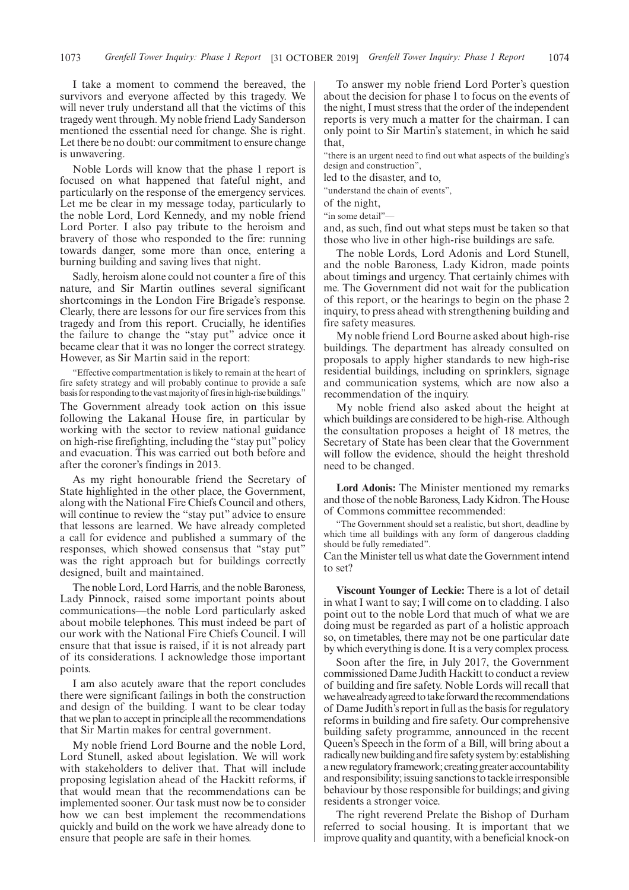I take a moment to commend the bereaved, the survivors and everyone affected by this tragedy. We will never truly understand all that the victims of this tragedy went through. My noble friend Lady Sanderson mentioned the essential need for change. She is right. Let there be no doubt: our commitment to ensure change is unwavering.

Noble Lords will know that the phase 1 report is focused on what happened that fateful night, and particularly on the response of the emergency services. Let me be clear in my message today, particularly to the noble Lord, Lord Kennedy, and my noble friend Lord Porter. I also pay tribute to the heroism and bravery of those who responded to the fire: running towards danger, some more than once, entering a burning building and saving lives that night.

Sadly, heroism alone could not counter a fire of this nature, and Sir Martin outlines several significant shortcomings in the London Fire Brigade's response. Clearly, there are lessons for our fire services from this tragedy and from this report. Crucially, he identifies the failure to change the "stay put" advice once it became clear that it was no longer the correct strategy. However, as Sir Martin said in the report:

"Effective compartmentation is likely to remain at the heart of fire safety strategy and will probably continue to provide a safe basis for responding to the vast majority of fires in high-rise buildings."

The Government already took action on this issue following the Lakanal House fire, in particular by working with the sector to review national guidance on high-rise firefighting, including the "stay put" policy and evacuation. This was carried out both before and after the coroner's findings in 2013.

As my right honourable friend the Secretary of State highlighted in the other place, the Government, along with the National Fire Chiefs Council and others, will continue to review the "stay put" advice to ensure that lessons are learned. We have already completed a call for evidence and published a summary of the responses, which showed consensus that "stay put" was the right approach but for buildings correctly designed, built and maintained.

The noble Lord, Lord Harris, and the noble Baroness, Lady Pinnock, raised some important points about communications—the noble Lord particularly asked about mobile telephones. This must indeed be part of our work with the National Fire Chiefs Council. I will ensure that that issue is raised, if it is not already part of its considerations. I acknowledge those important points.

I am also acutely aware that the report concludes there were significant failings in both the construction and design of the building. I want to be clear today that we plan to accept in principle all the recommendations that Sir Martin makes for central government.

My noble friend Lord Bourne and the noble Lord, Lord Stunell, asked about legislation. We will work with stakeholders to deliver that. That will include proposing legislation ahead of the Hackitt reforms, if that would mean that the recommendations can be implemented sooner. Our task must now be to consider how we can best implement the recommendations quickly and build on the work we have already done to ensure that people are safe in their homes.

To answer my noble friend Lord Porter's question about the decision for phase 1 to focus on the events of the night, I must stress that the order of the independent reports is very much a matter for the chairman. I can only point to Sir Martin's statement, in which he said that,

"there is an urgent need to find out what aspects of the building's design and construction",

led to the disaster, and to,

"understand the chain of events",

of the night,

"in some detail"—

and, as such, find out what steps must be taken so that those who live in other high-rise buildings are safe.

The noble Lords, Lord Adonis and Lord Stunell, and the noble Baroness, Lady Kidron, made points about timings and urgency. That certainly chimes with me. The Government did not wait for the publication of this report, or the hearings to begin on the phase 2 inquiry, to press ahead with strengthening building and fire safety measures.

My noble friend Lord Bourne asked about high-rise buildings. The department has already consulted on proposals to apply higher standards to new high-rise residential buildings, including on sprinklers, signage and communication systems, which are now also a recommendation of the inquiry.

My noble friend also asked about the height at which buildings are considered to be high-rise. Although the consultation proposes a height of 18 metres, the Secretary of State has been clear that the Government will follow the evidence, should the height threshold need to be changed.

**Lord Adonis:** The Minister mentioned my remarks and those of the noble Baroness, Lady Kidron. The House of Commons committee recommended:

"The Government should set a realistic, but short, deadline by which time all buildings with any form of dangerous cladding should be fully remediated".

Can the Minister tell us what date the Government intend to set?

**Viscount Younger of Leckie:** There is a lot of detail in what I want to say; I will come on to cladding. I also point out to the noble Lord that much of what we are doing must be regarded as part of a holistic approach so, on timetables, there may not be one particular date by which everything is done. It is a very complex process.

Soon after the fire, in July 2017, the Government commissioned Dame Judith Hackitt to conduct a review of building and fire safety. Noble Lords will recall that we have already agreed to take forward the recommendations of Dame Judith's report in full as the basis for regulatory reforms in building and fire safety. Our comprehensive building safety programme, announced in the recent Queen's Speech in the form of a Bill, will bring about a radically new building and fire safety system by: establishing a new regulatory framework; creating greater accountability and responsibility; issuing sanctions to tackle irresponsible behaviour by those responsible for buildings; and giving residents a stronger voice.

The right reverend Prelate the Bishop of Durham referred to social housing. It is important that we improve quality and quantity, with a beneficial knock-on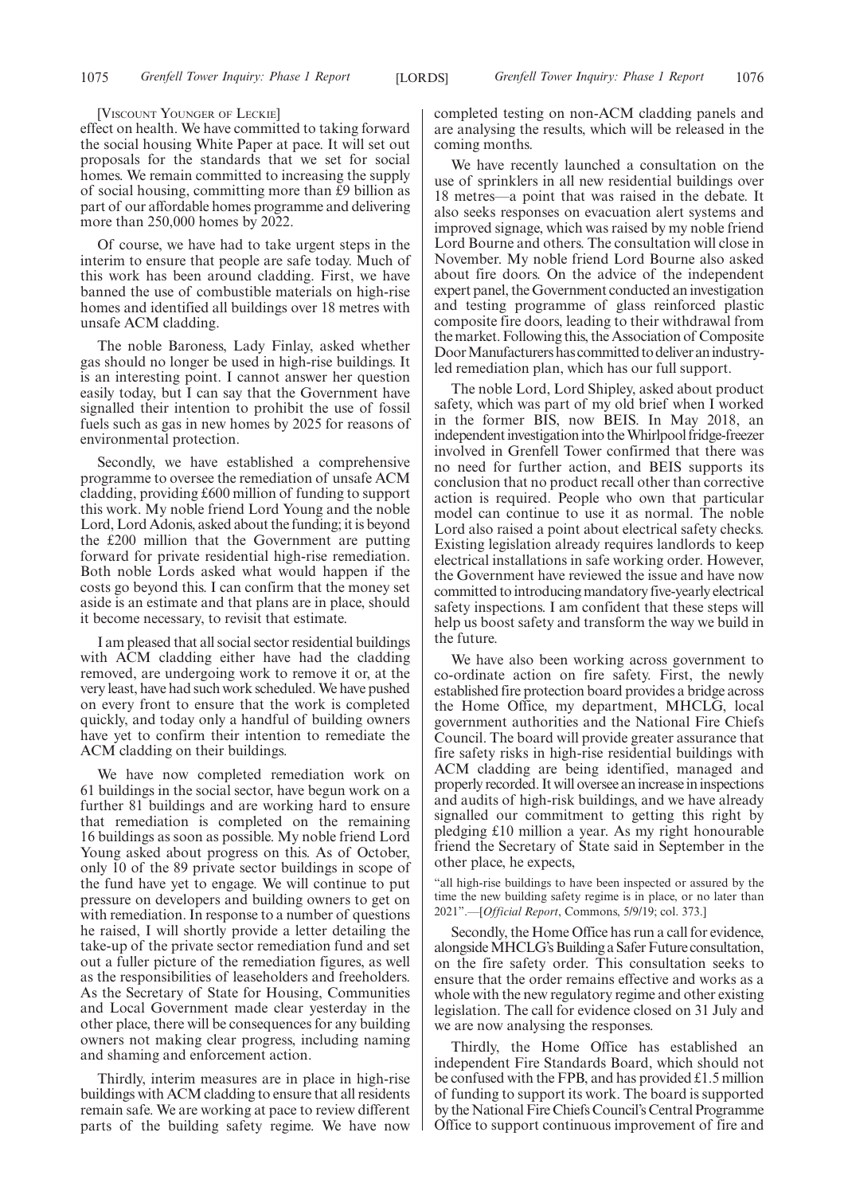[Viscount Younger of Leckie]

effect on health. We have committed to taking forward the social housing White Paper at pace. It will set out proposals for the standards that we set for social homes. We remain committed to increasing the supply of social housing, committing more than £9 billion as part of our affordable homes programme and delivering more than 250,000 homes by 2022.

Of course, we have had to take urgent steps in the interim to ensure that people are safe today. Much of this work has been around cladding. First, we have banned the use of combustible materials on high-rise homes and identified all buildings over 18 metres with unsafe ACM cladding.

The noble Baroness, Lady Finlay, asked whether gas should no longer be used in high-rise buildings. It is an interesting point. I cannot answer her question easily today, but I can say that the Government have signalled their intention to prohibit the use of fossil fuels such as gas in new homes by 2025 for reasons of environmental protection.

Secondly, we have established a comprehensive programme to oversee the remediation of unsafe ACM cladding, providing £600 million of funding to support this work. My noble friend Lord Young and the noble Lord, Lord Adonis, asked about the funding; it is beyond the £200 million that the Government are putting forward for private residential high-rise remediation. Both noble Lords asked what would happen if the costs go beyond this. I can confirm that the money set aside is an estimate and that plans are in place, should it become necessary, to revisit that estimate.

I am pleased that all social sector residential buildings with ACM cladding either have had the cladding removed, are undergoing work to remove it or, at the very least, have had such work scheduled. We have pushed on every front to ensure that the work is completed quickly, and today only a handful of building owners have yet to confirm their intention to remediate the ACM cladding on their buildings.

We have now completed remediation work on 61 buildings in the social sector, have begun work on a further 81 buildings and are working hard to ensure that remediation is completed on the remaining 16 buildings as soon as possible. My noble friend Lord Young asked about progress on this. As of October, only 10 of the 89 private sector buildings in scope of the fund have yet to engage. We will continue to put pressure on developers and building owners to get on with remediation. In response to a number of questions he raised, I will shortly provide a letter detailing the take-up of the private sector remediation fund and set out a fuller picture of the remediation figures, as well as the responsibilities of leaseholders and freeholders. As the Secretary of State for Housing, Communities and Local Government made clear yesterday in the other place, there will be consequences for any building owners not making clear progress, including naming and shaming and enforcement action.

Thirdly, interim measures are in place in high-rise buildings with ACM cladding to ensure that all residents remain safe. We are working at pace to review different parts of the building safety regime. We have now completed testing on non-ACM cladding panels and are analysing the results, which will be released in the coming months.

We have recently launched a consultation on the use of sprinklers in all new residential buildings over 18 metres—a point that was raised in the debate. It also seeks responses on evacuation alert systems and improved signage, which was raised by my noble friend Lord Bourne and others. The consultation will close in November. My noble friend Lord Bourne also asked about fire doors. On the advice of the independent expert panel, the Government conducted an investigation and testing programme of glass reinforced plastic composite fire doors, leading to their withdrawal from the market. Following this, the Association of Composite Door Manufacturers has committed to deliver an industry-led remediation plan, which has our full support.

The noble Lord, Lord Shipley, asked about product safety, which was part of my old brief when I worked in the former BIS, now BEIS. In May 2018, an independent investigation into the Whirlpool fridge-freezer involved in Grenfell Tower confirmed that there was no need for further action, and BEIS supports its conclusion that no product recall other than corrective action is required. People who own that particular model can continue to use it as normal. The noble Lord also raised a point about electrical safety checks. Existing legislation already requires landlords to keep electrical installations in safe working order. However, the Government have reviewed the issue and have now committed to introducing mandatory five-yearly electrical safety inspections. I am confident that these steps will help us boost safety and transform the way we build in the future.

We have also been working across government to co-ordinate action on fire safety. First, the newly established fire protection board provides a bridge across the Home Office, my department, MHCLG, local government authorities and the National Fire Chiefs Council. The board will provide greater assurance that fire safety risks in high-rise residential buildings with ACM cladding are being identified, managed and properly recorded. It will oversee an increase in inspections and audits of high-risk buildings, and we have already signalled our commitment to getting this right by pledging £10 million a year. As my right honourable friend the Secretary of State said in September in the other place, he expects,

"all high-rise buildings to have been inspected or assured by the time the new building safety regime is in place, or no later than 2021".—[*Official Report*, Commons, 5/9/19; col. 373.]

Secondly, the Home Office has run a call for evidence, alongside MHCLG's Building a Safer Future consultation, on the fire safety order. This consultation seeks to ensure that the order remains effective and works as a whole with the new regulatory regime and other existing legislation. The call for evidence closed on 31 July and we are now analysing the responses.

Thirdly, the Home Office has established an independent Fire Standards Board, which should not be confused with the FPB, and has provided £1.5 million of funding to support its work. The board is supported by the National Fire Chiefs Council's Central Programme Office to support continuous improvement of fire and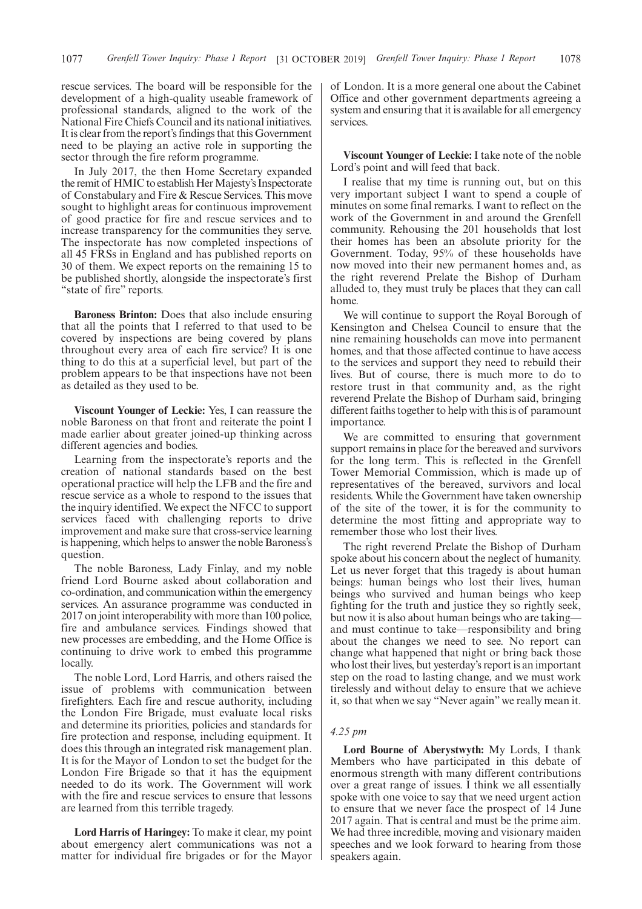rescue services. The board will be responsible for the development of a high-quality useable framework of professional standards, aligned to the work of the National Fire Chiefs Council and its national initiatives. It is clear from the report's findings that this Government need to be playing an active role in supporting the sector through the fire reform programme.

In July 2017, the then Home Secretary expanded the remit of HMIC to establish Her Majesty's Inspectorate of Constabulary and Fire & Rescue Services. This move sought to highlight areas for continuous improvement of good practice for fire and rescue services and to increase transparency for the communities they serve. The inspectorate has now completed inspections of all 45 FRSs in England and has published reports on 30 of them. We expect reports on the remaining 15 to be published shortly, alongside the inspectorate's first "state of fire" reports.

**Baroness Brinton:** Does that also include ensuring that all the points that I referred to that used to be covered by inspections are being covered by plans throughout every area of each fire service? It is one thing to do this at a superficial level, but part of the problem appears to be that inspections have not been as detailed as they used to be.

**Viscount Younger of Leckie:** Yes, I can reassure the noble Baroness on that front and reiterate the point I made earlier about greater joined-up thinking across different agencies and bodies.

Learning from the inspectorate's reports and the creation of national standards based on the best operational practice will help the LFB and the fire and rescue service as a whole to respond to the issues that the inquiry identified. We expect the NFCC to support services faced with challenging reports to drive improvement and make sure that cross-service learning is happening, which helps to answer the noble Baroness's question.

The noble Baroness, Lady Finlay, and my noble friend Lord Bourne asked about collaboration and co-ordination, and communication within the emergency services. An assurance programme was conducted in 2017 on joint interoperability with more than 100 police, fire and ambulance services. Findings showed that new processes are embedding, and the Home Office is continuing to drive work to embed this programme locally.

The noble Lord, Lord Harris, and others raised the issue of problems with communication between firefighters. Each fire and rescue authority, including the London Fire Brigade, must evaluate local risks and determine its priorities, policies and standards for fire protection and response, including equipment. It does this through an integrated risk management plan. It is for the Mayor of London to set the budget for the London Fire Brigade so that it has the equipment needed to do its work. The Government will work with the fire and rescue services to ensure that lessons are learned from this terrible tragedy.

**Lord Harris of Haringey:** To make it clear, my point about emergency alert communications was not a matter for individual fire brigades or for the Mayor of London. It is a more general one about the Cabinet Office and other government departments agreeing a system and ensuring that it is available for all emergency services.

**Viscount Younger of Leckie:** I take note of the noble Lord's point and will feed that back.

I realise that my time is running out, but on this very important subject I want to spend a couple of minutes on some final remarks. I want to reflect on the work of the Government in and around the Grenfell community. Rehousing the 201 households that lost their homes has been an absolute priority for the Government. Today, 95% of these households have now moved into their new permanent homes and, as the right reverend Prelate the Bishop of Durham alluded to, they must truly be places that they can call home.

We will continue to support the Royal Borough of Kensington and Chelsea Council to ensure that the nine remaining households can move into permanent homes, and that those affected continue to have access to the services and support they need to rebuild their lives. But of course, there is much more to do to restore trust in that community and, as the right reverend Prelate the Bishop of Durham said, bringing different faiths together to help with this is of paramount importance.

We are committed to ensuring that government support remains in place for the bereaved and survivors for the long term. This is reflected in the Grenfell Tower Memorial Commission, which is made up of representatives of the bereaved, survivors and local residents. While the Government have taken ownership of the site of the tower, it is for the community to determine the most fitting and appropriate way to remember those who lost their lives.

The right reverend Prelate the Bishop of Durham spoke about his concern about the neglect of humanity. Let us never forget that this tragedy is about human beings: human beings who lost their lives, human beings who survived and human beings who keep fighting for the truth and justice they so rightly seek, but now it is also about human beings who are taking—and must continue to take—responsibility and bring about the changes we need to see. No report can change what happened that night or bring back those who lost their lives, but yesterday's report is an important step on the road to lasting change, and we must work tirelessly and without delay to ensure that we achieve it, so that when we say "Never again" we really mean it.

*4.25 pm*

**Lord Bourne of Aberystwyth:** My Lords, I thank Members who have participated in this debate of enormous strength with many different contributions over a great range of issues. I think we all essentially spoke with one voice to say that we need urgent action to ensure that we never face the prospect of 14 June 2017 again. That is central and must be the prime aim. We had three incredible, moving and visionary maiden speeches and we look forward to hearing from those speakers again.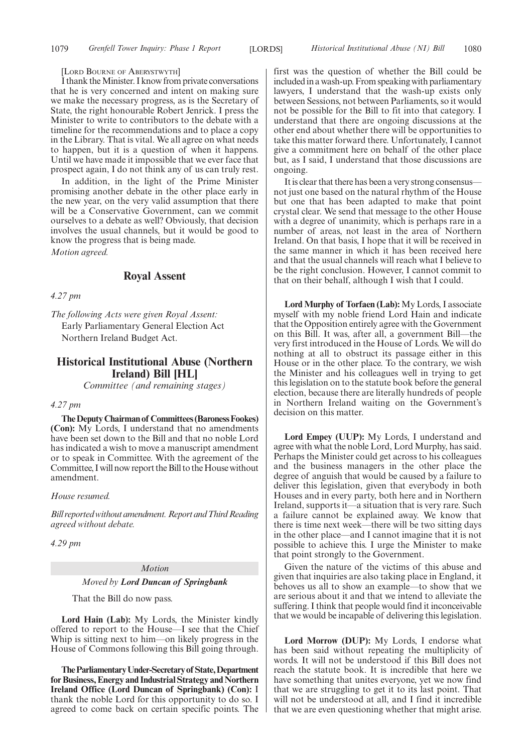[Lord Bourne of Aberystwyth]

I thank the Minister. I know from private conversations that he is very concerned and intent on making sure we make the necessary progress, as is the Secretary of State, the right honourable Robert Jenrick. I press the Minister to write to contributors to the debate with a timeline for the recommendations and to place a copy in the Library. That is vital. We all agree on what needs to happen, but it is a question of when it happens. Until we have made it impossible that we ever face that prospect again, I do not think any of us can truly rest.

In addition, in the light of the Prime Minister promising another debate in the other place early in the new year, on the very valid assumption that there will be a Conservative Government, can we commit ourselves to a debate as well? Obviously, that decision involves the usual channels, but it would be good to know the progress that is being made.

*Motion agreed.*

## Royal Assent

*4.27 pm*

*The following Acts were given Royal Assent:*

Early Parliamentary General Election Act

Northern Ireland Budget Act.

## Historical Institutional Abuse (Northern Ireland) Bill [HL]

*Committee (and remaining stages)*

*4.27 pm*

**The Deputy Chairman of Committees (Baroness Fookes) (Con):** My Lords, I understand that no amendments have been set down to the Bill and that no noble Lord has indicated a wish to move a manuscript amendment or to speak in Committee. With the agreement of the Committee, I will now report the Bill to the House without amendment.

*House resumed.*

*Bill reported without amendment. Report and Third Reading agreed without debate.*

*4.29 pm*

*Motion*

*Moved by* ***Lord Duncan of Springbank***

That the Bill do now pass.

**Lord Hain (Lab):** My Lords, the Minister kindly offered to report to the House—I see that the Chief Whip is sitting next to him—on likely progress in the House of Commons following this Bill going through.

**The Parliamentary Under-Secretary of State, Department for Business, Energy and Industrial Strategy and Northern Ireland Office (Lord Duncan of Springbank) (Con):** I thank the noble Lord for this opportunity to do so. I agreed to come back on certain specific points. The first was the question of whether the Bill could be included in a wash-up. From speaking with parliamentary lawyers, I understand that the wash-up exists only between Sessions, not between Parliaments, so it would not be possible for the Bill to fit into that category. I understand that there are ongoing discussions at the other end about whether there will be opportunities to take this matter forward there. Unfortunately, I cannot give a commitment here on behalf of the other place but, as I said, I understand that those discussions are ongoing.

It is clear that there has been a very strong consensus—not just one based on the natural rhythm of the House but one that has been adapted to make that point crystal clear. We send that message to the other House with a degree of unanimity, which is perhaps rare in a number of areas, not least in the area of Northern Ireland. On that basis, I hope that it will be received in the same manner in which it has been received here and that the usual channels will reach what I believe to be the right conclusion. However, I cannot commit to that on their behalf, although I wish that I could.

**Lord Murphy of Torfaen (Lab):** My Lords, I associate myself with my noble friend Lord Hain and indicate that the Opposition entirely agree with the Government on this Bill. It was, after all, a government Bill—the very first introduced in the House of Lords. We will do nothing at all to obstruct its passage either in this House or in the other place. To the contrary, we wish the Minister and his colleagues well in trying to get this legislation on to the statute book before the general election, because there are literally hundreds of people in Northern Ireland waiting on the Government's decision on this matter.

**Lord Empey (UUP):** My Lords, I understand and agree with what the noble Lord, Lord Murphy, has said. Perhaps the Minister could get across to his colleagues and the business managers in the other place the degree of anguish that would be caused by a failure to deliver this legislation, given that everybody in both Houses and in every party, both here and in Northern Ireland, supports it—a situation that is very rare. Such a failure cannot be explained away. We know that there is time next week—there will be two sitting days in the other place—and I cannot imagine that it is not possible to achieve this. I urge the Minister to make that point strongly to the Government.

Given the nature of the victims of this abuse and given that inquiries are also taking place in England, it behoves us all to show an example—to show that we are serious about it and that we intend to alleviate the suffering. I think that people would find it inconceivable that we would be incapable of delivering this legislation.

**Lord Morrow (DUP):** My Lords, I endorse what has been said without repeating the multiplicity of words. It will not be understood if this Bill does not reach the statute book. It is incredible that here we have something that unites everyone, yet we now find that we are struggling to get it to its last point. That will not be understood at all, and I find it incredible that we are even questioning whether that might arise.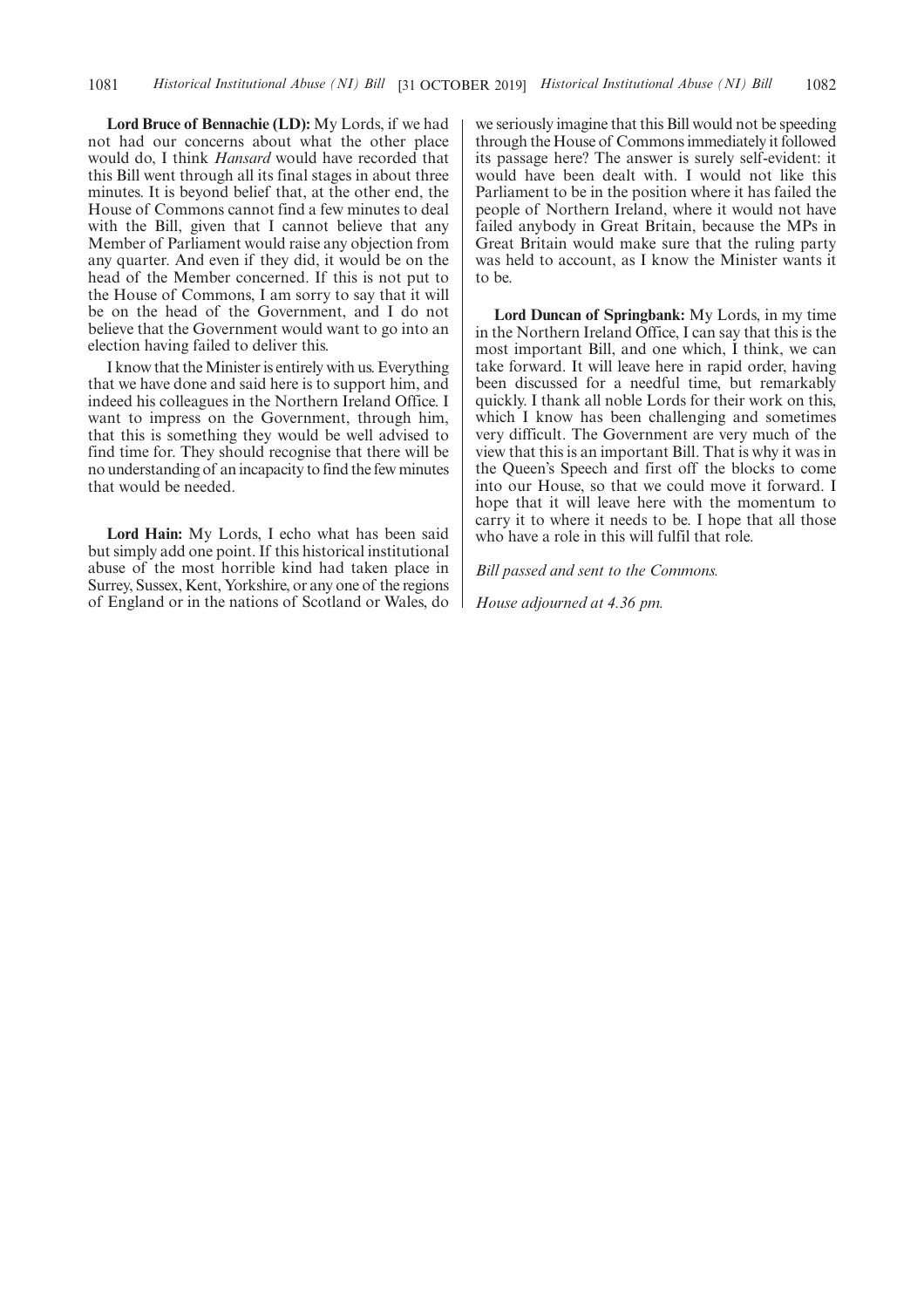**Lord Bruce of Bennachie (LD):** My Lords, if we had not had our concerns about what the other place would do, I think *Hansard* would have recorded that this Bill went through all its final stages in about three minutes. It is beyond belief that, at the other end, the House of Commons cannot find a few minutes to deal with the Bill, given that I cannot believe that any Member of Parliament would raise any objection from any quarter. And even if they did, it would be on the head of the Member concerned. If this is not put to the House of Commons, I am sorry to say that it will be on the head of the Government, and I do not believe that the Government would want to go into an election having failed to deliver this.

I know that the Minister is entirely with us. Everything that we have done and said here is to support him, and indeed his colleagues in the Northern Ireland Office. I want to impress on the Government, through him, that this is something they would be well advised to find time for. They should recognise that there will be no understanding of an incapacity to find the few minutes that would be needed.

**Lord Hain:** My Lords, I echo what has been said but simply add one point. If this historical institutional abuse of the most horrible kind had taken place in Surrey, Sussex, Kent, Yorkshire, or any one of the regions of England or in the nations of Scotland or Wales, do we seriously imagine that this Bill would not be speeding through the House of Commons immediately it followed its passage here? The answer is surely self-evident: it would have been dealt with. I would not like this Parliament to be in the position where it has failed the people of Northern Ireland, where it would not have failed anybody in Great Britain, because the MPs in Great Britain would make sure that the ruling party was held to account, as I know the Minister wants it to be.

**Lord Duncan of Springbank:** My Lords, in my time in the Northern Ireland Office, I can say that this is the most important Bill, and one which, I think, we can take forward. It will leave here in rapid order, having been discussed for a needful time, but remarkably quickly. I thank all noble Lords for their work on this, which I know has been challenging and sometimes very difficult. The Government are very much of the view that this is an important Bill. That is why it was in the Queen's Speech and first off the blocks to come into our House, so that we could move it forward. I hope that it will leave here with the momentum to carry it to where it needs to be. I hope that all those who have a role in this will fulfil that role.

*Bill passed and sent to the Commons.*

*House adjourned at 4.36 pm.*